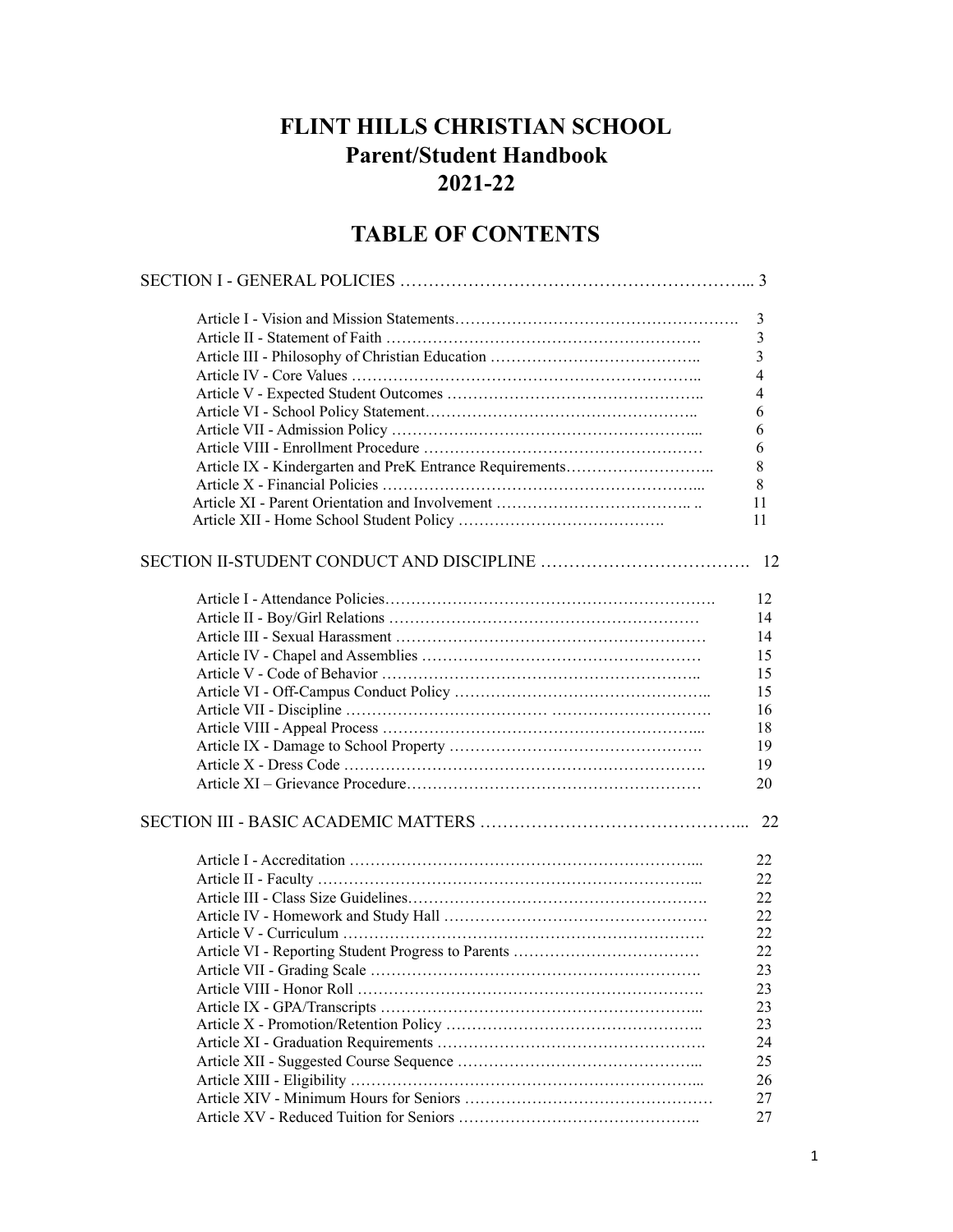# FLINT HILLS CHRISTIAN SCHOOL
# Parent/Student Handbook
# 2021-22

## TABLE OF CONTENTS

| | |
|---|---|
| **SECTION I - GENERAL POLICIES** | **3** |
| Article I - Vision and Mission Statements | 3 |
| Article II - Statement of Faith | 3 |
| Article III - Philosophy of Christian Education | 3 |
| Article IV - Core Values | 4 |
| Article V - Expected Student Outcomes | 4 |
| Article VI - School Policy Statement | 6 |
| Article VII - Admission Policy | 6 |
| Article VIII - Enrollment Procedure | 6 |
| Article IX - Kindergarten and PreK Entrance Requirements | 8 |
| Article X - Financial Policies | 8 |
| Article XI - Parent Orientation and Involvement | 11 |
| Article XII - Home School Student Policy | 11 |
| **SECTION II-STUDENT CONDUCT AND DISCIPLINE** | **12** |
| Article I - Attendance Policies | 12 |
| Article II - Boy/Girl Relations | 14 |
| Article III - Sexual Harassment | 14 |
| Article IV - Chapel and Assemblies | 15 |
| Article V - Code of Behavior | 15 |
| Article VI - Off-Campus Conduct Policy | 15 |
| Article VII - Discipline | 16 |
| Article VIII - Appeal Process | 18 |
| Article IX - Damage to School Property | 19 |
| Article X - Dress Code | 19 |
| Article XI – Grievance Procedure | 20 |
| **SECTION III - BASIC ACADEMIC MATTERS** | **22** |
| Article I - Accreditation | 22 |
| Article II - Faculty | 22 |
| Article III - Class Size Guidelines | 22 |
| Article IV - Homework and Study Hall | 22 |
| Article V - Curriculum | 22 |
| Article VI - Reporting Student Progress to Parents | 22 |
| Article VII - Grading Scale | 23 |
| Article VIII - Honor Roll | 23 |
| Article IX - GPA/Transcripts | 23 |
| Article X - Promotion/Retention Policy | 23 |
| Article XI - Graduation Requirements | 24 |
| Article XII - Suggested Course Sequence | 25 |
| Article XIII - Eligibility | 26 |
| Article XIV - Minimum Hours for Seniors | 27 |
| Article XV - Reduced Tuition for Seniors | 27 |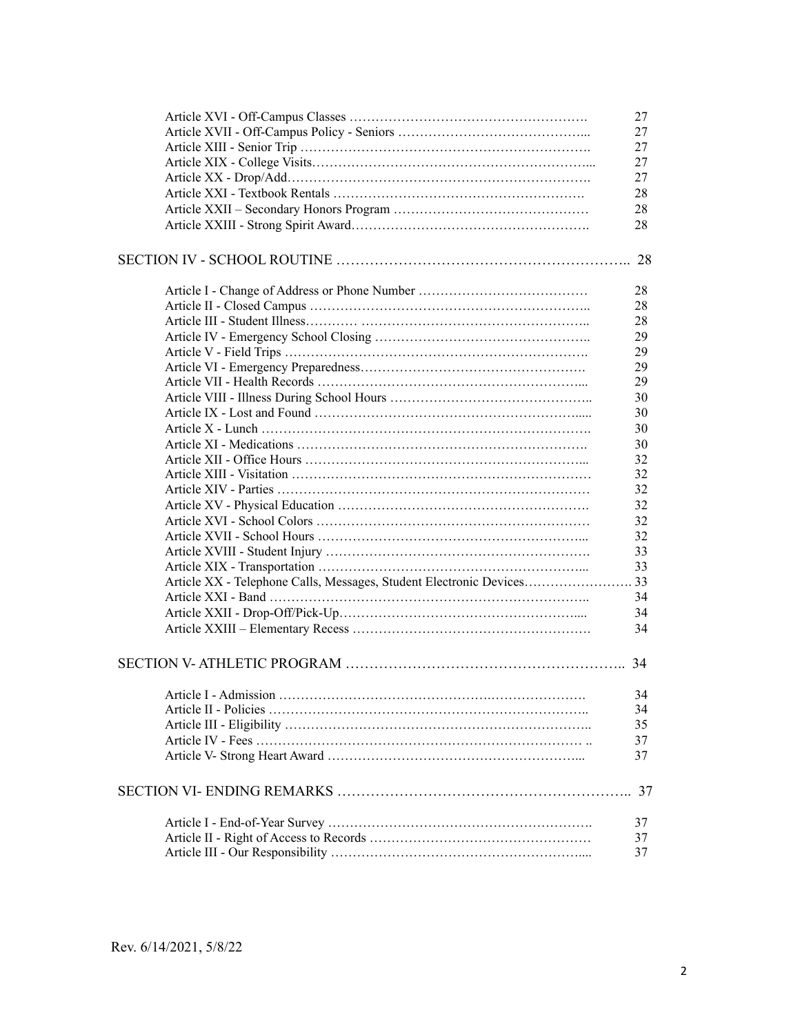| | |
|---|---|
| Article XVI - Off-Campus Classes | 27 |
| Article XVII - Off-Campus Policy - Seniors | 27 |
| Article XIII - Senior Trip | 27 |
| Article XIX - College Visits | 27 |
| Article XX - Drop/Add | 27 |
| Article XXI - Textbook Rentals | 28 |
| Article XXII – Secondary Honors Program | 28 |
| Article XXIII - Strong Spirit Award | 28 |

SECTION IV - SCHOOL ROUTINE .................................................. 28

| | |
|---|---|
| Article I - Change of Address or Phone Number | 28 |
| Article II - Closed Campus | 28 |
| Article III - Student Illness | 28 |
| Article IV - Emergency School Closing | 29 |
| Article V - Field Trips | 29 |
| Article VI - Emergency Preparedness | 29 |
| Article VII - Health Records | 29 |
| Article VIII - Illness During School Hours | 30 |
| Article IX - Lost and Found | 30 |
| Article X - Lunch | 30 |
| Article XI - Medications | 30 |
| Article XII - Office Hours | 32 |
| Article XIII - Visitation | 32 |
| Article XIV - Parties | 32 |
| Article XV - Physical Education | 32 |
| Article XVI - School Colors | 32 |
| Article XVII - School Hours | 32 |
| Article XVIII - Student Injury | 33 |
| Article XIX - Transportation | 33 |
| Article XX - Telephone Calls, Messages, Student Electronic Devices | 33 |
| Article XXI - Band | 34 |
| Article XXII - Drop-Off/Pick-Up | 34 |
| Article XXIII – Elementary Recess | 34 |

SECTION V- ATHLETIC PROGRAM .................................................. 34

| | |
|---|---|
| Article I - Admission | 34 |
| Article II - Policies | 34 |
| Article III - Eligibility | 35 |
| Article IV - Fees | 37 |
| Article V- Strong Heart Award | 37 |

SECTION VI- ENDING REMARKS .................................................. 37

| | |
|---|---|
| Article I - End-of-Year Survey | 37 |
| Article II - Right of Access to Records | 37 |
| Article III - Our Responsibility | 37 |

Rev. 6/14/2021, 5/8/22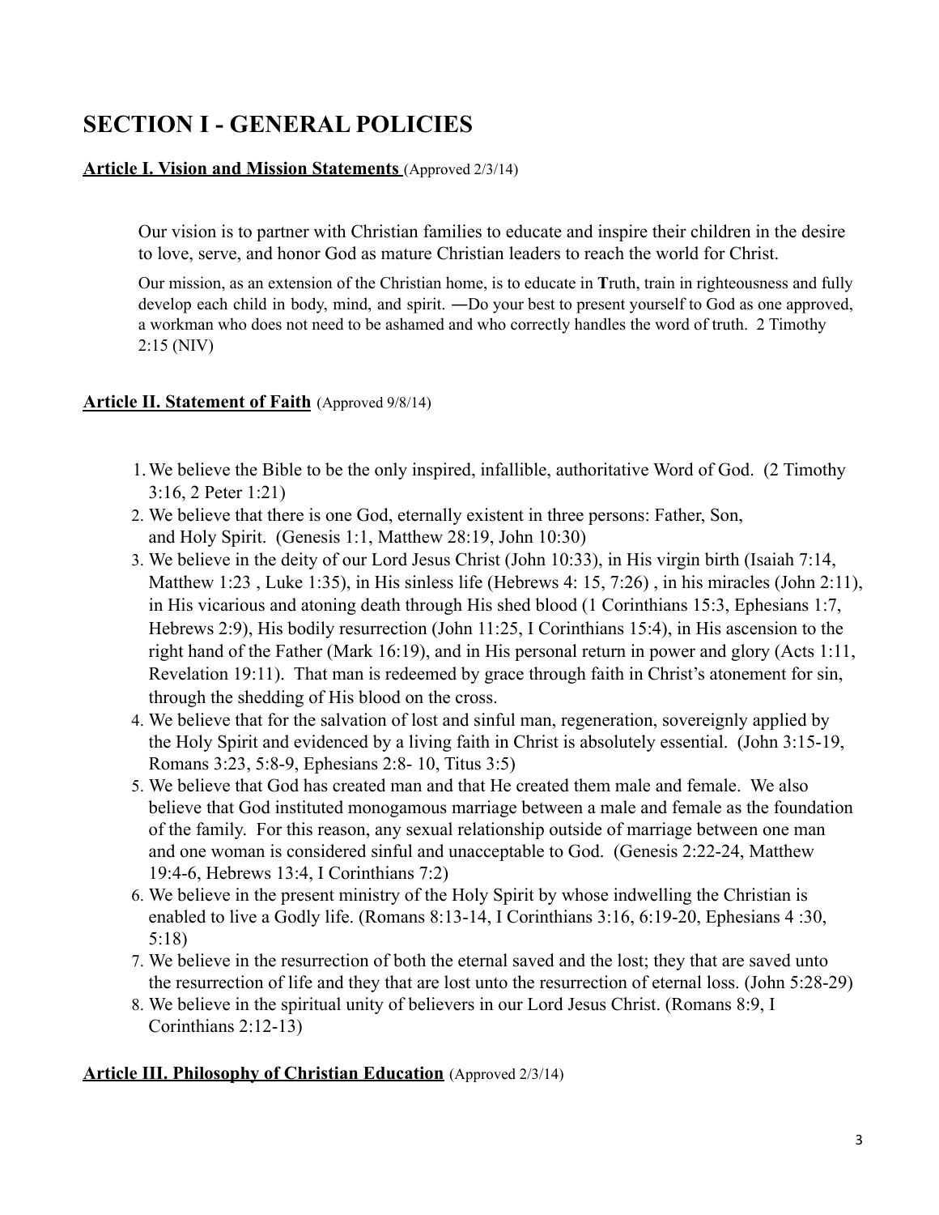# SECTION I - GENERAL POLICIES

**Article I. Vision and Mission Statements** (Approved 2/3/14)

Our vision is to partner with Christian families to educate and inspire their children in the desire to love, serve, and honor God as mature Christian leaders to reach the world for Christ.

Our mission, as an extension of the Christian home, is to educate in **T**ruth, train in righteousness and fully develop each child in body, mind, and spirit. ―Do your best to present yourself to God as one approved, a workman who does not need to be ashamed and who correctly handles the word of truth. 2 Timothy 2:15 (NIV)

**Article II. Statement of Faith** (Approved 9/8/14)

1. We believe the Bible to be the only inspired, infallible, authoritative Word of God. (2 Timothy 3:16, 2 Peter 1:21)
2. We believe that there is one God, eternally existent in three persons: Father, Son, and Holy Spirit. (Genesis 1:1, Matthew 28:19, John 10:30)
3. We believe in the deity of our Lord Jesus Christ (John 10:33), in His virgin birth (Isaiah 7:14, Matthew 1:23 , Luke 1:35), in His sinless life (Hebrews 4: 15, 7:26) , in his miracles (John 2:11), in His vicarious and atoning death through His shed blood (1 Corinthians 15:3, Ephesians 1:7, Hebrews 2:9), His bodily resurrection (John 11:25, I Corinthians 15:4), in His ascension to the right hand of the Father (Mark 16:19), and in His personal return in power and glory (Acts 1:11, Revelation 19:11). That man is redeemed by grace through faith in Christ's atonement for sin, through the shedding of His blood on the cross.
4. We believe that for the salvation of lost and sinful man, regeneration, sovereignly applied by the Holy Spirit and evidenced by a living faith in Christ is absolutely essential. (John 3:15-19, Romans 3:23, 5:8-9, Ephesians 2:8- 10, Titus 3:5)
5. We believe that God has created man and that He created them male and female. We also believe that God instituted monogamous marriage between a male and female as the foundation of the family. For this reason, any sexual relationship outside of marriage between one man and one woman is considered sinful and unacceptable to God. (Genesis 2:22-24, Matthew 19:4-6, Hebrews 13:4, I Corinthians 7:2)
6. We believe in the present ministry of the Holy Spirit by whose indwelling the Christian is enabled to live a Godly life. (Romans 8:13-14, I Corinthians 3:16, 6:19-20, Ephesians 4 :30, 5:18)
7. We believe in the resurrection of both the eternal saved and the lost; they that are saved unto the resurrection of life and they that are lost unto the resurrection of eternal loss. (John 5:28-29)
8. We believe in the spiritual unity of believers in our Lord Jesus Christ. (Romans 8:9, I Corinthians 2:12-13)

**Article III. Philosophy of Christian Education** (Approved 2/3/14)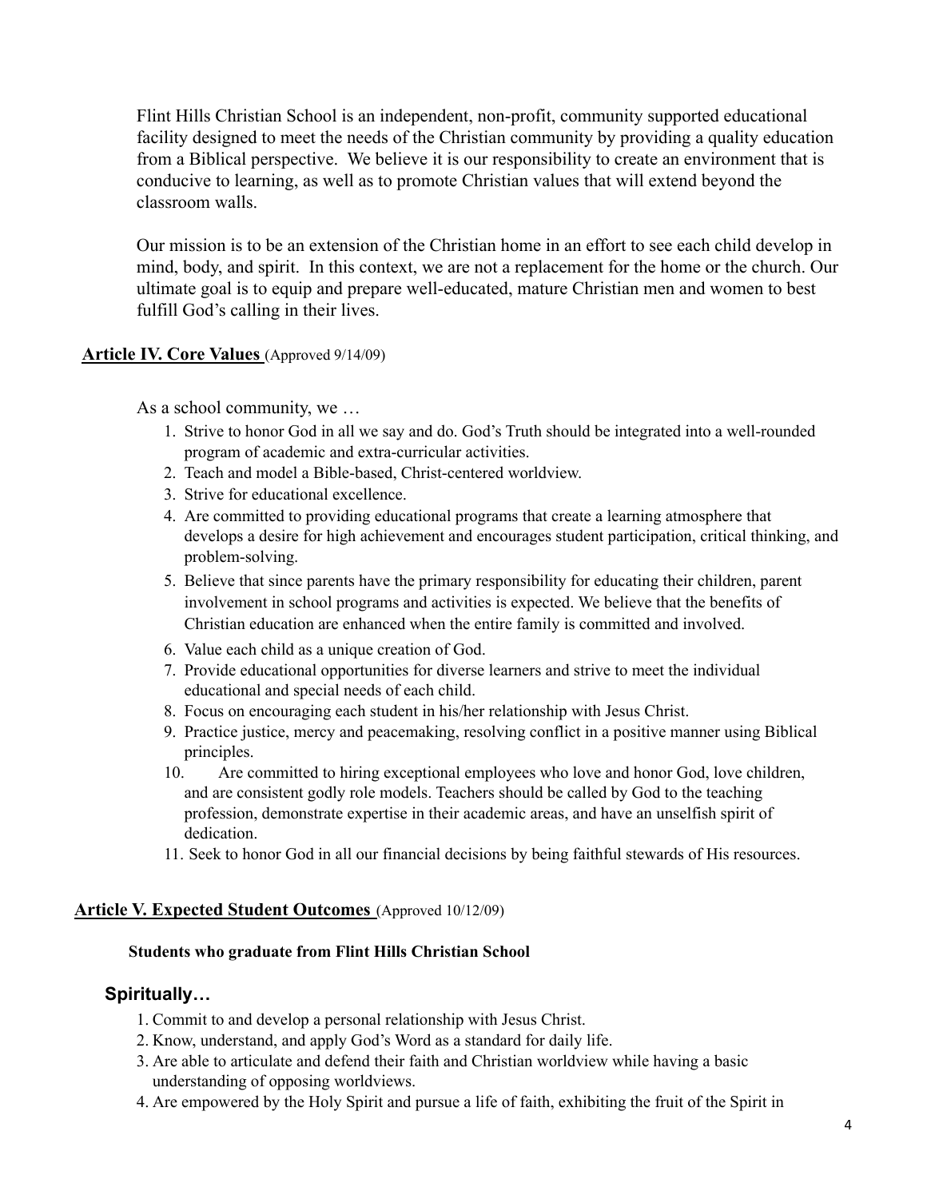Flint Hills Christian School is an independent, non-profit, community supported educational facility designed to meet the needs of the Christian community by providing a quality education from a Biblical perspective. We believe it is our responsibility to create an environment that is conducive to learning, as well as to promote Christian values that will extend beyond the classroom walls.

Our mission is to be an extension of the Christian home in an effort to see each child develop in mind, body, and spirit. In this context, we are not a replacement for the home or the church. Our ultimate goal is to equip and prepare well-educated, mature Christian men and women to best fulfill God's calling in their lives.

## **Article IV. Core Values** (Approved 9/14/09)

As a school community, we …

1. Strive to honor God in all we say and do. God's Truth should be integrated into a well-rounded program of academic and extra-curricular activities.
2. Teach and model a Bible-based, Christ-centered worldview.
3. Strive for educational excellence.
4. Are committed to providing educational programs that create a learning atmosphere that develops a desire for high achievement and encourages student participation, critical thinking, and problem-solving.
5. Believe that since parents have the primary responsibility for educating their children, parent involvement in school programs and activities is expected. We believe that the benefits of Christian education are enhanced when the entire family is committed and involved.
6. Value each child as a unique creation of God.
7. Provide educational opportunities for diverse learners and strive to meet the individual educational and special needs of each child.
8. Focus on encouraging each student in his/her relationship with Jesus Christ.
9. Practice justice, mercy and peacemaking, resolving conflict in a positive manner using Biblical principles.
10. Are committed to hiring exceptional employees who love and honor God, love children, and are consistent godly role models. Teachers should be called by God to the teaching profession, demonstrate expertise in their academic areas, and have an unselfish spirit of dedication.
11. Seek to honor God in all our financial decisions by being faithful stewards of His resources.

## **Article V. Expected Student Outcomes** (Approved 10/12/09)

**Students who graduate from Flint Hills Christian School**

### **Spiritually…**

1. Commit to and develop a personal relationship with Jesus Christ.
2. Know, understand, and apply God's Word as a standard for daily life.
3. Are able to articulate and defend their faith and Christian worldview while having a basic understanding of opposing worldviews.
4. Are empowered by the Holy Spirit and pursue a life of faith, exhibiting the fruit of the Spirit in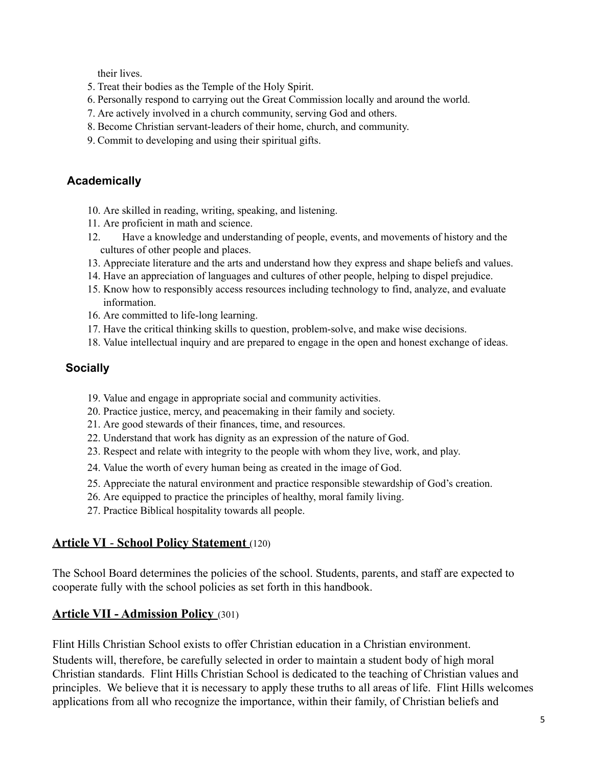their lives.

5. Treat their bodies as the Temple of the Holy Spirit.
6. Personally respond to carrying out the Great Commission locally and around the world.
7. Are actively involved in a church community, serving God and others.
8. Become Christian servant-leaders of their home, church, and community.
9. Commit to developing and using their spiritual gifts.

### Academically

10. Are skilled in reading, writing, speaking, and listening.
11. Are proficient in math and science.
12. Have a knowledge and understanding of people, events, and movements of history and the cultures of other people and places.
13. Appreciate literature and the arts and understand how they express and shape beliefs and values.
14. Have an appreciation of languages and cultures of other people, helping to dispel prejudice.
15. Know how to responsibly access resources including technology to find, analyze, and evaluate information.
16. Are committed to life-long learning.
17. Have the critical thinking skills to question, problem-solve, and make wise decisions.
18. Value intellectual inquiry and are prepared to engage in the open and honest exchange of ideas.

### Socially

19. Value and engage in appropriate social and community activities.
20. Practice justice, mercy, and peacemaking in their family and society.
21. Are good stewards of their finances, time, and resources.
22. Understand that work has dignity as an expression of the nature of God.
23. Respect and relate with integrity to the people with whom they live, work, and play.
24. Value the worth of every human being as created in the image of God.
25. Appreciate the natural environment and practice responsible stewardship of God's creation.
26. Are equipped to practice the principles of healthy, moral family living.
27. Practice Biblical hospitality towards all people.

## Article VI - School Policy Statement (120)

The School Board determines the policies of the school. Students, parents, and staff are expected to cooperate fully with the school policies as set forth in this handbook.

## Article VII - Admission Policy (301)

Flint Hills Christian School exists to offer Christian education in a Christian environment. Students will, therefore, be carefully selected in order to maintain a student body of high moral Christian standards. Flint Hills Christian School is dedicated to the teaching of Christian values and principles. We believe that it is necessary to apply these truths to all areas of life. Flint Hills welcomes applications from all who recognize the importance, within their family, of Christian beliefs and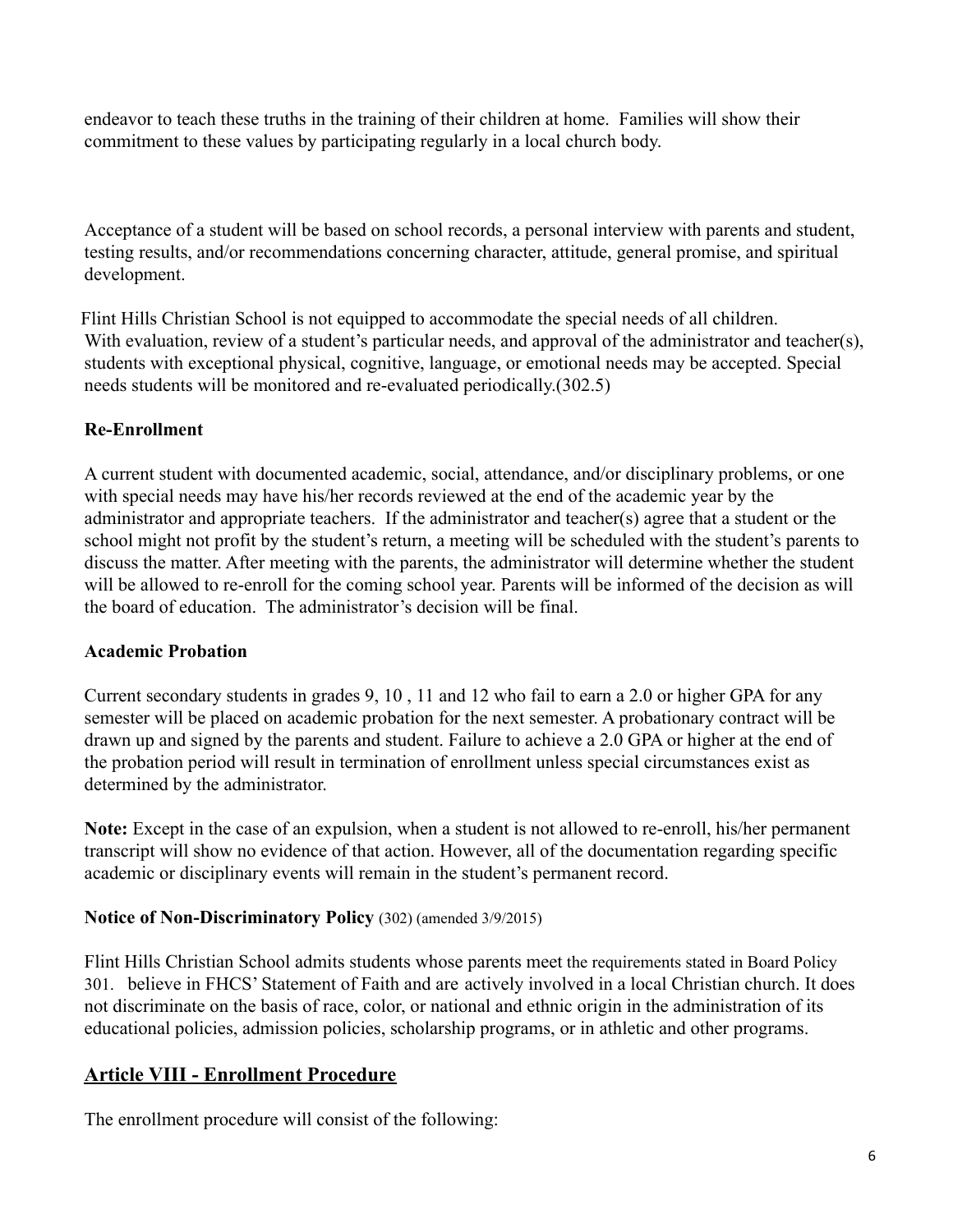endeavor to teach these truths in the training of their children at home. Families will show their commitment to these values by participating regularly in a local church body.

Acceptance of a student will be based on school records, a personal interview with parents and student, testing results, and/or recommendations concerning character, attitude, general promise, and spiritual development.

Flint Hills Christian School is not equipped to accommodate the special needs of all children. With evaluation, review of a student's particular needs, and approval of the administrator and teacher(s), students with exceptional physical, cognitive, language, or emotional needs may be accepted. Special needs students will be monitored and re-evaluated periodically.(302.5)

**Re-Enrollment**

A current student with documented academic, social, attendance, and/or disciplinary problems, or one with special needs may have his/her records reviewed at the end of the academic year by the administrator and appropriate teachers. If the administrator and teacher(s) agree that a student or the school might not profit by the student's return, a meeting will be scheduled with the student's parents to discuss the matter. After meeting with the parents, the administrator will determine whether the student will be allowed to re-enroll for the coming school year. Parents will be informed of the decision as will the board of education. The administrator's decision will be final.

**Academic Probation**

Current secondary students in grades 9, 10 , 11 and 12 who fail to earn a 2.0 or higher GPA for any semester will be placed on academic probation for the next semester. A probationary contract will be drawn up and signed by the parents and student. Failure to achieve a 2.0 GPA or higher at the end of the probation period will result in termination of enrollment unless special circumstances exist as determined by the administrator.

**Note:** Except in the case of an expulsion, when a student is not allowed to re-enroll, his/her permanent transcript will show no evidence of that action. However, all of the documentation regarding specific academic or disciplinary events will remain in the student's permanent record.

**Notice of Non-Discriminatory Policy** (302) (amended 3/9/2015)

Flint Hills Christian School admits students whose parents meet the requirements stated in Board Policy 301. believe in FHCS' Statement of Faith and are actively involved in a local Christian church. It does not discriminate on the basis of race, color, or national and ethnic origin in the administration of its educational policies, admission policies, scholarship programs, or in athletic and other programs.

## Article VIII - Enrollment Procedure

The enrollment procedure will consist of the following: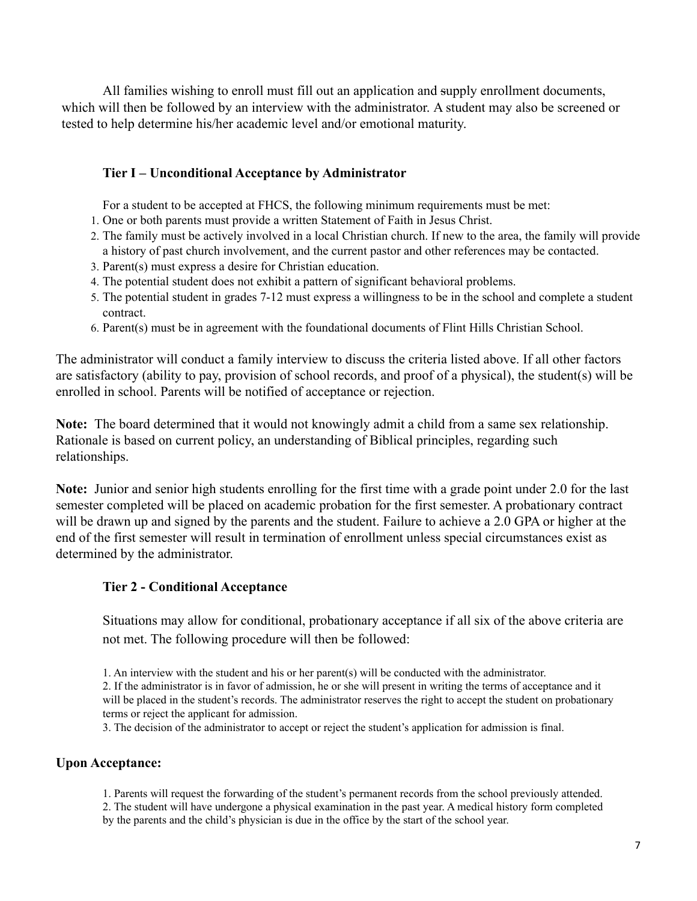All families wishing to enroll must fill out an application and supply enrollment documents, which will then be followed by an interview with the administrator. A student may also be screened or tested to help determine his/her academic level and/or emotional maturity.

### Tier I – Unconditional Acceptance by Administrator

For a student to be accepted at FHCS, the following minimum requirements must be met:

1. One or both parents must provide a written Statement of Faith in Jesus Christ.
2. The family must be actively involved in a local Christian church. If new to the area, the family will provide a history of past church involvement, and the current pastor and other references may be contacted.
3. Parent(s) must express a desire for Christian education.
4. The potential student does not exhibit a pattern of significant behavioral problems.
5. The potential student in grades 7-12 must express a willingness to be in the school and complete a student contract.
6. Parent(s) must be in agreement with the foundational documents of Flint Hills Christian School.

The administrator will conduct a family interview to discuss the criteria listed above. If all other factors are satisfactory (ability to pay, provision of school records, and proof of a physical), the student(s) will be enrolled in school. Parents will be notified of acceptance or rejection.

**Note:** The board determined that it would not knowingly admit a child from a same sex relationship. Rationale is based on current policy, an understanding of Biblical principles, regarding such relationships.

**Note:** Junior and senior high students enrolling for the first time with a grade point under 2.0 for the last semester completed will be placed on academic probation for the first semester. A probationary contract will be drawn up and signed by the parents and the student. Failure to achieve a 2.0 GPA or higher at the end of the first semester will result in termination of enrollment unless special circumstances exist as determined by the administrator.

### Tier 2 - Conditional Acceptance

Situations may allow for conditional, probationary acceptance if all six of the above criteria are not met. The following procedure will then be followed:

1. An interview with the student and his or her parent(s) will be conducted with the administrator.
2. If the administrator is in favor of admission, he or she will present in writing the terms of acceptance and it will be placed in the student's records. The administrator reserves the right to accept the student on probationary terms or reject the applicant for admission.
3. The decision of the administrator to accept or reject the student's application for admission is final.

**Upon Acceptance:**

1. Parents will request the forwarding of the student's permanent records from the school previously attended.
2. The student will have undergone a physical examination in the past year. A medical history form completed by the parents and the child's physician is due in the office by the start of the school year.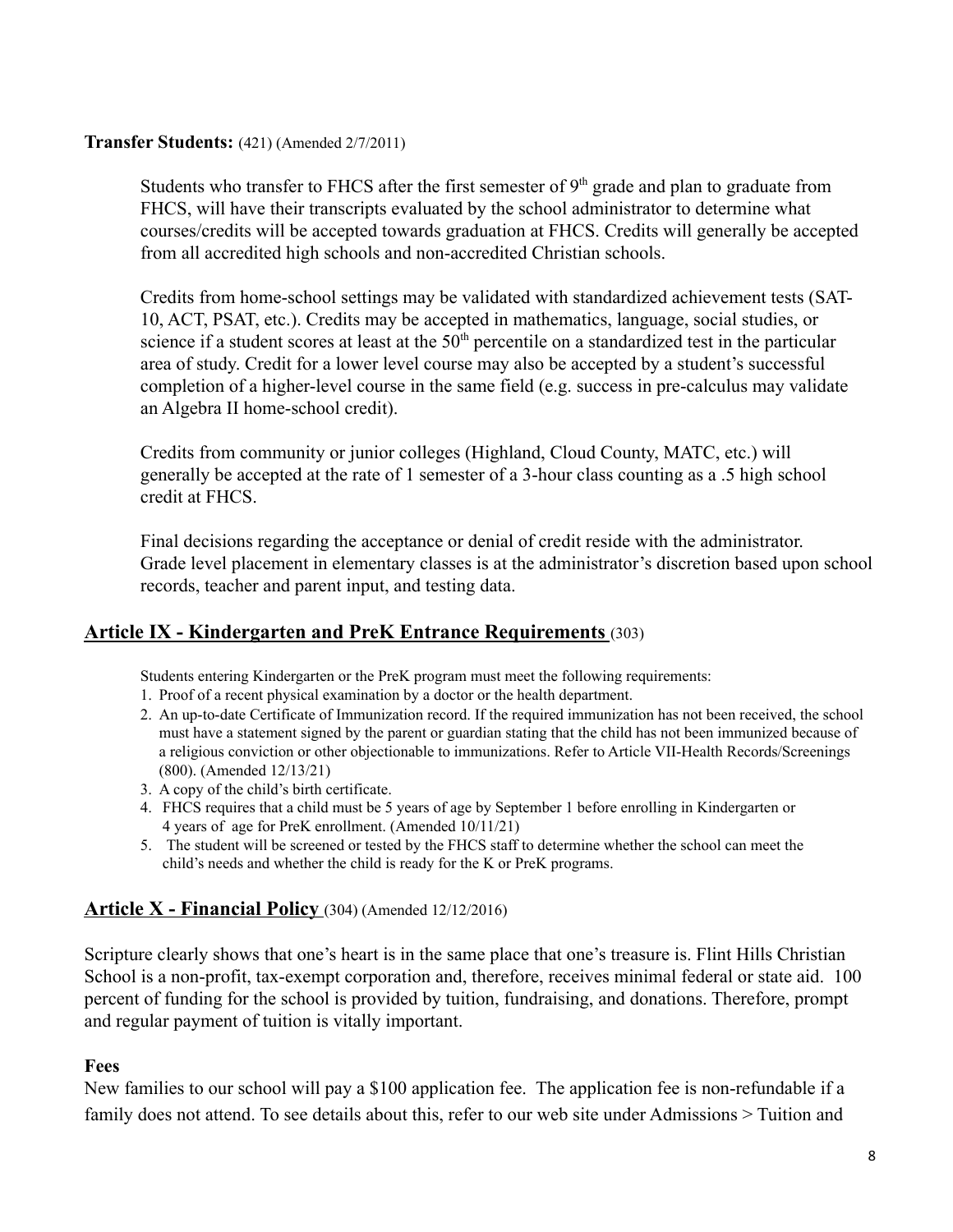**Transfer Students:** (421) (Amended 2/7/2011)

Students who transfer to FHCS after the first semester of 9th grade and plan to graduate from FHCS, will have their transcripts evaluated by the school administrator to determine what courses/credits will be accepted towards graduation at FHCS. Credits will generally be accepted from all accredited high schools and non-accredited Christian schools.

Credits from home-school settings may be validated with standardized achievement tests (SAT-10, ACT, PSAT, etc.). Credits may be accepted in mathematics, language, social studies, or science if a student scores at least at the 50th percentile on a standardized test in the particular area of study. Credit for a lower level course may also be accepted by a student's successful completion of a higher-level course in the same field (e.g. success in pre-calculus may validate an Algebra II home-school credit).

Credits from community or junior colleges (Highland, Cloud County, MATC, etc.) will generally be accepted at the rate of 1 semester of a 3-hour class counting as a .5 high school credit at FHCS.

Final decisions regarding the acceptance or denial of credit reside with the administrator. Grade level placement in elementary classes is at the administrator's discretion based upon school records, teacher and parent input, and testing data.

## Article IX - Kindergarten and PreK Entrance Requirements (303)

Students entering Kindergarten or the PreK program must meet the following requirements:

1. Proof of a recent physical examination by a doctor or the health department.
2. An up-to-date Certificate of Immunization record. If the required immunization has not been received, the school must have a statement signed by the parent or guardian stating that the child has not been immunized because of a religious conviction or other objectionable to immunizations. Refer to Article VII-Health Records/Screenings (800). (Amended 12/13/21)
3. A copy of the child's birth certificate.
4. FHCS requires that a child must be 5 years of age by September 1 before enrolling in Kindergarten or 4 years of age for PreK enrollment. (Amended 10/11/21)
5. The student will be screened or tested by the FHCS staff to determine whether the school can meet the child's needs and whether the child is ready for the K or PreK programs.

## Article X - Financial Policy (304) (Amended 12/12/2016)

Scripture clearly shows that one's heart is in the same place that one's treasure is. Flint Hills Christian School is a non-profit, tax-exempt corporation and, therefore, receives minimal federal or state aid. 100 percent of funding for the school is provided by tuition, fundraising, and donations. Therefore, prompt and regular payment of tuition is vitally important.

**Fees**

New families to our school will pay a $100 application fee. The application fee is non-refundable if a family does not attend. To see details about this, refer to our web site under Admissions > Tuition and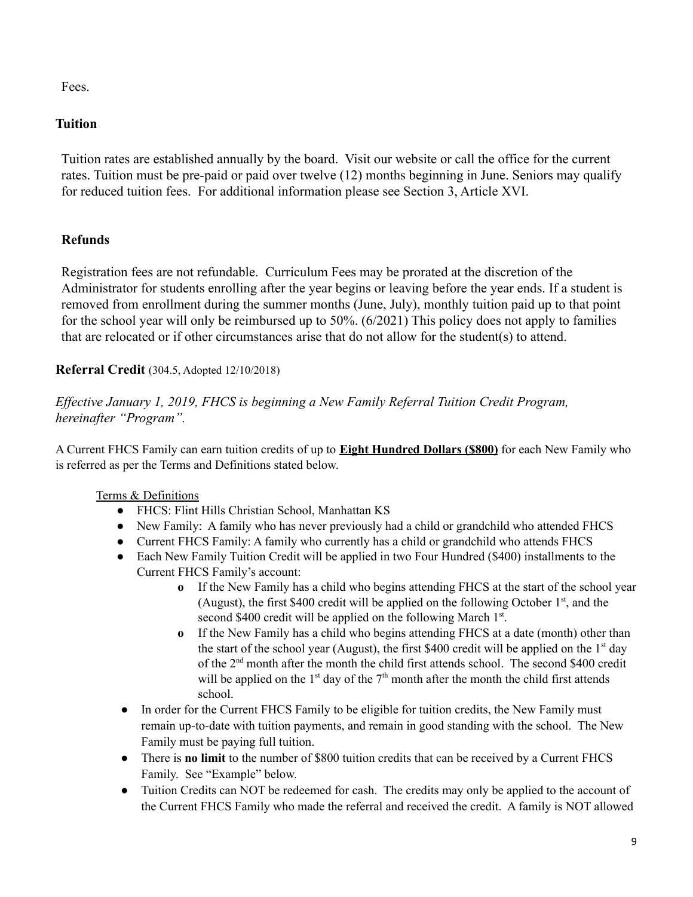Fees.

## Tuition

Tuition rates are established annually by the board. Visit our website or call the office for the current rates. Tuition must be pre-paid or paid over twelve (12) months beginning in June. Seniors may qualify for reduced tuition fees. For additional information please see Section 3, Article XVI.

## Refunds

Registration fees are not refundable. Curriculum Fees may be prorated at the discretion of the Administrator for students enrolling after the year begins or leaving before the year ends. If a student is removed from enrollment during the summer months (June, July), monthly tuition paid up to that point for the school year will only be reimbursed up to 50%. (6/2021) This policy does not apply to families that are relocated or if other circumstances arise that do not allow for the student(s) to attend.

## Referral Credit (304.5, Adopted 12/10/2018)

*Effective January 1, 2019, FHCS is beginning a New Family Referral Tuition Credit Program, hereinafter "Program".*

A Current FHCS Family can earn tuition credits of up to **Eight Hundred Dollars ($800)** for each New Family who is referred as per the Terms and Definitions stated below.

Terms & Definitions

- FHCS: Flint Hills Christian School, Manhattan KS
- New Family: A family who has never previously had a child or grandchild who attended FHCS
- Current FHCS Family: A family who currently has a child or grandchild who attends FHCS
- Each New Family Tuition Credit will be applied in two Four Hundred ($400) installments to the Current FHCS Family's account:
  - If the New Family has a child who begins attending FHCS at the start of the school year (August), the first $400 credit will be applied on the following October 1st, and the second $400 credit will be applied on the following March 1st.
  - If the New Family has a child who begins attending FHCS at a date (month) other than the start of the school year (August), the first $400 credit will be applied on the 1st day of the 2nd month after the month the child first attends school. The second $400 credit will be applied on the 1st day of the 7th month after the month the child first attends school.
- In order for the Current FHCS Family to be eligible for tuition credits, the New Family must remain up-to-date with tuition payments, and remain in good standing with the school. The New Family must be paying full tuition.
- There is **no limit** to the number of $800 tuition credits that can be received by a Current FHCS Family. See "Example" below.
- Tuition Credits can NOT be redeemed for cash. The credits may only be applied to the account of the Current FHCS Family who made the referral and received the credit. A family is NOT allowed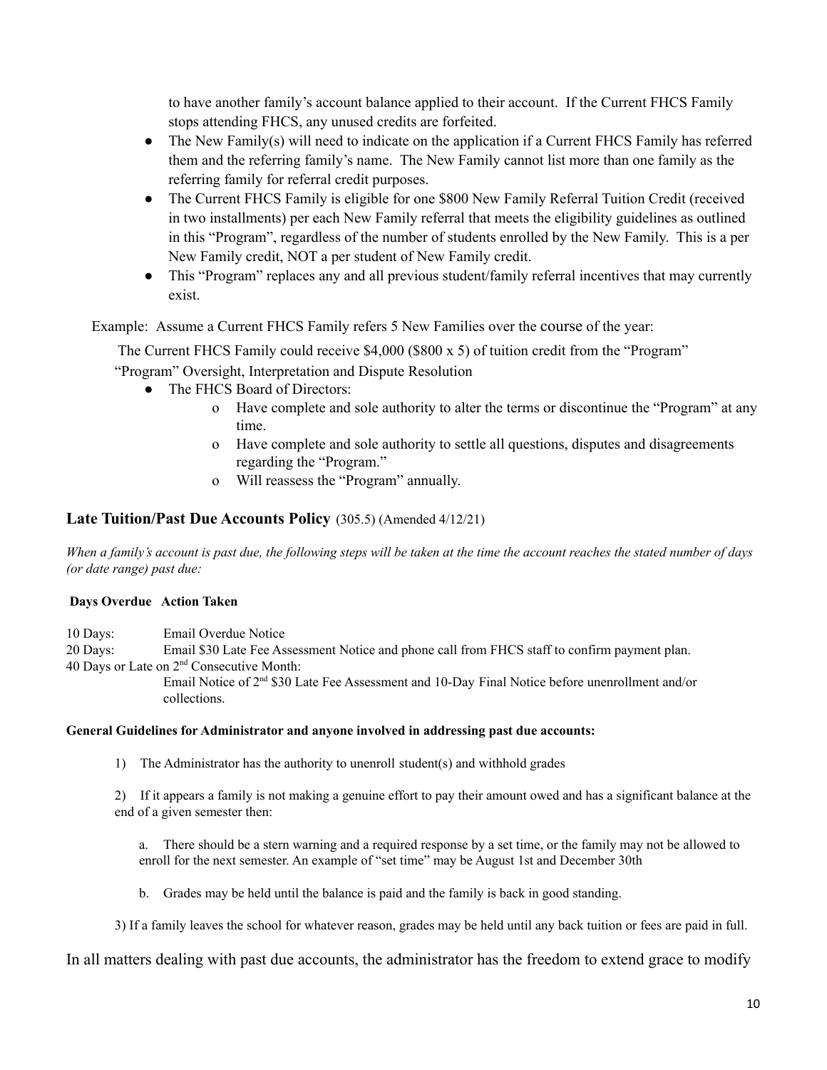to have another family's account balance applied to their account. If the Current FHCS Family stops attending FHCS, any unused credits are forfeited.

- The New Family(s) will need to indicate on the application if a Current FHCS Family has referred them and the referring family's name. The New Family cannot list more than one family as the referring family for referral credit purposes.
- The Current FHCS Family is eligible for one $800 New Family Referral Tuition Credit (received in two installments) per each New Family referral that meets the eligibility guidelines as outlined in this "Program", regardless of the number of students enrolled by the New Family. This is a per New Family credit, NOT a per student of New Family credit.
- This "Program" replaces any and all previous student/family referral incentives that may currently exist.

Example: Assume a Current FHCS Family refers 5 New Families over the course of the year:

The Current FHCS Family could receive $4,000 ($800 x 5) of tuition credit from the "Program"

"Program" Oversight, Interpretation and Dispute Resolution

- The FHCS Board of Directors:
  - Have complete and sole authority to alter the terms or discontinue the "Program" at any time.
  - Have complete and sole authority to settle all questions, disputes and disagreements regarding the "Program."
  - Will reassess the "Program" annually.

## Late Tuition/Past Due Accounts Policy (305.5) (Amended 4/12/21)

*When a family's account is past due, the following steps will be taken at the time the account reaches the stated number of days (or date range) past due:*

| Days Overdue | Action Taken |
|---|---|
| 10 Days: | Email Overdue Notice |
| 20 Days: | Email $30 Late Fee Assessment Notice and phone call from FHCS staff to confirm payment plan. |
| 40 Days or Late on 2nd Consecutive Month: | Email Notice of 2nd $30 Late Fee Assessment and 10-Day Final Notice before unenrollment and/or collections. |

**General Guidelines for Administrator and anyone involved in addressing past due accounts:**

1) The Administrator has the authority to unenroll student(s) and withhold grades

2) If it appears a family is not making a genuine effort to pay their amount owed and has a significant balance at the end of a given semester then:

   a. There should be a stern warning and a required response by a set time, or the family may not be allowed to enroll for the next semester. An example of "set time" may be August 1st and December 30th

   b. Grades may be held until the balance is paid and the family is back in good standing.

3) If a family leaves the school for whatever reason, grades may be held until any back tuition or fees are paid in full.

In all matters dealing with past due accounts, the administrator has the freedom to extend grace to modify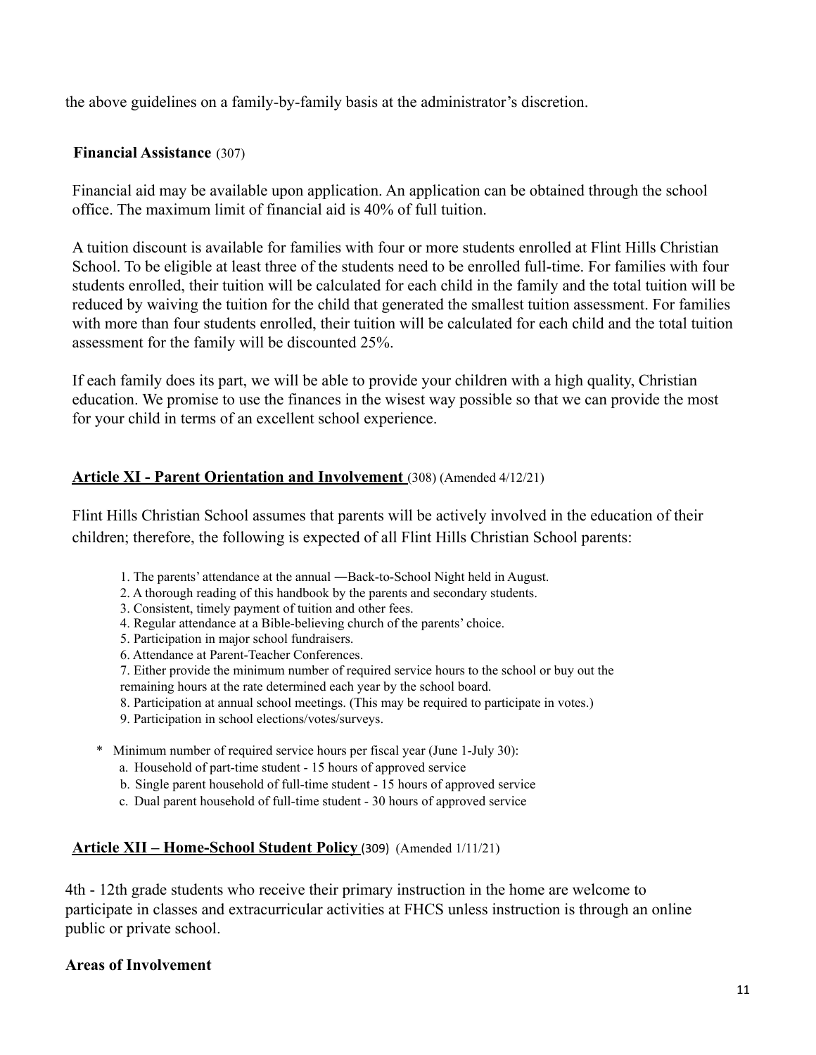the above guidelines on a family-by-family basis at the administrator's discretion.

**Financial Assistance** (307)

Financial aid may be available upon application. An application can be obtained through the school office. The maximum limit of financial aid is 40% of full tuition.

A tuition discount is available for families with four or more students enrolled at Flint Hills Christian School. To be eligible at least three of the students need to be enrolled full-time. For families with four students enrolled, their tuition will be calculated for each child in the family and the total tuition will be reduced by waiving the tuition for the child that generated the smallest tuition assessment. For families with more than four students enrolled, their tuition will be calculated for each child and the total tuition assessment for the family will be discounted 25%.

If each family does its part, we will be able to provide your children with a high quality, Christian education. We promise to use the finances in the wisest way possible so that we can provide the most for your child in terms of an excellent school experience.

## **Article XI - Parent Orientation and Involvement** (308) (Amended 4/12/21)

Flint Hills Christian School assumes that parents will be actively involved in the education of their children; therefore, the following is expected of all Flint Hills Christian School parents:

1. The parents' attendance at the annual ―Back-to-School Night held in August.
2. A thorough reading of this handbook by the parents and secondary students.
3. Consistent, timely payment of tuition and other fees.
4. Regular attendance at a Bible-believing church of the parents' choice.
5. Participation in major school fundraisers.
6. Attendance at Parent-Teacher Conferences.
7. Either provide the minimum number of required service hours to the school or buy out the remaining hours at the rate determined each year by the school board.
8. Participation at annual school meetings. (This may be required to participate in votes.)
9. Participation in school elections/votes/surveys.

\* Minimum number of required service hours per fiscal year (June 1-July 30):
   a. Household of part-time student - 15 hours of approved service
   b. Single parent household of full-time student - 15 hours of approved service
   c. Dual parent household of full-time student - 30 hours of approved service

## **Article XII – Home-School Student Policy** (309) (Amended 1/11/21)

4th - 12th grade students who receive their primary instruction in the home are welcome to participate in classes and extracurricular activities at FHCS unless instruction is through an online public or private school.

**Areas of Involvement**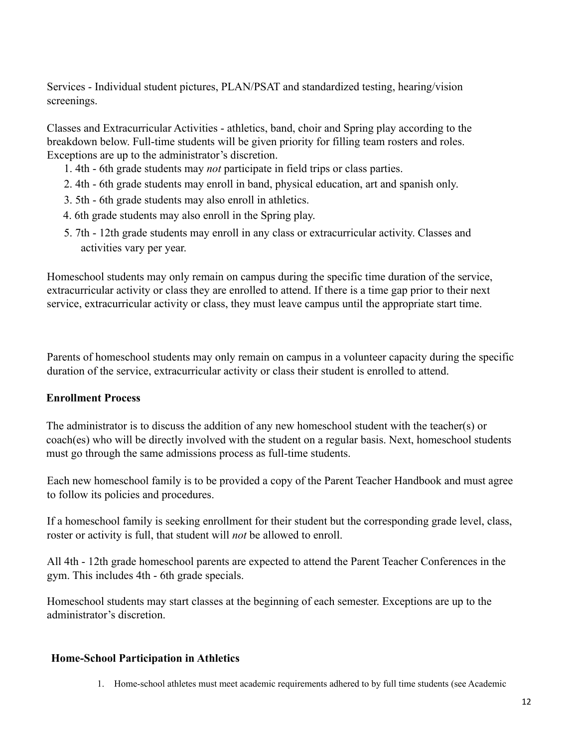Services - Individual student pictures, PLAN/PSAT and standardized testing, hearing/vision screenings.

Classes and Extracurricular Activities - athletics, band, choir and Spring play according to the breakdown below. Full-time students will be given priority for filling team rosters and roles. Exceptions are up to the administrator's discretion.

1. 4th - 6th grade students may *not* participate in field trips or class parties.
2. 4th - 6th grade students may enroll in band, physical education, art and spanish only.
3. 5th - 6th grade students may also enroll in athletics.
4. 6th grade students may also enroll in the Spring play.
5. 7th - 12th grade students may enroll in any class or extracurricular activity. Classes and activities vary per year.

Homeschool students may only remain on campus during the specific time duration of the service, extracurricular activity or class they are enrolled to attend. If there is a time gap prior to their next service, extracurricular activity or class, they must leave campus until the appropriate start time.

Parents of homeschool students may only remain on campus in a volunteer capacity during the specific duration of the service, extracurricular activity or class their student is enrolled to attend.

**Enrollment Process**

The administrator is to discuss the addition of any new homeschool student with the teacher(s) or coach(es) who will be directly involved with the student on a regular basis. Next, homeschool students must go through the same admissions process as full-time students.

Each new homeschool family is to be provided a copy of the Parent Teacher Handbook and must agree to follow its policies and procedures.

If a homeschool family is seeking enrollment for their student but the corresponding grade level, class, roster or activity is full, that student will *not* be allowed to enroll.

All 4th - 12th grade homeschool parents are expected to attend the Parent Teacher Conferences in the gym. This includes 4th - 6th grade specials.

Homeschool students may start classes at the beginning of each semester. Exceptions are up to the administrator's discretion.

**Home-School Participation in Athletics**

1. Home-school athletes must meet academic requirements adhered to by full time students (see Academic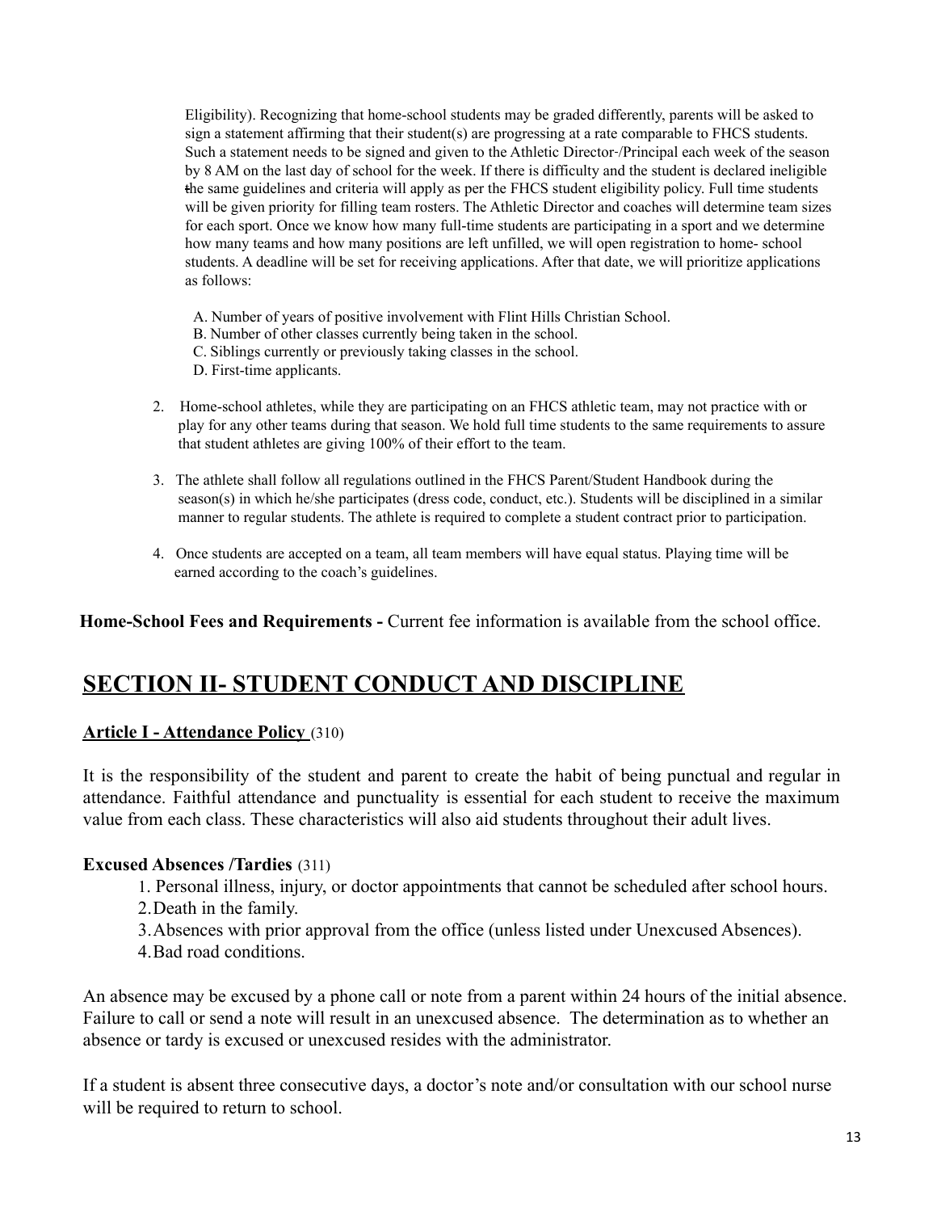Eligibility). Recognizing that home-school students may be graded differently, parents will be asked to sign a statement affirming that their student(s) are progressing at a rate comparable to FHCS students. Such a statement needs to be signed and given to the Athletic Director-/Principal each week of the season by 8 AM on the last day of school for the week. If there is difficulty and the student is declared ineligible the same guidelines and criteria will apply as per the FHCS student eligibility policy. Full time students will be given priority for filling team rosters. The Athletic Director and coaches will determine team sizes for each sport. Once we know how many full-time students are participating in a sport and we determine how many teams and how many positions are left unfilled, we will open registration to home- school students. A deadline will be set for receiving applications. After that date, we will prioritize applications as follows:

A. Number of years of positive involvement with Flint Hills Christian School.
B. Number of other classes currently being taken in the school.
C. Siblings currently or previously taking classes in the school.
D. First-time applicants.

2. Home-school athletes, while they are participating on an FHCS athletic team, may not practice with or play for any other teams during that season. We hold full time students to the same requirements to assure that student athletes are giving 100% of their effort to the team.

3. The athlete shall follow all regulations outlined in the FHCS Parent/Student Handbook during the season(s) in which he/she participates (dress code, conduct, etc.). Students will be disciplined in a similar manner to regular students. The athlete is required to complete a student contract prior to participation.

4. Once students are accepted on a team, all team members will have equal status. Playing time will be earned according to the coach's guidelines.

**Home-School Fees and Requirements -** Current fee information is available from the school office.

# SECTION II- STUDENT CONDUCT AND DISCIPLINE

## Article I - Attendance Policy (310)

It is the responsibility of the student and parent to create the habit of being punctual and regular in attendance. Faithful attendance and punctuality is essential for each student to receive the maximum value from each class. These characteristics will also aid students throughout their adult lives.

### Excused Absences /Tardies (311)

1. Personal illness, injury, or doctor appointments that cannot be scheduled after school hours.
2. Death in the family.
3. Absences with prior approval from the office (unless listed under Unexcused Absences).
4. Bad road conditions.

An absence may be excused by a phone call or note from a parent within 24 hours of the initial absence. Failure to call or send a note will result in an unexcused absence. The determination as to whether an absence or tardy is excused or unexcused resides with the administrator.

If a student is absent three consecutive days, a doctor's note and/or consultation with our school nurse will be required to return to school.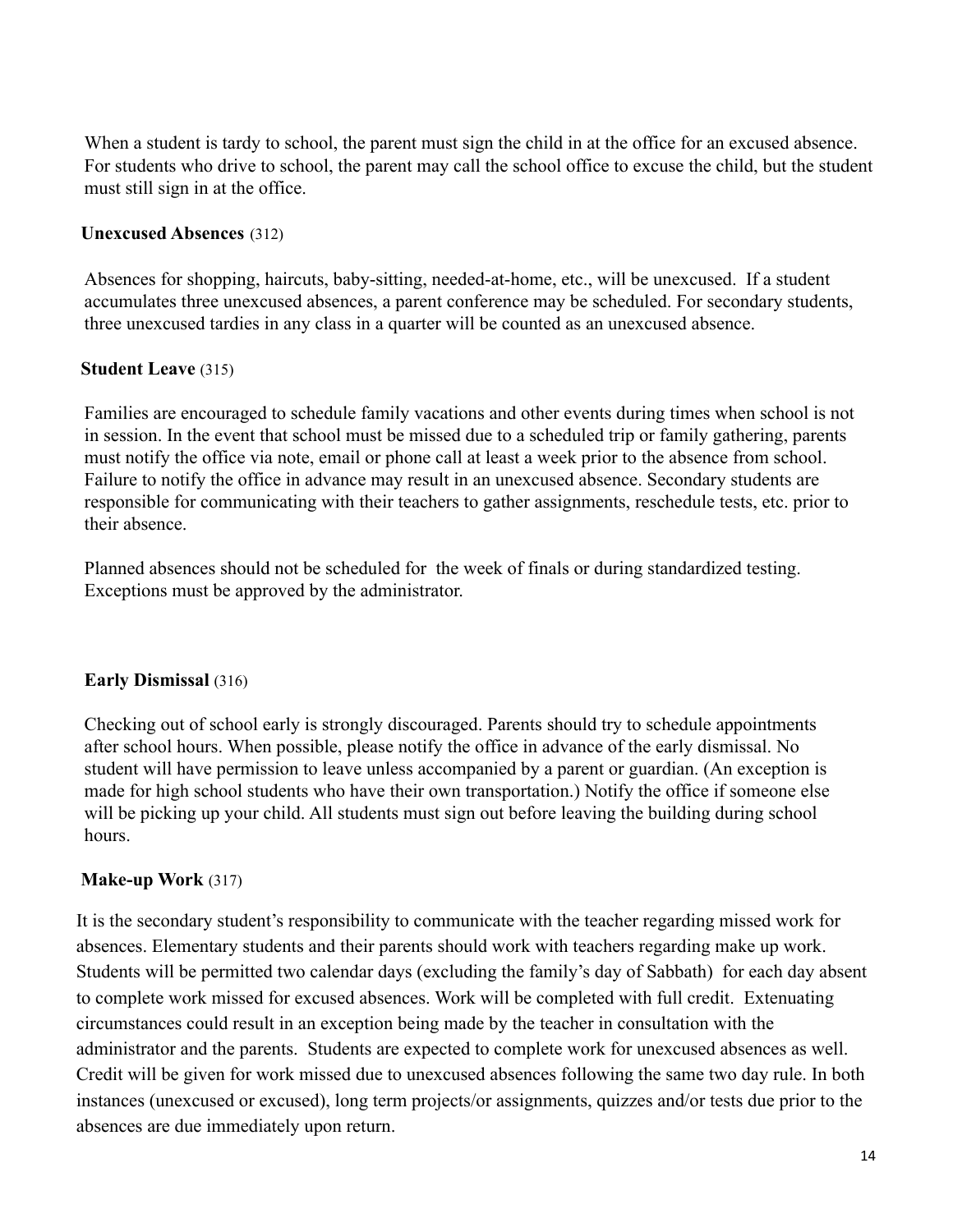When a student is tardy to school, the parent must sign the child in at the office for an excused absence. For students who drive to school, the parent may call the school office to excuse the child, but the student must still sign in at the office.

**Unexcused Absences** (312)

Absences for shopping, haircuts, baby-sitting, needed-at-home, etc., will be unexcused. If a student accumulates three unexcused absences, a parent conference may be scheduled. For secondary students, three unexcused tardies in any class in a quarter will be counted as an unexcused absence.

**Student Leave** (315)

Families are encouraged to schedule family vacations and other events during times when school is not in session. In the event that school must be missed due to a scheduled trip or family gathering, parents must notify the office via note, email or phone call at least a week prior to the absence from school. Failure to notify the office in advance may result in an unexcused absence. Secondary students are responsible for communicating with their teachers to gather assignments, reschedule tests, etc. prior to their absence.

Planned absences should not be scheduled for the week of finals or during standardized testing. Exceptions must be approved by the administrator.

**Early Dismissal** (316)

Checking out of school early is strongly discouraged. Parents should try to schedule appointments after school hours. When possible, please notify the office in advance of the early dismissal. No student will have permission to leave unless accompanied by a parent or guardian. (An exception is made for high school students who have their own transportation.) Notify the office if someone else will be picking up your child. All students must sign out before leaving the building during school hours.

**Make-up Work** (317)

It is the secondary student's responsibility to communicate with the teacher regarding missed work for absences. Elementary students and their parents should work with teachers regarding make up work. Students will be permitted two calendar days (excluding the family's day of Sabbath) for each day absent to complete work missed for excused absences. Work will be completed with full credit. Extenuating circumstances could result in an exception being made by the teacher in consultation with the administrator and the parents. Students are expected to complete work for unexcused absences as well. Credit will be given for work missed due to unexcused absences following the same two day rule. In both instances (unexcused or excused), long term projects/or assignments, quizzes and/or tests due prior to the absences are due immediately upon return.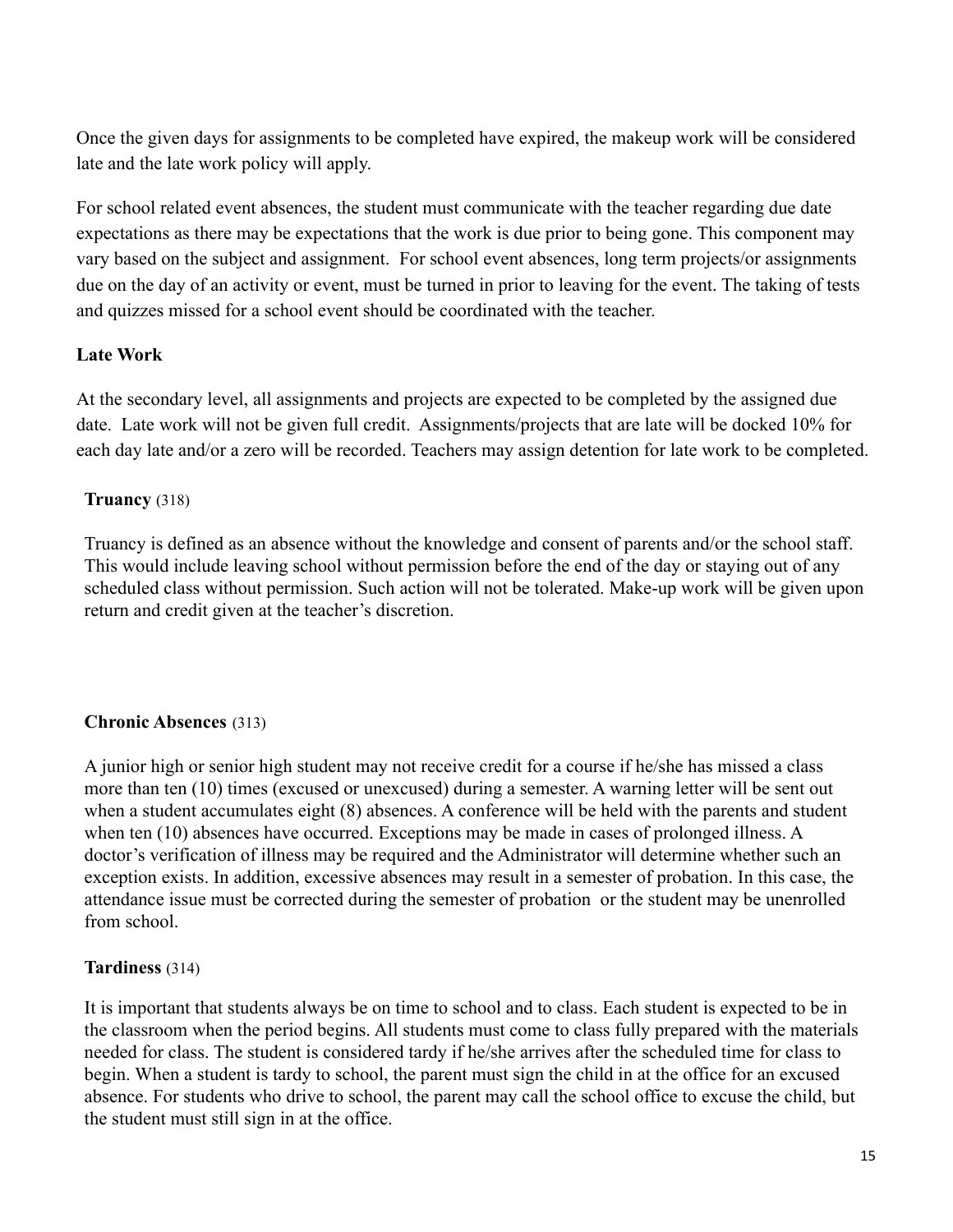Once the given days for assignments to be completed have expired, the makeup work will be considered late and the late work policy will apply.

For school related event absences, the student must communicate with the teacher regarding due date expectations as there may be expectations that the work is due prior to being gone. This component may vary based on the subject and assignment. For school event absences, long term projects/or assignments due on the day of an activity or event, must be turned in prior to leaving for the event. The taking of tests and quizzes missed for a school event should be coordinated with the teacher.

**Late Work**

At the secondary level, all assignments and projects are expected to be completed by the assigned due date. Late work will not be given full credit. Assignments/projects that are late will be docked 10% for each day late and/or a zero will be recorded. Teachers may assign detention for late work to be completed.

**Truancy** (318)

Truancy is defined as an absence without the knowledge and consent of parents and/or the school staff. This would include leaving school without permission before the end of the day or staying out of any scheduled class without permission. Such action will not be tolerated. Make-up work will be given upon return and credit given at the teacher's discretion.

**Chronic Absences** (313)

A junior high or senior high student may not receive credit for a course if he/she has missed a class more than ten (10) times (excused or unexcused) during a semester. A warning letter will be sent out when a student accumulates eight (8) absences. A conference will be held with the parents and student when ten (10) absences have occurred. Exceptions may be made in cases of prolonged illness. A doctor's verification of illness may be required and the Administrator will determine whether such an exception exists. In addition, excessive absences may result in a semester of probation. In this case, the attendance issue must be corrected during the semester of probation or the student may be unenrolled from school.

**Tardiness** (314)

It is important that students always be on time to school and to class. Each student is expected to be in the classroom when the period begins. All students must come to class fully prepared with the materials needed for class. The student is considered tardy if he/she arrives after the scheduled time for class to begin. When a student is tardy to school, the parent must sign the child in at the office for an excused absence. For students who drive to school, the parent may call the school office to excuse the child, but the student must still sign in at the office.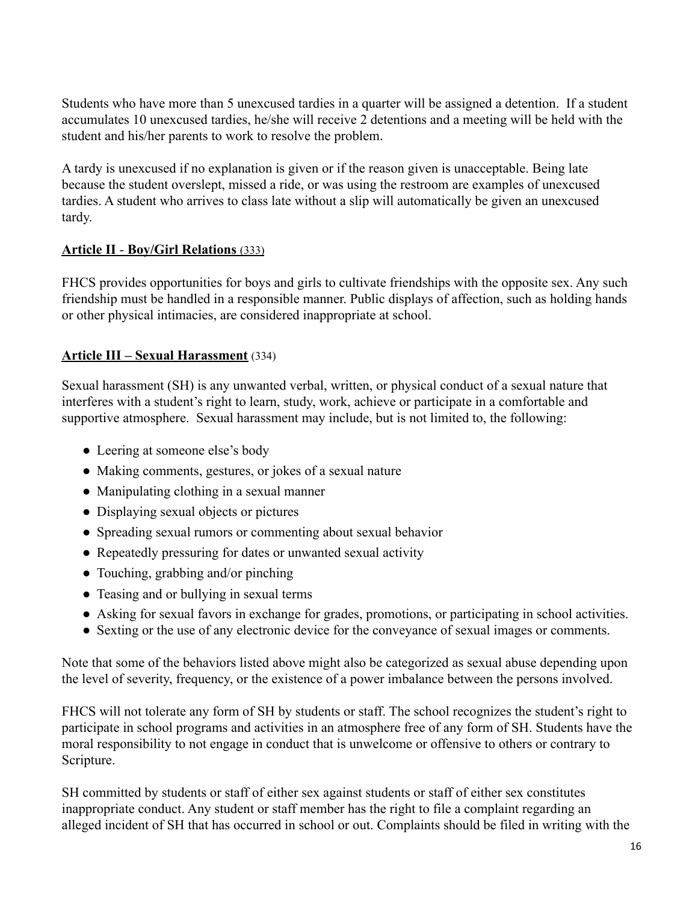Students who have more than 5 unexcused tardies in a quarter will be assigned a detention. If a student accumulates 10 unexcused tardies, he/she will receive 2 detentions and a meeting will be held with the student and his/her parents to work to resolve the problem.

A tardy is unexcused if no explanation is given or if the reason given is unacceptable. Being late because the student overslept, missed a ride, or was using the restroom are examples of unexcused tardies. A student who arrives to class late without a slip will automatically be given an unexcused tardy.

### **Article II - Boy/Girl Relations** (333)

FHCS provides opportunities for boys and girls to cultivate friendships with the opposite sex. Any such friendship must be handled in a responsible manner. Public displays of affection, such as holding hands or other physical intimacies, are considered inappropriate at school.

### **Article III – Sexual Harassment** (334)

Sexual harassment (SH) is any unwanted verbal, written, or physical conduct of a sexual nature that interferes with a student's right to learn, study, work, achieve or participate in a comfortable and supportive atmosphere. Sexual harassment may include, but is not limited to, the following:

- Leering at someone else's body
- Making comments, gestures, or jokes of a sexual nature
- Manipulating clothing in a sexual manner
- Displaying sexual objects or pictures
- Spreading sexual rumors or commenting about sexual behavior
- Repeatedly pressuring for dates or unwanted sexual activity
- Touching, grabbing and/or pinching
- Teasing and or bullying in sexual terms
- Asking for sexual favors in exchange for grades, promotions, or participating in school activities.
- Sexting or the use of any electronic device for the conveyance of sexual images or comments.

Note that some of the behaviors listed above might also be categorized as sexual abuse depending upon the level of severity, frequency, or the existence of a power imbalance between the persons involved.

FHCS will not tolerate any form of SH by students or staff. The school recognizes the student's right to participate in school programs and activities in an atmosphere free of any form of SH. Students have the moral responsibility to not engage in conduct that is unwelcome or offensive to others or contrary to Scripture.

SH committed by students or staff of either sex against students or staff of either sex constitutes inappropriate conduct. Any student or staff member has the right to file a complaint regarding an alleged incident of SH that has occurred in school or out. Complaints should be filed in writing with the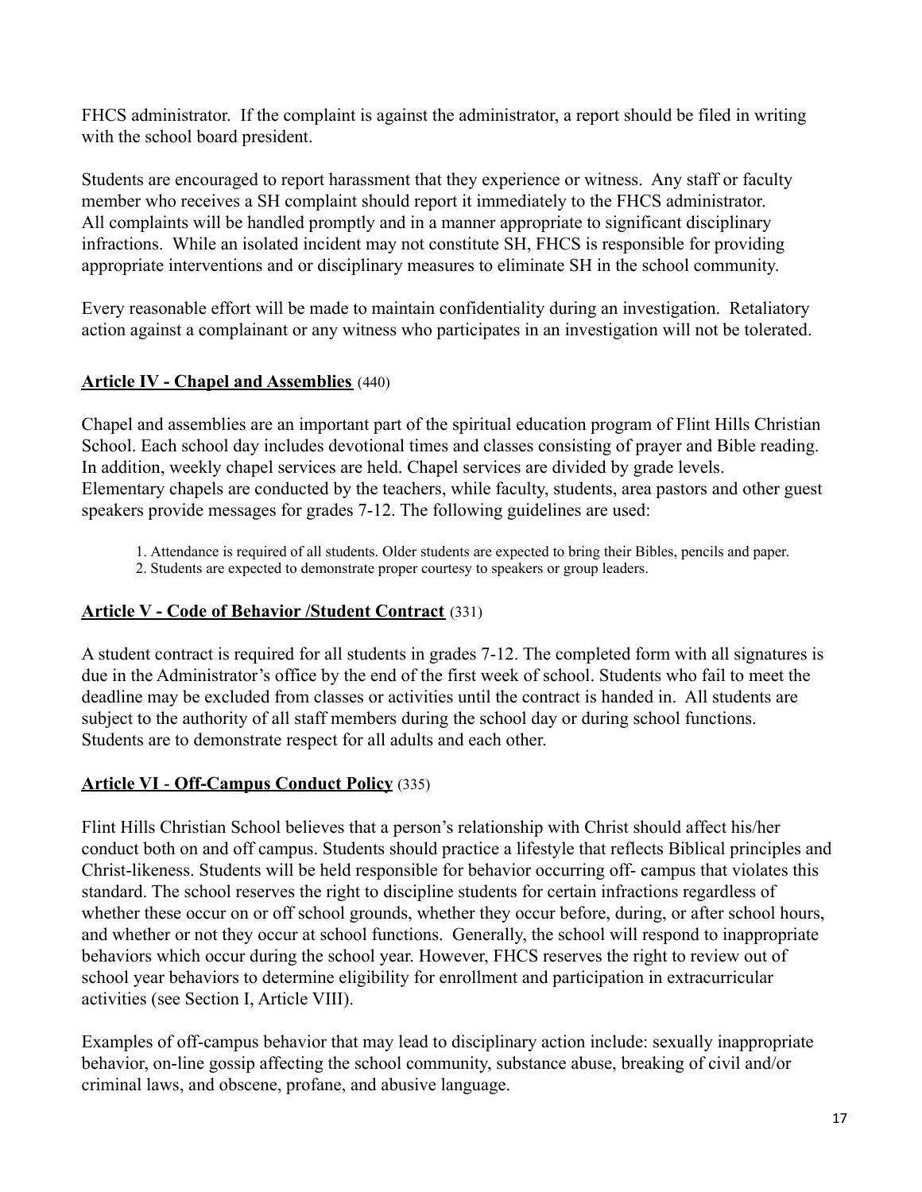FHCS administrator. If the complaint is against the administrator, a report should be filed in writing with the school board president.

Students are encouraged to report harassment that they experience or witness. Any staff or faculty member who receives a SH complaint should report it immediately to the FHCS administrator. All complaints will be handled promptly and in a manner appropriate to significant disciplinary infractions. While an isolated incident may not constitute SH, FHCS is responsible for providing appropriate interventions and or disciplinary measures to eliminate SH in the school community.

Every reasonable effort will be made to maintain confidentiality during an investigation. Retaliatory action against a complainant or any witness who participates in an investigation will not be tolerated.

## **Article IV - Chapel and Assemblies** (440)

Chapel and assemblies are an important part of the spiritual education program of Flint Hills Christian School. Each school day includes devotional times and classes consisting of prayer and Bible reading. In addition, weekly chapel services are held. Chapel services are divided by grade levels. Elementary chapels are conducted by the teachers, while faculty, students, area pastors and other guest speakers provide messages for grades 7-12. The following guidelines are used:

1. Attendance is required of all students. Older students are expected to bring their Bibles, pencils and paper.
2. Students are expected to demonstrate proper courtesy to speakers or group leaders.

## **Article V - Code of Behavior /Student Contract** (331)

A student contract is required for all students in grades 7-12. The completed form with all signatures is due in the Administrator's office by the end of the first week of school. Students who fail to meet the deadline may be excluded from classes or activities until the contract is handed in. All students are subject to the authority of all staff members during the school day or during school functions. Students are to demonstrate respect for all adults and each other.

## **Article VI - Off-Campus Conduct Policy** (335)

Flint Hills Christian School believes that a person's relationship with Christ should affect his/her conduct both on and off campus. Students should practice a lifestyle that reflects Biblical principles and Christ-likeness. Students will be held responsible for behavior occurring off- campus that violates this standard. The school reserves the right to discipline students for certain infractions regardless of whether these occur on or off school grounds, whether they occur before, during, or after school hours, and whether or not they occur at school functions. Generally, the school will respond to inappropriate behaviors which occur during the school year. However, FHCS reserves the right to review out of school year behaviors to determine eligibility for enrollment and participation in extracurricular activities (see Section I, Article VIII).

Examples of off-campus behavior that may lead to disciplinary action include: sexually inappropriate behavior, on-line gossip affecting the school community, substance abuse, breaking of civil and/or criminal laws, and obscene, profane, and abusive language.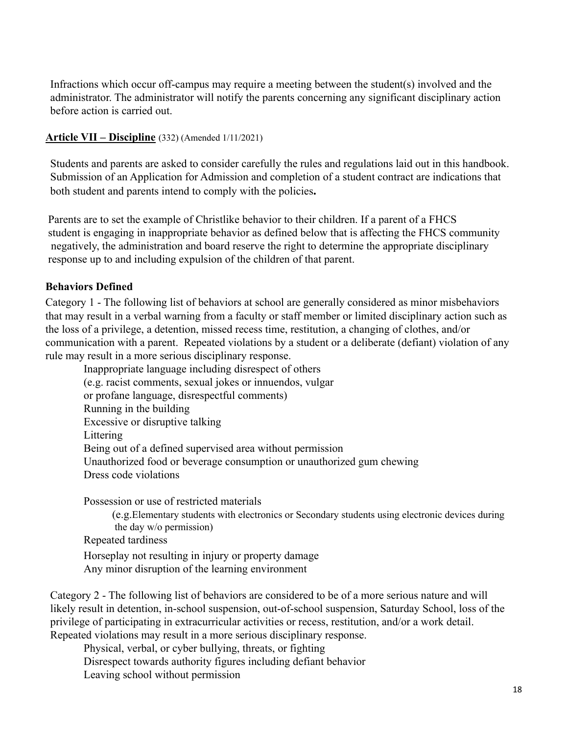Infractions which occur off-campus may require a meeting between the student(s) involved and the administrator. The administrator will notify the parents concerning any significant disciplinary action before action is carried out.

## **Article VII – Discipline** (332) (Amended 1/11/2021)

Students and parents are asked to consider carefully the rules and regulations laid out in this handbook. Submission of an Application for Admission and completion of a student contract are indications that both student and parents intend to comply with the policies**.**

Parents are to set the example of Christlike behavior to their children. If a parent of a FHCS student is engaging in inappropriate behavior as defined below that is affecting the FHCS community negatively, the administration and board reserve the right to determine the appropriate disciplinary response up to and including expulsion of the children of that parent.

### Behaviors Defined

Category 1 - The following list of behaviors at school are generally considered as minor misbehaviors that may result in a verbal warning from a faculty or staff member or limited disciplinary action such as the loss of a privilege, a detention, missed recess time, restitution, a changing of clothes, and/or communication with a parent. Repeated violations by a student or a deliberate (defiant) violation of any rule may result in a more serious disciplinary response.

- Inappropriate language including disrespect of others (e.g. racist comments, sexual jokes or innuendos, vulgar or profane language, disrespectful comments)
- Running in the building
- Excessive or disruptive talking
- Littering
- Being out of a defined supervised area without permission
- Unauthorized food or beverage consumption or unauthorized gum chewing
- Dress code violations
- Possession or use of restricted materials
  - (e.g.Elementary students with electronics or Secondary students using electronic devices during the day w/o permission)
- Repeated tardiness
- Horseplay not resulting in injury or property damage
- Any minor disruption of the learning environment

Category 2 - The following list of behaviors are considered to be of a more serious nature and will likely result in detention, in-school suspension, out-of-school suspension, Saturday School, loss of the privilege of participating in extracurricular activities or recess, restitution, and/or a work detail. Repeated violations may result in a more serious disciplinary response.

- Physical, verbal, or cyber bullying, threats, or fighting
- Disrespect towards authority figures including defiant behavior
- Leaving school without permission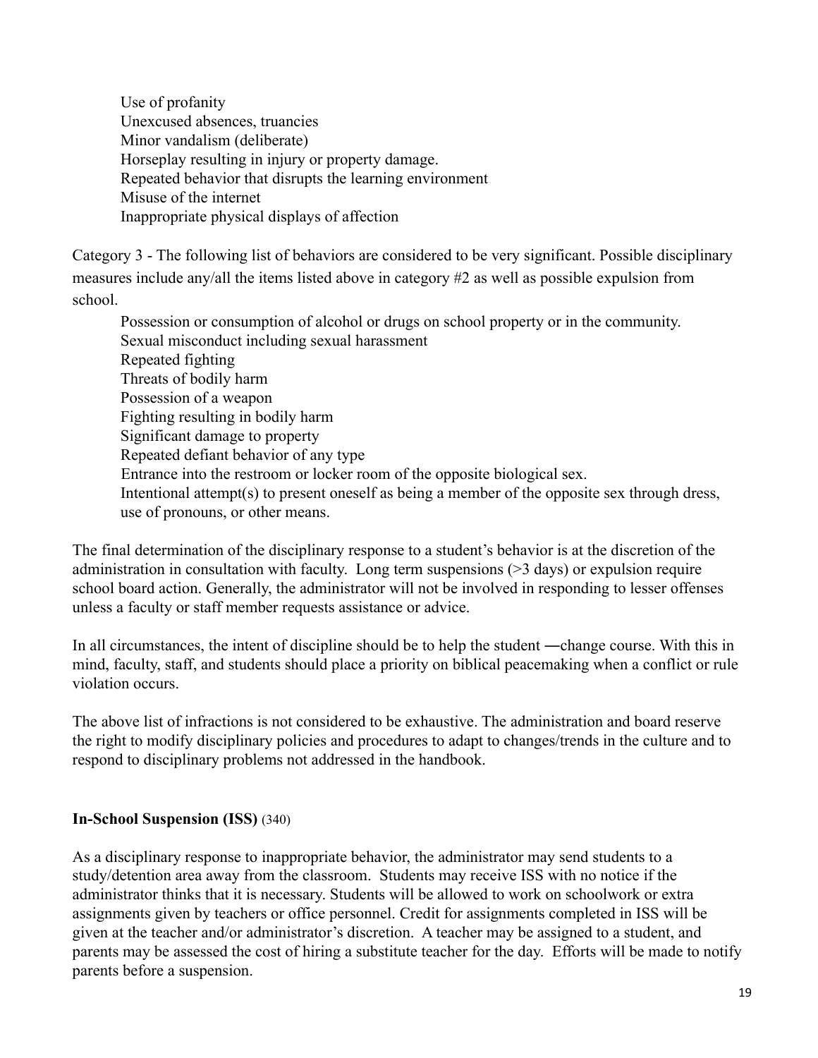Use of profanity
Unexcused absences, truancies
Minor vandalism (deliberate)
Horseplay resulting in injury or property damage.
Repeated behavior that disrupts the learning environment
Misuse of the internet
Inappropriate physical displays of affection

Category 3 - The following list of behaviors are considered to be very significant. Possible disciplinary measures include any/all the items listed above in category #2 as well as possible expulsion from school.

Possession or consumption of alcohol or drugs on school property or in the community.
Sexual misconduct including sexual harassment
Repeated fighting
Threats of bodily harm
Possession of a weapon
Fighting resulting in bodily harm
Significant damage to property
Repeated defiant behavior of any type
Entrance into the restroom or locker room of the opposite biological sex.
Intentional attempt(s) to present oneself as being a member of the opposite sex through dress, use of pronouns, or other means.

The final determination of the disciplinary response to a student's behavior is at the discretion of the administration in consultation with faculty. Long term suspensions (>3 days) or expulsion require school board action. Generally, the administrator will not be involved in responding to lesser offenses unless a faculty or staff member requests assistance or advice.

In all circumstances, the intent of discipline should be to help the student ―change course. With this in mind, faculty, staff, and students should place a priority on biblical peacemaking when a conflict or rule violation occurs.

The above list of infractions is not considered to be exhaustive. The administration and board reserve the right to modify disciplinary policies and procedures to adapt to changes/trends in the culture and to respond to disciplinary problems not addressed in the handbook.

### In-School Suspension (ISS) (340)

As a disciplinary response to inappropriate behavior, the administrator may send students to a study/detention area away from the classroom. Students may receive ISS with no notice if the administrator thinks that it is necessary. Students will be allowed to work on schoolwork or extra assignments given by teachers or office personnel. Credit for assignments completed in ISS will be given at the teacher and/or administrator's discretion. A teacher may be assigned to a student, and parents may be assessed the cost of hiring a substitute teacher for the day. Efforts will be made to notify parents before a suspension.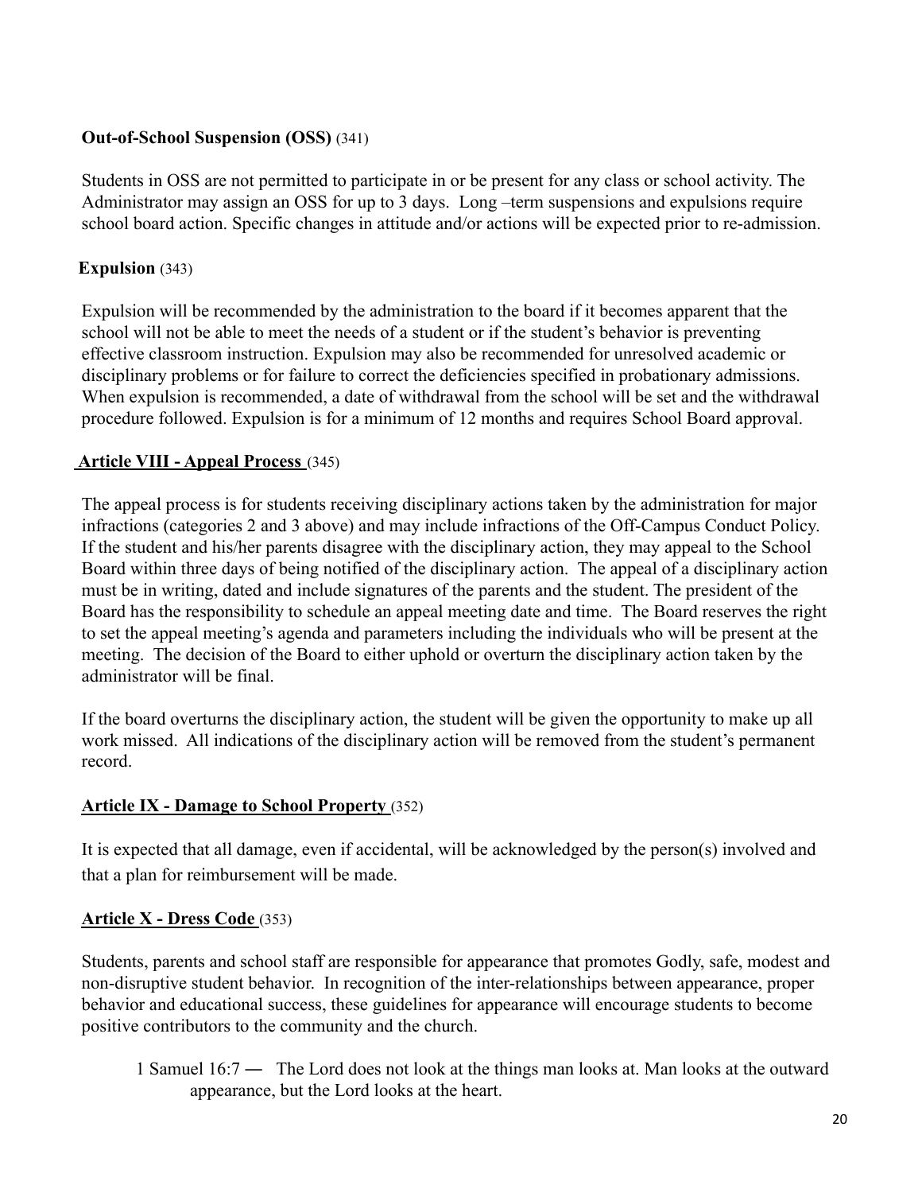**Out-of-School Suspension (OSS)** (341)

Students in OSS are not permitted to participate in or be present for any class or school activity. The Administrator may assign an OSS for up to 3 days. Long –term suspensions and expulsions require school board action. Specific changes in attitude and/or actions will be expected prior to re-admission.

**Expulsion** (343)

Expulsion will be recommended by the administration to the board if it becomes apparent that the school will not be able to meet the needs of a student or if the student's behavior is preventing effective classroom instruction. Expulsion may also be recommended for unresolved academic or disciplinary problems or for failure to correct the deficiencies specified in probationary admissions. When expulsion is recommended, a date of withdrawal from the school will be set and the withdrawal procedure followed. Expulsion is for a minimum of 12 months and requires School Board approval.

## Article VIII - Appeal Process (345)

The appeal process is for students receiving disciplinary actions taken by the administration for major infractions (categories 2 and 3 above) and may include infractions of the Off-Campus Conduct Policy. If the student and his/her parents disagree with the disciplinary action, they may appeal to the School Board within three days of being notified of the disciplinary action. The appeal of a disciplinary action must be in writing, dated and include signatures of the parents and the student. The president of the Board has the responsibility to schedule an appeal meeting date and time. The Board reserves the right to set the appeal meeting's agenda and parameters including the individuals who will be present at the meeting. The decision of the Board to either uphold or overturn the disciplinary action taken by the administrator will be final.

If the board overturns the disciplinary action, the student will be given the opportunity to make up all work missed. All indications of the disciplinary action will be removed from the student's permanent record.

## Article IX - Damage to School Property (352)

It is expected that all damage, even if accidental, will be acknowledged by the person(s) involved and that a plan for reimbursement will be made.

## Article X - Dress Code (353)

Students, parents and school staff are responsible for appearance that promotes Godly, safe, modest and non-disruptive student behavior. In recognition of the inter-relationships between appearance, proper behavior and educational success, these guidelines for appearance will encourage students to become positive contributors to the community and the church.

> 1 Samuel 16:7 ― The Lord does not look at the things man looks at. Man looks at the outward appearance, but the Lord looks at the heart.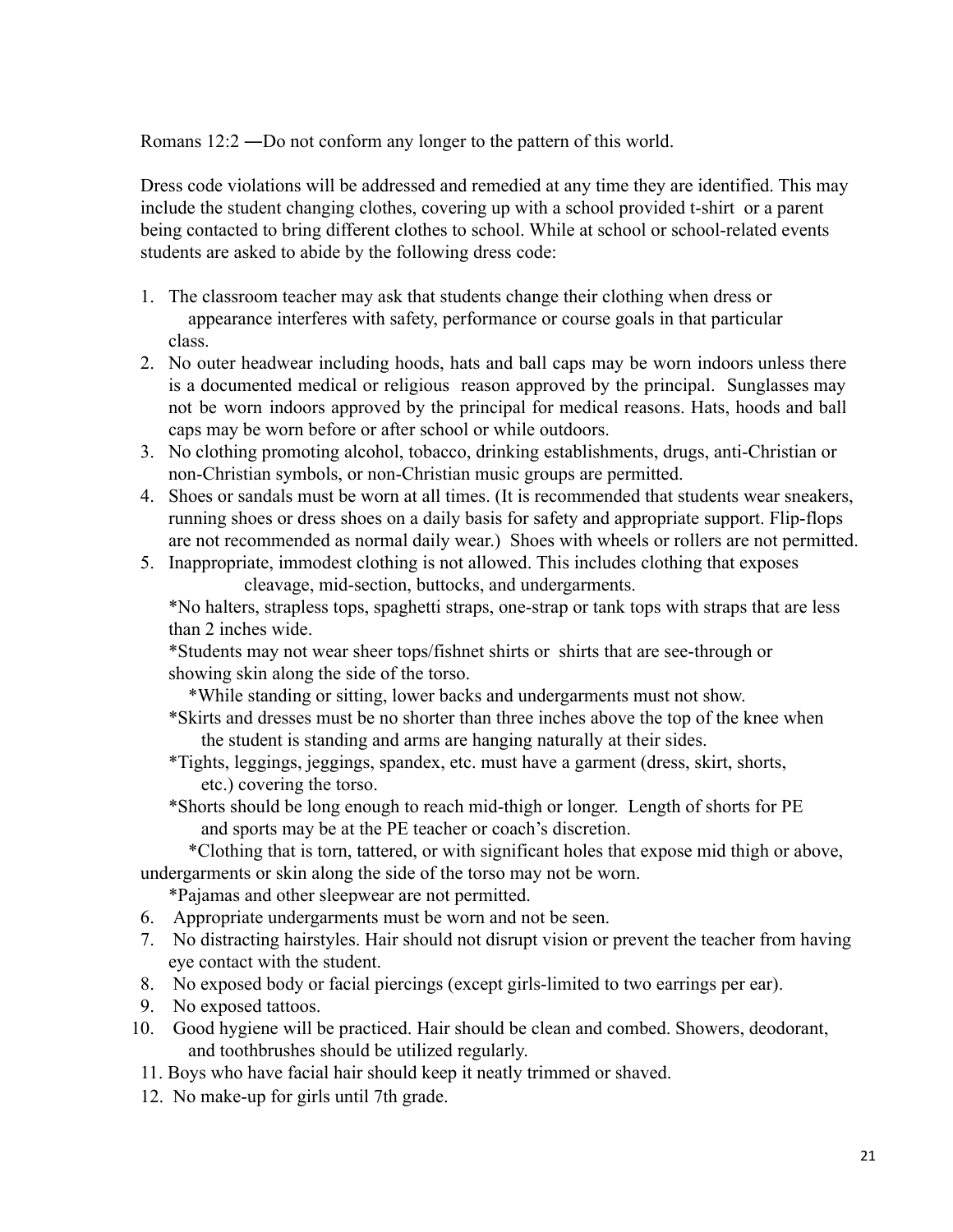Romans 12:2 ―Do not conform any longer to the pattern of this world.

Dress code violations will be addressed and remedied at any time they are identified. This may include the student changing clothes, covering up with a school provided t-shirt or a parent being contacted to bring different clothes to school. While at school or school-related events students are asked to abide by the following dress code:

1. The classroom teacher may ask that students change their clothing when dress or appearance interferes with safety, performance or course goals in that particular class.
2. No outer headwear including hoods, hats and ball caps may be worn indoors unless there is a documented medical or religious reason approved by the principal. Sunglasses may not be worn indoors approved by the principal for medical reasons. Hats, hoods and ball caps may be worn before or after school or while outdoors.
3. No clothing promoting alcohol, tobacco, drinking establishments, drugs, anti-Christian or non-Christian symbols, or non-Christian music groups are permitted.
4. Shoes or sandals must be worn at all times. (It is recommended that students wear sneakers, running shoes or dress shoes on a daily basis for safety and appropriate support. Flip-flops are not recommended as normal daily wear.) Shoes with wheels or rollers are not permitted.
5. Inappropriate, immodest clothing is not allowed. This includes clothing that exposes cleavage, mid-section, buttocks, and undergarments.
   *No halters, strapless tops, spaghetti straps, one-strap or tank tops with straps that are less than 2 inches wide.
   *Students may not wear sheer tops/fishnet shirts or shirts that are see-through or showing skin along the side of the torso.
   *While standing or sitting, lower backs and undergarments must not show.
   *Skirts and dresses must be no shorter than three inches above the top of the knee when the student is standing and arms are hanging naturally at their sides.
   *Tights, leggings, jeggings, spandex, etc. must have a garment (dress, skirt, shorts, etc.) covering the torso.
   *Shorts should be long enough to reach mid-thigh or longer. Length of shorts for PE and sports may be at the PE teacher or coach's discretion.
   *Clothing that is torn, tattered, or with significant holes that expose mid thigh or above, undergarments or skin along the side of the torso may not be worn.
   *Pajamas and other sleepwear are not permitted.
6. Appropriate undergarments must be worn and not be seen.
7. No distracting hairstyles. Hair should not disrupt vision or prevent the teacher from having eye contact with the student.
8. No exposed body or facial piercings (except girls-limited to two earrings per ear).
9. No exposed tattoos.
10. Good hygiene will be practiced. Hair should be clean and combed. Showers, deodorant, and toothbrushes should be utilized regularly.
11. Boys who have facial hair should keep it neatly trimmed or shaved.
12. No make-up for girls until 7th grade.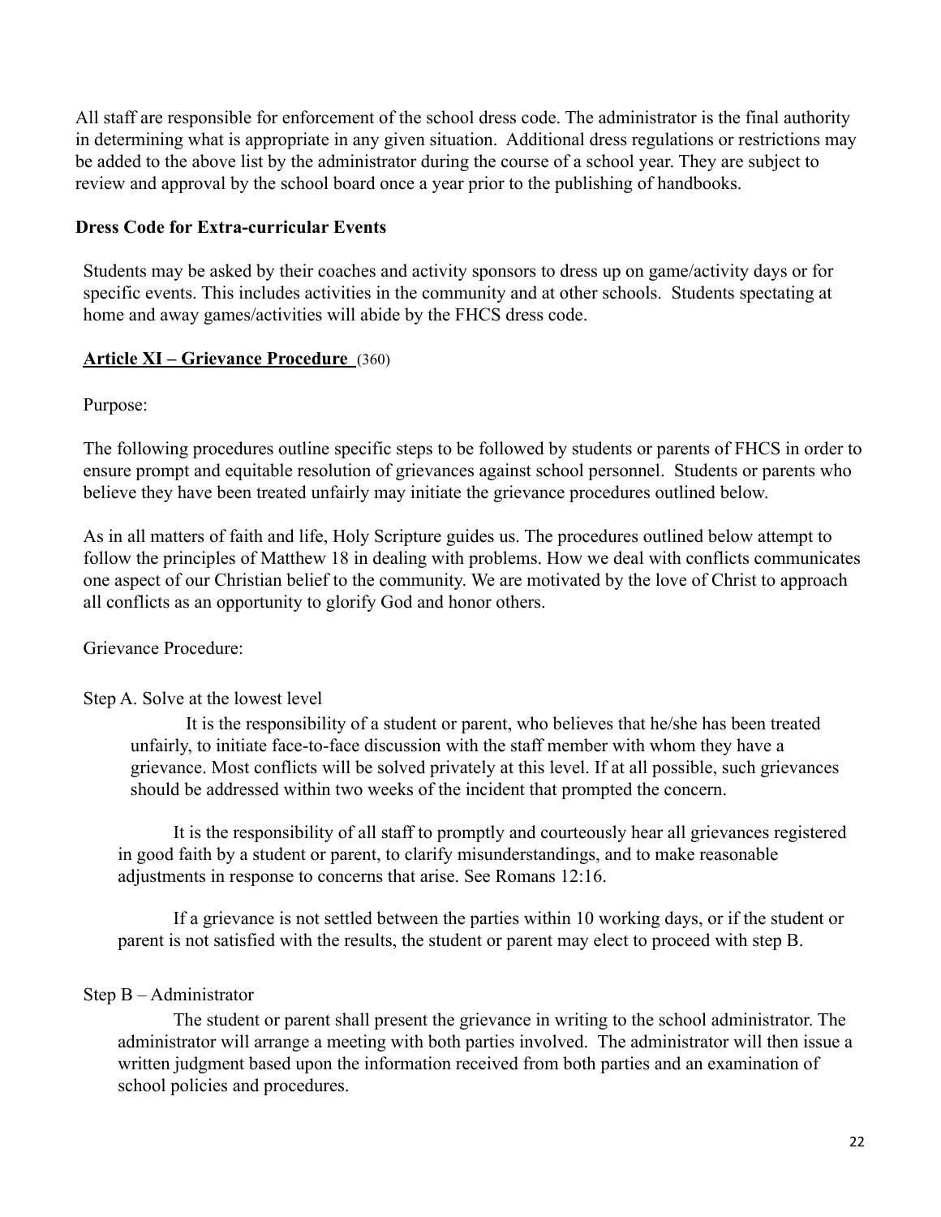All staff are responsible for enforcement of the school dress code. The administrator is the final authority in determining what is appropriate in any given situation. Additional dress regulations or restrictions may be added to the above list by the administrator during the course of a school year. They are subject to review and approval by the school board once a year prior to the publishing of handbooks.

**Dress Code for Extra-curricular Events**

Students may be asked by their coaches and activity sponsors to dress up on game/activity days or for specific events. This includes activities in the community and at other schools. Students spectating at home and away games/activities will abide by the FHCS dress code.

## **Article XI – Grievance Procedure** (360)

Purpose:

The following procedures outline specific steps to be followed by students or parents of FHCS in order to ensure prompt and equitable resolution of grievances against school personnel. Students or parents who believe they have been treated unfairly may initiate the grievance procedures outlined below.

As in all matters of faith and life, Holy Scripture guides us. The procedures outlined below attempt to follow the principles of Matthew 18 in dealing with problems. How we deal with conflicts communicates one aspect of our Christian belief to the community. We are motivated by the love of Christ to approach all conflicts as an opportunity to glorify God and honor others.

Grievance Procedure:

Step A. Solve at the lowest level

It is the responsibility of a student or parent, who believes that he/she has been treated unfairly, to initiate face-to-face discussion with the staff member with whom they have a grievance. Most conflicts will be solved privately at this level. If at all possible, such grievances should be addressed within two weeks of the incident that prompted the concern.

It is the responsibility of all staff to promptly and courteously hear all grievances registered in good faith by a student or parent, to clarify misunderstandings, and to make reasonable adjustments in response to concerns that arise. See Romans 12:16.

If a grievance is not settled between the parties within 10 working days, or if the student or parent is not satisfied with the results, the student or parent may elect to proceed with step B.

Step B – Administrator

The student or parent shall present the grievance in writing to the school administrator. The administrator will arrange a meeting with both parties involved. The administrator will then issue a written judgment based upon the information received from both parties and an examination of school policies and procedures.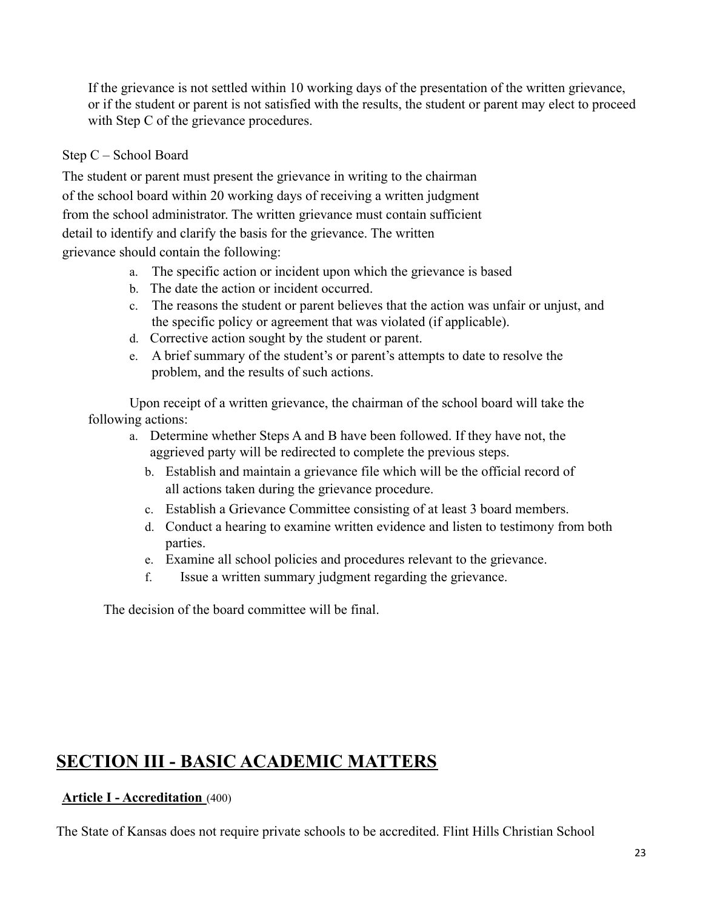If the grievance is not settled within 10 working days of the presentation of the written grievance, or if the student or parent is not satisfied with the results, the student or parent may elect to proceed with Step C of the grievance procedures.

Step C – School Board

The student or parent must present the grievance in writing to the chairman of the school board within 20 working days of receiving a written judgment from the school administrator. The written grievance must contain sufficient detail to identify and clarify the basis for the grievance. The written grievance should contain the following:

a. The specific action or incident upon which the grievance is based
b. The date the action or incident occurred.
c. The reasons the student or parent believes that the action was unfair or unjust, and the specific policy or agreement that was violated (if applicable).
d. Corrective action sought by the student or parent.
e. A brief summary of the student's or parent's attempts to date to resolve the problem, and the results of such actions.

Upon receipt of a written grievance, the chairman of the school board will take the following actions:

a. Determine whether Steps A and B have been followed. If they have not, the aggrieved party will be redirected to complete the previous steps.
b. Establish and maintain a grievance file which will be the official record of all actions taken during the grievance procedure.
c. Establish a Grievance Committee consisting of at least 3 board members.
d. Conduct a hearing to examine written evidence and listen to testimony from both parties.
e. Examine all school policies and procedures relevant to the grievance.
f. Issue a written summary judgment regarding the grievance.

The decision of the board committee will be final.

# SECTION III - BASIC ACADEMIC MATTERS

## Article I - Accreditation (400)

The State of Kansas does not require private schools to be accredited. Flint Hills Christian School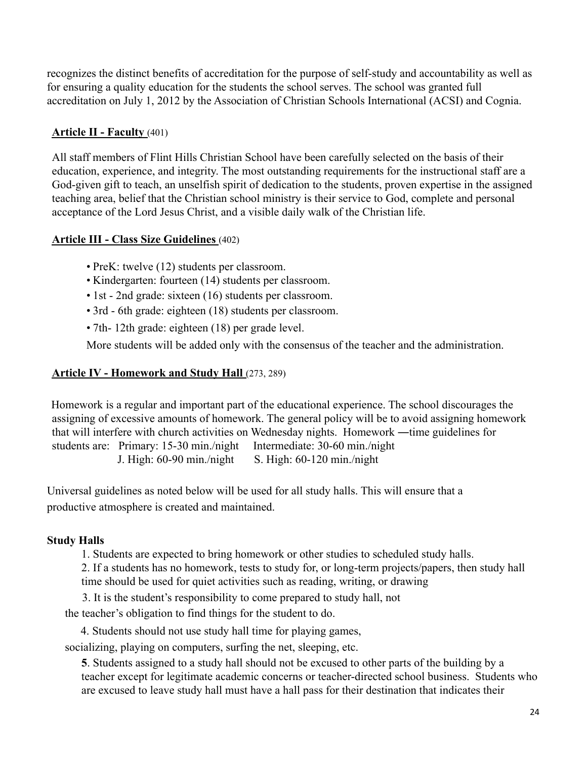recognizes the distinct benefits of accreditation for the purpose of self-study and accountability as well as for ensuring a quality education for the students the school serves. The school was granted full accreditation on July 1, 2012 by the Association of Christian Schools International (ACSI) and Cognia.

**Article II - Faculty** (401)

All staff members of Flint Hills Christian School have been carefully selected on the basis of their education, experience, and integrity. The most outstanding requirements for the instructional staff are a God-given gift to teach, an unselfish spirit of dedication to the students, proven expertise in the assigned teaching area, belief that the Christian school ministry is their service to God, complete and personal acceptance of the Lord Jesus Christ, and a visible daily walk of the Christian life.

**Article III - Class Size Guidelines** (402)

- PreK: twelve (12) students per classroom.
- Kindergarten: fourteen (14) students per classroom.
- 1st - 2nd grade: sixteen (16) students per classroom.
- 3rd - 6th grade: eighteen (18) students per classroom.
- 7th- 12th grade: eighteen (18) per grade level.

More students will be added only with the consensus of the teacher and the administration.

**Article IV - Homework and Study Hall** (273, 289)

Homework is a regular and important part of the educational experience. The school discourages the assigning of excessive amounts of homework. The general policy will be to avoid assigning homework that will interfere with church activities on Wednesday nights. Homework ―time guidelines for students are: Primary: 15-30 min./night Intermediate: 30-60 min./night
J. High: 60-90 min./night S. High: 60-120 min./night

Universal guidelines as noted below will be used for all study halls. This will ensure that a productive atmosphere is created and maintained.

**Study Halls**

1. Students are expected to bring homework or other studies to scheduled study halls.
2. If a students has no homework, tests to study for, or long-term projects/papers, then study hall time should be used for quiet activities such as reading, writing, or drawing
3. It is the student's responsibility to come prepared to study hall, not the teacher's obligation to find things for the student to do.
4. Students should not use study hall time for playing games, socializing, playing on computers, surfing the net, sleeping, etc.
5. Students assigned to a study hall should not be excused to other parts of the building by a teacher except for legitimate academic concerns or teacher-directed school business. Students who are excused to leave study hall must have a hall pass for their destination that indicates their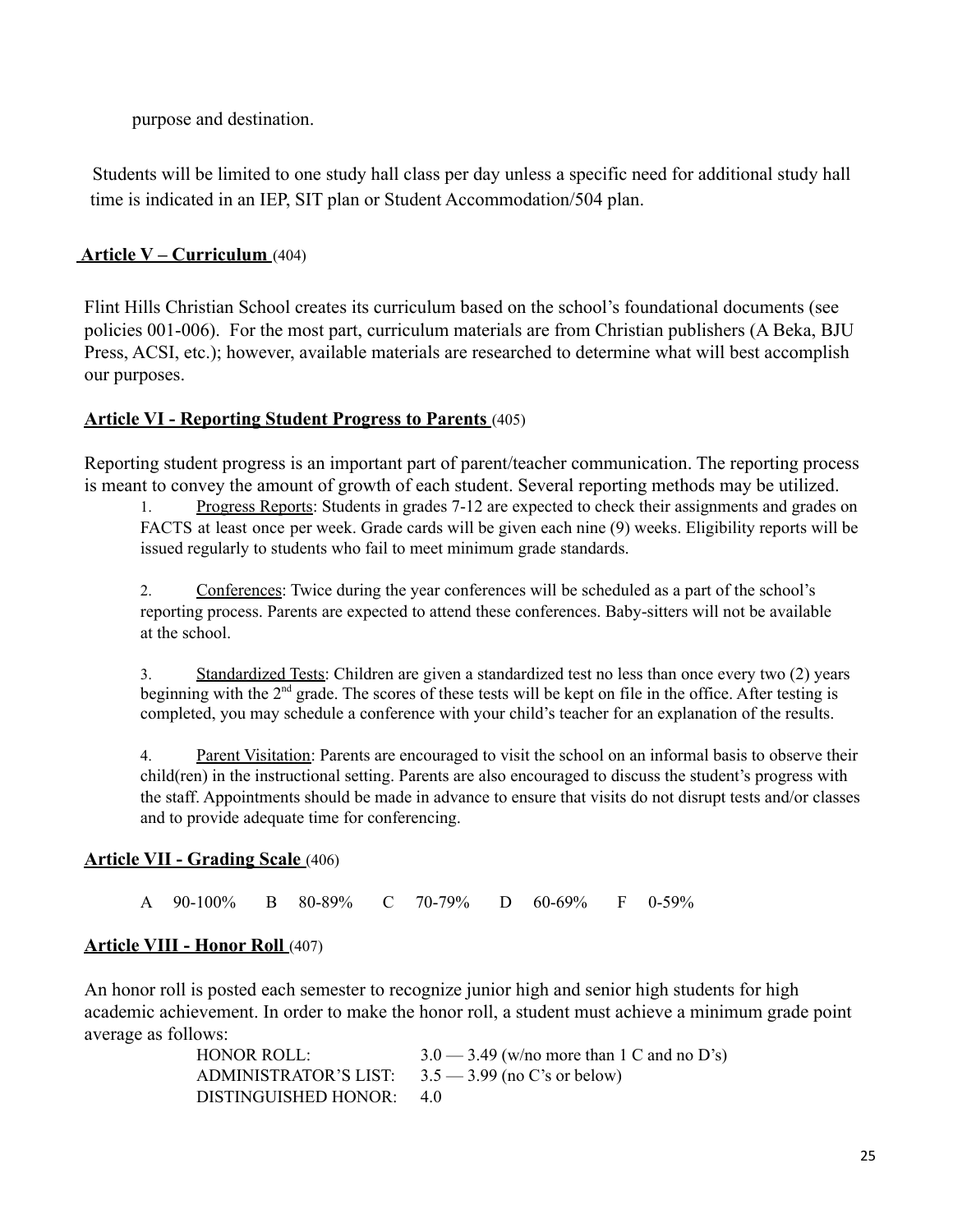purpose and destination.

Students will be limited to one study hall class per day unless a specific need for additional study hall time is indicated in an IEP, SIT plan or Student Accommodation/504 plan.

## **Article V – Curriculum** (404)

Flint Hills Christian School creates its curriculum based on the school's foundational documents (see policies 001-006). For the most part, curriculum materials are from Christian publishers (A Beka, BJU Press, ACSI, etc.); however, available materials are researched to determine what will best accomplish our purposes.

## **Article VI - Reporting Student Progress to Parents** (405)

Reporting student progress is an important part of parent/teacher communication. The reporting process is meant to convey the amount of growth of each student. Several reporting methods may be utilized.

1. Progress Reports: Students in grades 7-12 are expected to check their assignments and grades on FACTS at least once per week. Grade cards will be given each nine (9) weeks. Eligibility reports will be issued regularly to students who fail to meet minimum grade standards.

2. Conferences: Twice during the year conferences will be scheduled as a part of the school's reporting process. Parents are expected to attend these conferences. Baby-sitters will not be available at the school.

3. Standardized Tests: Children are given a standardized test no less than once every two (2) years beginning with the 2nd grade. The scores of these tests will be kept on file in the office. After testing is completed, you may schedule a conference with your child's teacher for an explanation of the results.

4. Parent Visitation: Parents are encouraged to visit the school on an informal basis to observe their child(ren) in the instructional setting. Parents are also encouraged to discuss the student's progress with the staff. Appointments should be made in advance to ensure that visits do not disrupt tests and/or classes and to provide adequate time for conferencing.

## **Article VII - Grading Scale** (406)

A 90-100% B 80-89% C 70-79% D 60-69% F 0-59%

## **Article VIII - Honor Roll** (407)

An honor roll is posted each semester to recognize junior high and senior high students for high academic achievement. In order to make the honor roll, a student must achieve a minimum grade point average as follows:

HONOR ROLL: 3.0 — 3.49 (w/no more than 1 C and no D's)
ADMINISTRATOR'S LIST: 3.5 — 3.99 (no C's or below)
DISTINGUISHED HONOR: 4.0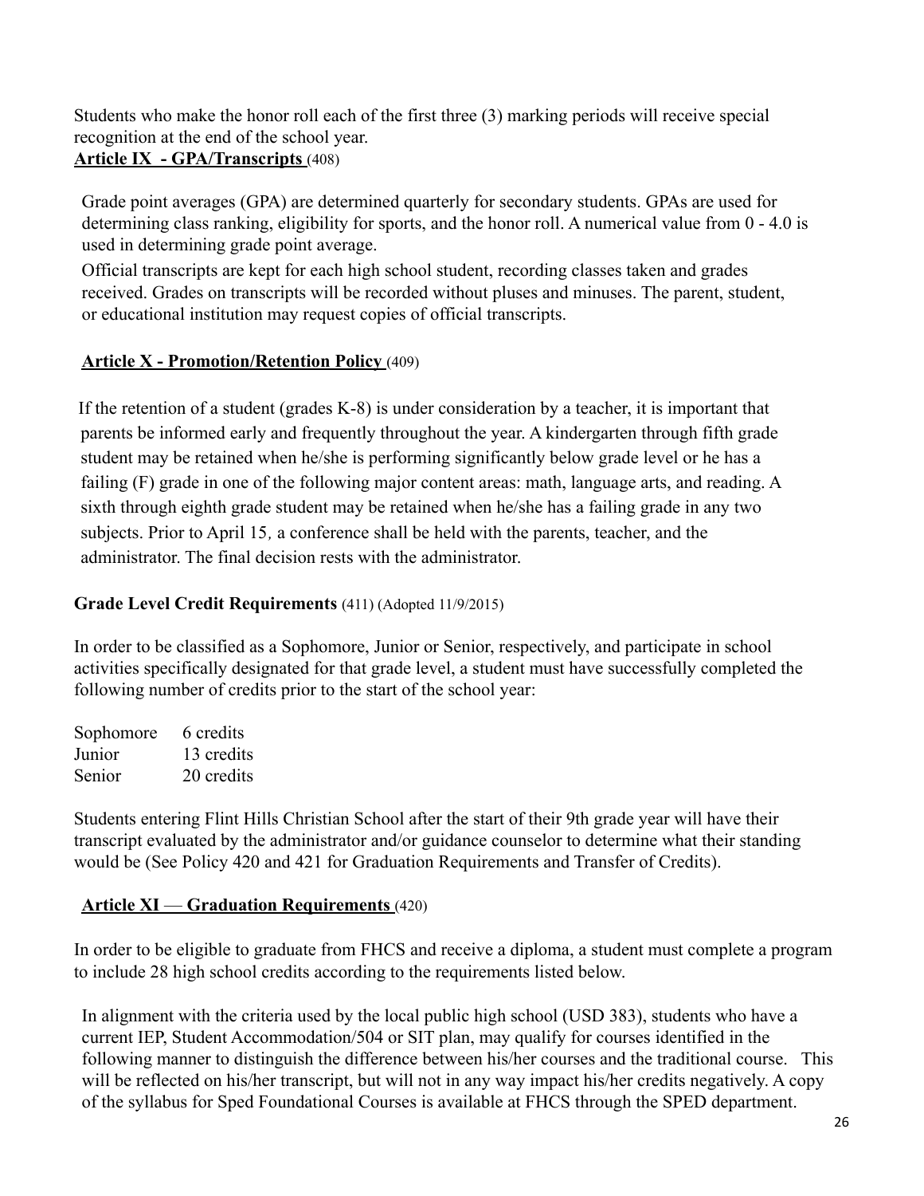Students who make the honor roll each of the first three (3) marking periods will receive special recognition at the end of the school year.

## **Article IX - GPA/Transcripts** (408)

Grade point averages (GPA) are determined quarterly for secondary students. GPAs are used for determining class ranking, eligibility for sports, and the honor roll. A numerical value from 0 - 4.0 is used in determining grade point average.

Official transcripts are kept for each high school student, recording classes taken and grades received. Grades on transcripts will be recorded without pluses and minuses. The parent, student, or educational institution may request copies of official transcripts.

## **Article X - Promotion/Retention Policy** (409)

If the retention of a student (grades K-8) is under consideration by a teacher, it is important that parents be informed early and frequently throughout the year. A kindergarten through fifth grade student may be retained when he/she is performing significantly below grade level or he has a failing (F) grade in one of the following major content areas: math, language arts, and reading. A sixth through eighth grade student may be retained when he/she has a failing grade in any two subjects. Prior to April 15, a conference shall be held with the parents, teacher, and the administrator. The final decision rests with the administrator.

### **Grade Level Credit Requirements** (411) (Adopted 11/9/2015)

In order to be classified as a Sophomore, Junior or Senior, respectively, and participate in school activities specifically designated for that grade level, a student must have successfully completed the following number of credits prior to the start of the school year:

| | |
|---|---|
| Sophomore | 6 credits |
| Junior | 13 credits |
| Senior | 20 credits |

Students entering Flint Hills Christian School after the start of their 9th grade year will have their transcript evaluated by the administrator and/or guidance counselor to determine what their standing would be (See Policy 420 and 421 for Graduation Requirements and Transfer of Credits).

## **Article XI — Graduation Requirements** (420)

In order to be eligible to graduate from FHCS and receive a diploma, a student must complete a program to include 28 high school credits according to the requirements listed below.

In alignment with the criteria used by the local public high school (USD 383), students who have a current IEP, Student Accommodation/504 or SIT plan, may qualify for courses identified in the following manner to distinguish the difference between his/her courses and the traditional course. This will be reflected on his/her transcript, but will not in any way impact his/her credits negatively. A copy of the syllabus for Sped Foundational Courses is available at FHCS through the SPED department.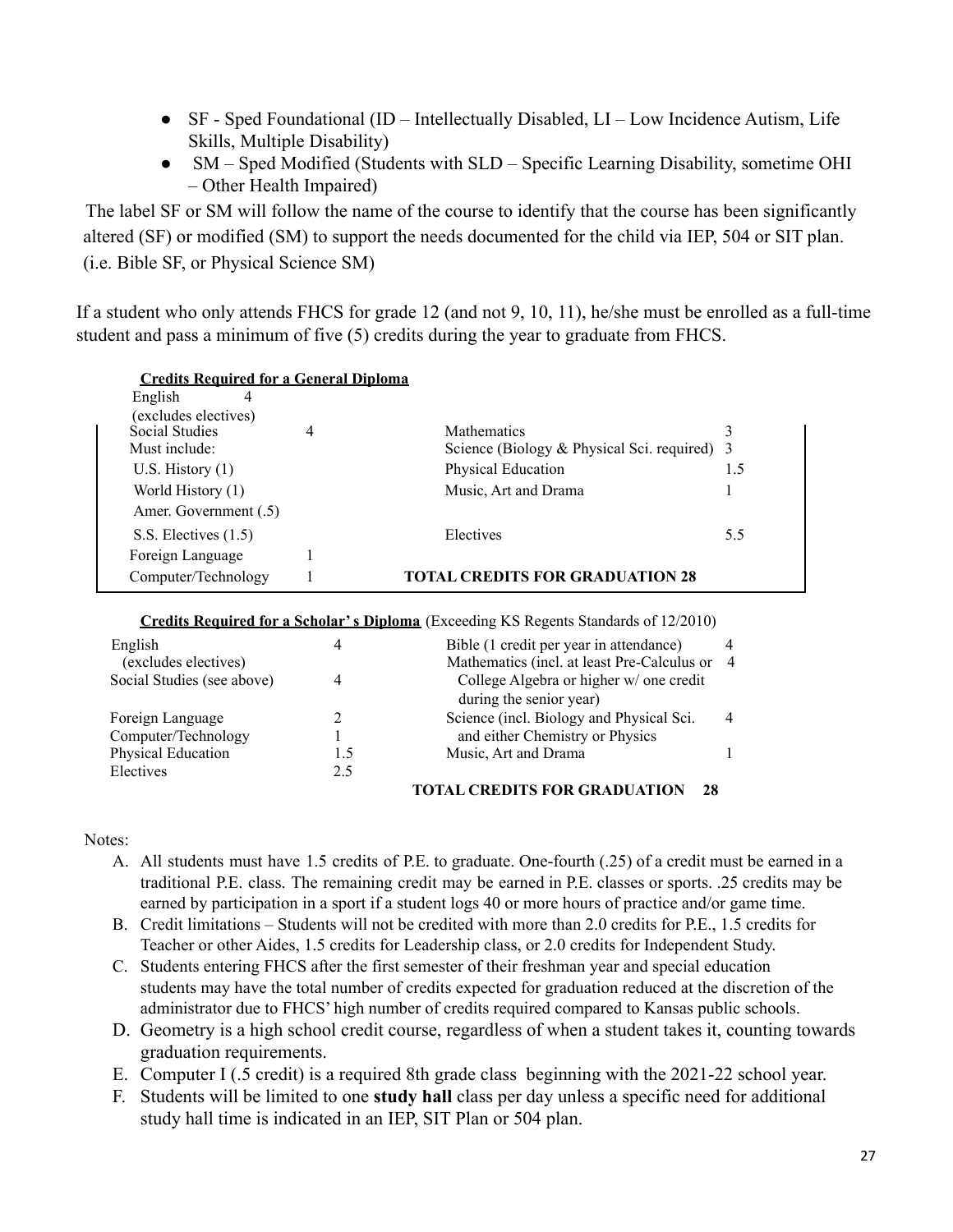- SF - Sped Foundational (ID – Intellectually Disabled, LI – Low Incidence Autism, Life Skills, Multiple Disability)
- SM – Sped Modified (Students with SLD – Specific Learning Disability, sometime OHI – Other Health Impaired)

The label SF or SM will follow the name of the course to identify that the course has been significantly altered (SF) or modified (SM) to support the needs documented for the child via IEP, 504 or SIT plan. (i.e. Bible SF, or Physical Science SM)

If a student who only attends FHCS for grade 12 (and not 9, 10, 11), he/she must be enrolled as a full-time student and pass a minimum of five (5) credits during the year to graduate from FHCS.

**Credits Required for a General Diploma**

| Subject | Credits | Subject | Credits |
|---|---|---|---|
| English (excludes electives) | 4 | | |
| Social Studies | 4 | Mathematics | 3 |
| Must include: | | Science (Biology & Physical Sci. required) | 3 |
| U.S. History (1) | | Physical Education | 1.5 |
| World History (1) | | Music, Art and Drama | 1 |
| Amer. Government (.5) | | | |
| S.S. Electives (1.5) | | Electives | 5.5 |
| Foreign Language | 1 | | |
| Computer/Technology | 1 | **TOTAL CREDITS FOR GRADUATION 28** | |

**Credits Required for a Scholar's Diploma** (Exceeding KS Regents Standards of 12/2010)

| Subject | Credits | Subject | Credits |
|---|---|---|---|
| English (excludes electives) | 4 | Bible (1 credit per year in attendance) | 4 |
| Social Studies (see above) | 4 | Mathematics (incl. at least Pre-Calculus or College Algebra or higher w/ one credit during the senior year) | 4 |
| Foreign Language | 2 | Science (incl. Biology and Physical Sci. and either Chemistry or Physics | 4 |
| Computer/Technology | 1 | | |
| Physical Education | 1.5 | Music, Art and Drama | 1 |
| Electives | 2.5 | | |
| | | **TOTAL CREDITS FOR GRADUATION** | **28** |

Notes:

A. All students must have 1.5 credits of P.E. to graduate. One-fourth (.25) of a credit must be earned in a traditional P.E. class. The remaining credit may be earned in P.E. classes or sports. .25 credits may be earned by participation in a sport if a student logs 40 or more hours of practice and/or game time.
B. Credit limitations – Students will not be credited with more than 2.0 credits for P.E., 1.5 credits for Teacher or other Aides, 1.5 credits for Leadership class, or 2.0 credits for Independent Study.
C. Students entering FHCS after the first semester of their freshman year and special education students may have the total number of credits expected for graduation reduced at the discretion of the administrator due to FHCS' high number of credits required compared to Kansas public schools.
D. Geometry is a high school credit course, regardless of when a student takes it, counting towards graduation requirements.
E. Computer I (.5 credit) is a required 8th grade class beginning with the 2021-22 school year.
F. Students will be limited to one **study hall** class per day unless a specific need for additional study hall time is indicated in an IEP, SIT Plan or 504 plan.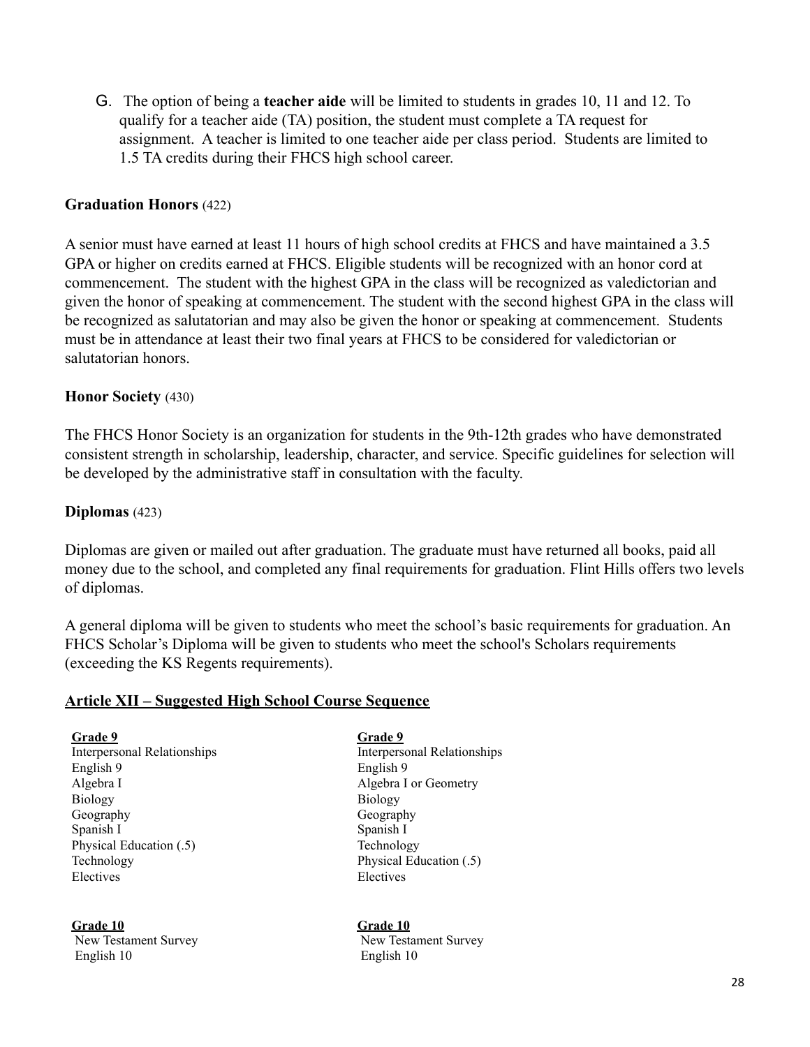G. The option of being a **teacher aide** will be limited to students in grades 10, 11 and 12. To qualify for a teacher aide (TA) position, the student must complete a TA request for assignment. A teacher is limited to one teacher aide per class period. Students are limited to 1.5 TA credits during their FHCS high school career.

**Graduation Honors** (422)

A senior must have earned at least 11 hours of high school credits at FHCS and have maintained a 3.5 GPA or higher on credits earned at FHCS. Eligible students will be recognized with an honor cord at commencement. The student with the highest GPA in the class will be recognized as valedictorian and given the honor of speaking at commencement. The student with the second highest GPA in the class will be recognized as salutatorian and may also be given the honor or speaking at commencement. Students must be in attendance at least their two final years at FHCS to be considered for valedictorian or salutatorian honors.

**Honor Society** (430)

The FHCS Honor Society is an organization for students in the 9th-12th grades who have demonstrated consistent strength in scholarship, leadership, character, and service. Specific guidelines for selection will be developed by the administrative staff in consultation with the faculty.

**Diplomas** (423)

Diplomas are given or mailed out after graduation. The graduate must have returned all books, paid all money due to the school, and completed any final requirements for graduation. Flint Hills offers two levels of diplomas.

A general diploma will be given to students who meet the school's basic requirements for graduation. An FHCS Scholar's Diploma will be given to students who meet the school's Scholars requirements (exceeding the KS Regents requirements).

## Article XII – Suggested High School Course Sequence

**Grade 9**
Interpersonal Relationships
English 9
Algebra I
Biology
Geography
Spanish I
Physical Education (.5)
Technology
Electives

**Grade 9**
Interpersonal Relationships
English 9
Algebra I or Geometry
Biology
Geography
Spanish I
Technology
Physical Education (.5)
Electives

**Grade 10**
New Testament Survey
English 10

**Grade 10**
New Testament Survey
English 10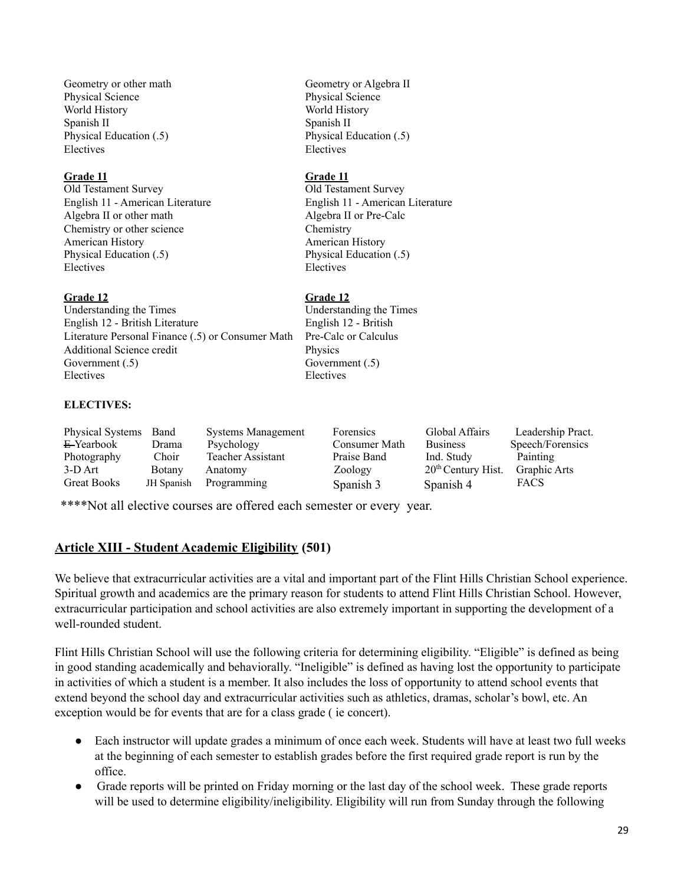Geometry or other math
Physical Science
World History
Spanish II
Physical Education (.5)
Electives

**Grade 11**
Old Testament Survey
English 11 - American Literature
Algebra II or other math
Chemistry or other science
American History
Physical Education (.5)
Electives

**Grade 12**
Understanding the Times
English 12 - British Literature
Literature Personal Finance (.5) or Consumer Math
Additional Science credit
Government (.5)
Electives

Geometry or Algebra II
Physical Science
World History
Spanish II
Physical Education (.5)
Electives

**Grade 11**
Old Testament Survey
English 11 - American Literature
Algebra II or Pre-Calc
Chemistry
American History
Physical Education (.5)
Electives

**Grade 12**
Understanding the Times
English 12 - British
Pre-Calc or Calculus
Physics
Government (.5)
Electives

**ELECTIVES:**

| | | | | | |
|---|---|---|---|---|---|
| Physical Systems | Band | Systems Management | Forensics | Global Affairs | Leadership Pract. |
| ~~E~~ Yearbook | Drama | Psychology | Consumer Math | Business | Speech/Forensics |
| Photography | Choir | Teacher Assistant | Praise Band | Ind. Study | Painting |
| 3-D Art | Botany | Anatomy | Zoology | 20th Century Hist. | Graphic Arts |
| Great Books | JH Spanish | Programming | Spanish 3 | Spanish 4 | FACS |

****Not all elective courses are offered each semester or every year.

## Article XIII - Student Academic Eligibility (501)

We believe that extracurricular activities are a vital and important part of the Flint Hills Christian School experience. Spiritual growth and academics are the primary reason for students to attend Flint Hills Christian School. However, extracurricular participation and school activities are also extremely important in supporting the development of a well-rounded student.

Flint Hills Christian School will use the following criteria for determining eligibility. "Eligible" is defined as being in good standing academically and behaviorally. "Ineligible" is defined as having lost the opportunity to participate in activities of which a student is a member. It also includes the loss of opportunity to attend school events that extend beyond the school day and extracurricular activities such as athletics, dramas, scholar's bowl, etc. An exception would be for events that are for a class grade ( ie concert).

- Each instructor will update grades a minimum of once each week. Students will have at least two full weeks at the beginning of each semester to establish grades before the first required grade report is run by the office.
- Grade reports will be printed on Friday morning or the last day of the school week. These grade reports will be used to determine eligibility/ineligibility. Eligibility will run from Sunday through the following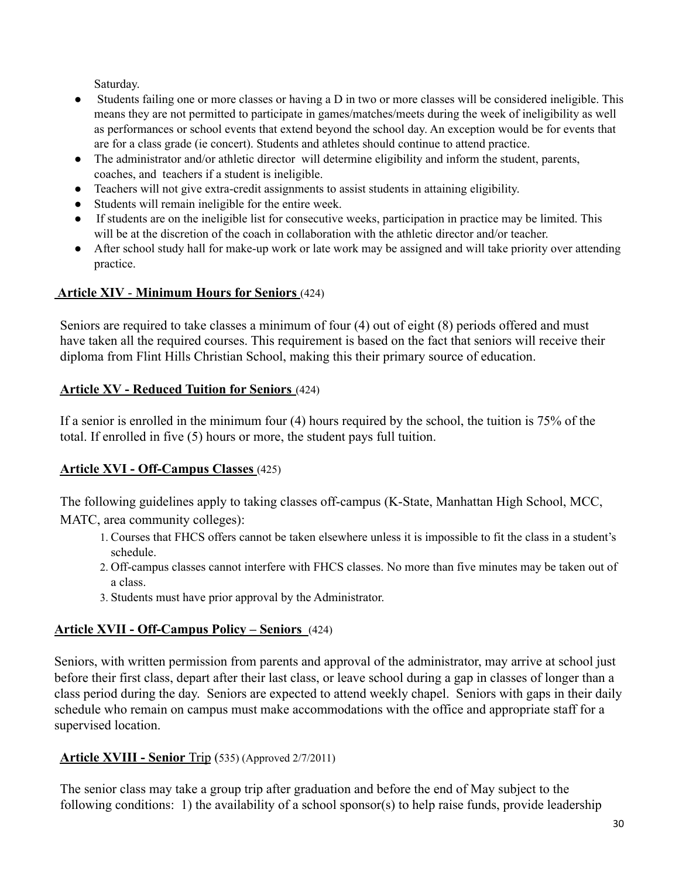Saturday.

- Students failing one or more classes or having a D in two or more classes will be considered ineligible. This means they are not permitted to participate in games/matches/meets during the week of ineligibility as well as performances or school events that extend beyond the school day. An exception would be for events that are for a class grade (ie concert). Students and athletes should continue to attend practice.
- The administrator and/or athletic director will determine eligibility and inform the student, parents, coaches, and teachers if a student is ineligible.
- Teachers will not give extra-credit assignments to assist students in attaining eligibility.
- Students will remain ineligible for the entire week.
- If students are on the ineligible list for consecutive weeks, participation in practice may be limited. This will be at the discretion of the coach in collaboration with the athletic director and/or teacher.
- After school study hall for make-up work or late work may be assigned and will take priority over attending practice.

**Article XIV - Minimum Hours for Seniors** (424)

Seniors are required to take classes a minimum of four (4) out of eight (8) periods offered and must have taken all the required courses. This requirement is based on the fact that seniors will receive their diploma from Flint Hills Christian School, making this their primary source of education.

**Article XV - Reduced Tuition for Seniors** (424)

If a senior is enrolled in the minimum four (4) hours required by the school, the tuition is 75% of the total. If enrolled in five (5) hours or more, the student pays full tuition.

**Article XVI - Off-Campus Classes** (425)

The following guidelines apply to taking classes off-campus (K-State, Manhattan High School, MCC, MATC, area community colleges):

1. Courses that FHCS offers cannot be taken elsewhere unless it is impossible to fit the class in a student's schedule.
2. Off-campus classes cannot interfere with FHCS classes. No more than five minutes may be taken out of a class.
3. Students must have prior approval by the Administrator.

**Article XVII - Off-Campus Policy – Seniors** (424)

Seniors, with written permission from parents and approval of the administrator, may arrive at school just before their first class, depart after their last class, or leave school during a gap in classes of longer than a class period during the day. Seniors are expected to attend weekly chapel. Seniors with gaps in their daily schedule who remain on campus must make accommodations with the office and appropriate staff for a supervised location.

**Article XVIII - Senior Trip** (535) (Approved 2/7/2011)

The senior class may take a group trip after graduation and before the end of May subject to the following conditions: 1) the availability of a school sponsor(s) to help raise funds, provide leadership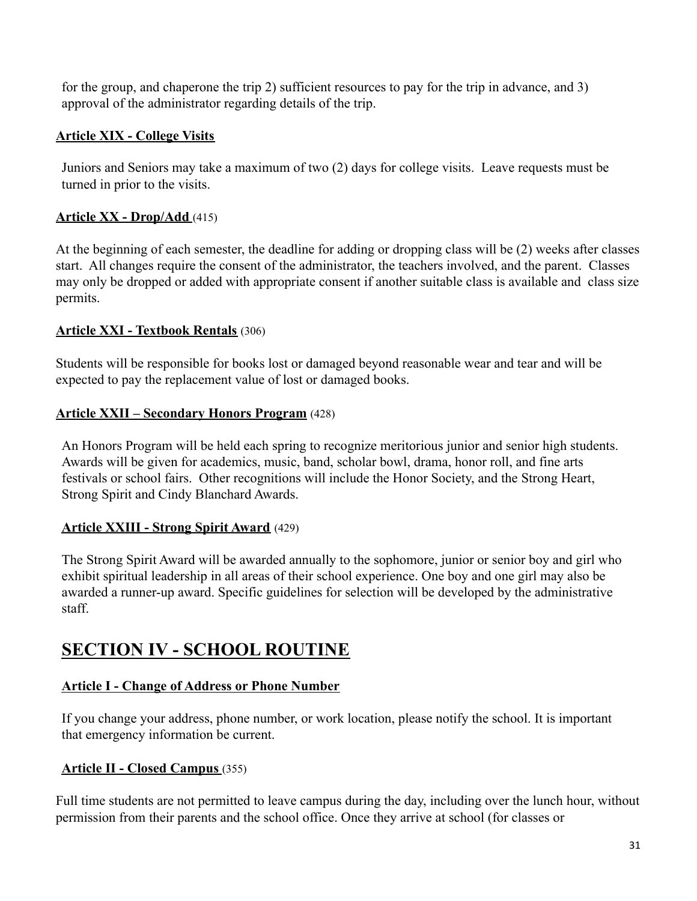for the group, and chaperone the trip 2) sufficient resources to pay for the trip in advance, and 3) approval of the administrator regarding details of the trip.

### Article XIX - College Visits

Juniors and Seniors may take a maximum of two (2) days for college visits. Leave requests must be turned in prior to the visits.

### Article XX - Drop/Add (415)

At the beginning of each semester, the deadline for adding or dropping class will be (2) weeks after classes start. All changes require the consent of the administrator, the teachers involved, and the parent. Classes may only be dropped or added with appropriate consent if another suitable class is available and class size permits.

### Article XXI - Textbook Rentals (306)

Students will be responsible for books lost or damaged beyond reasonable wear and tear and will be expected to pay the replacement value of lost or damaged books.

### Article XXII – Secondary Honors Program (428)

An Honors Program will be held each spring to recognize meritorious junior and senior high students. Awards will be given for academics, music, band, scholar bowl, drama, honor roll, and fine arts festivals or school fairs. Other recognitions will include the Honor Society, and the Strong Heart, Strong Spirit and Cindy Blanchard Awards.

### Article XXIII - Strong Spirit Award (429)

The Strong Spirit Award will be awarded annually to the sophomore, junior or senior boy and girl who exhibit spiritual leadership in all areas of their school experience. One boy and one girl may also be awarded a runner-up award. Specific guidelines for selection will be developed by the administrative staff.

## SECTION IV - SCHOOL ROUTINE

### Article I - Change of Address or Phone Number

If you change your address, phone number, or work location, please notify the school. It is important that emergency information be current.

### Article II - Closed Campus (355)

Full time students are not permitted to leave campus during the day, including over the lunch hour, without permission from their parents and the school office. Once they arrive at school (for classes or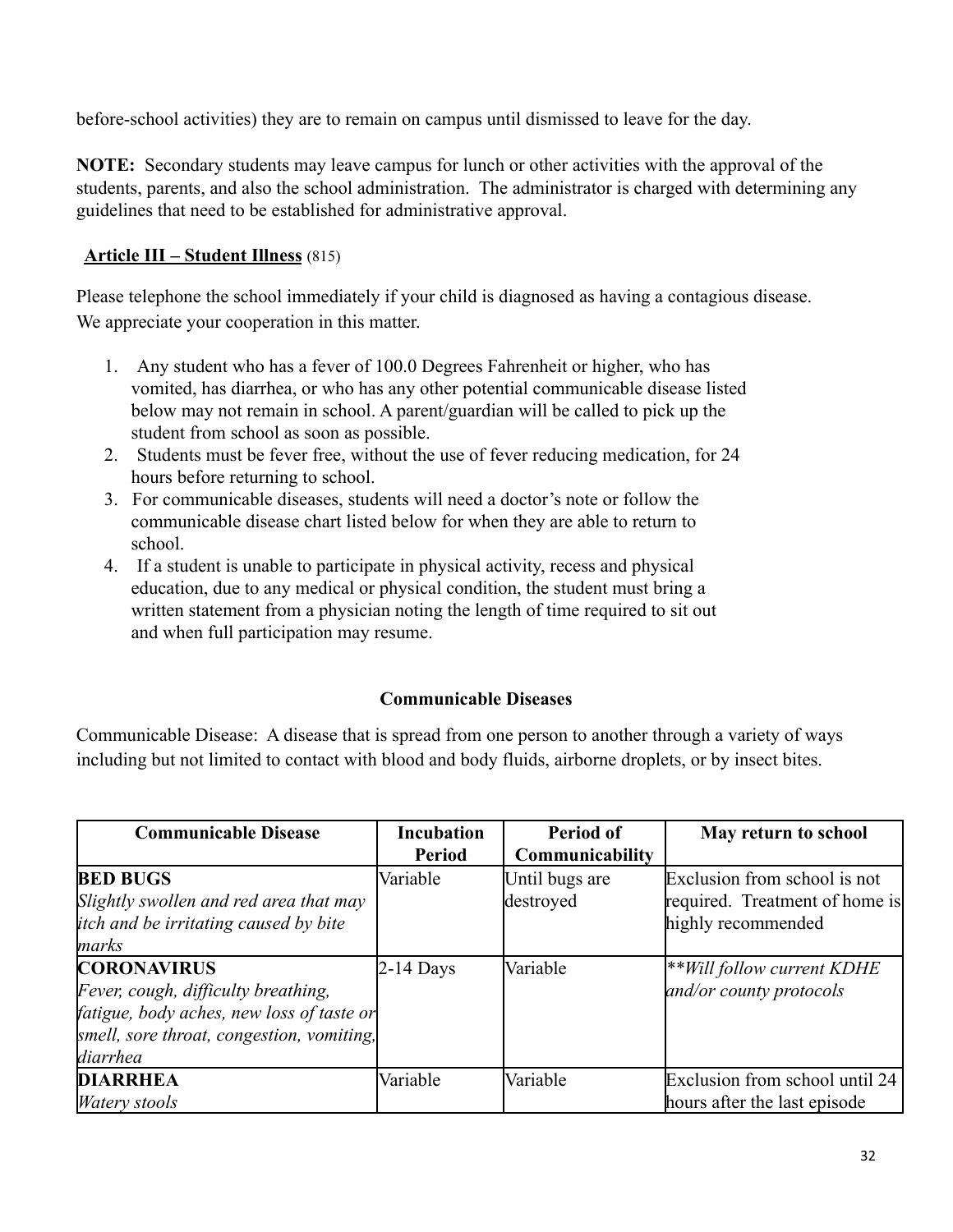before-school activities) they are to remain on campus until dismissed to leave for the day.

**NOTE:** Secondary students may leave campus for lunch or other activities with the approval of the students, parents, and also the school administration. The administrator is charged with determining any guidelines that need to be established for administrative approval.

**Article III – Student Illness** (815)

Please telephone the school immediately if your child is diagnosed as having a contagious disease. We appreciate your cooperation in this matter.

1. Any student who has a fever of 100.0 Degrees Fahrenheit or higher, who has vomited, has diarrhea, or who has any other potential communicable disease listed below may not remain in school. A parent/guardian will be called to pick up the student from school as soon as possible.
2. Students must be fever free, without the use of fever reducing medication, for 24 hours before returning to school.
3. For communicable diseases, students will need a doctor's note or follow the communicable disease chart listed below for when they are able to return to school.
4. If a student is unable to participate in physical activity, recess and physical education, due to any medical or physical condition, the student must bring a written statement from a physician noting the length of time required to sit out and when full participation may resume.

### Communicable Diseases

Communicable Disease: A disease that is spread from one person to another through a variety of ways including but not limited to contact with blood and body fluids, airborne droplets, or by insect bites.

| Communicable Disease | Incubation Period | Period of Communicability | May return to school |
|---|---|---|---|
| **BED BUGS**<br>*Slightly swollen and red area that may itch and be irritating caused by bite marks* | Variable | Until bugs are destroyed | Exclusion from school is not required. Treatment of home is highly recommended |
| **CORONAVIRUS**<br>*Fever, cough, difficulty breathing, fatigue, body aches, new loss of taste or smell, sore throat, congestion, vomiting, diarrhea* | 2-14 Days | Variable | *\*\*Will follow current KDHE and/or county protocols* |
| **DIARRHEA**<br>*Watery stools* | Variable | Variable | Exclusion from school until 24 hours after the last episode |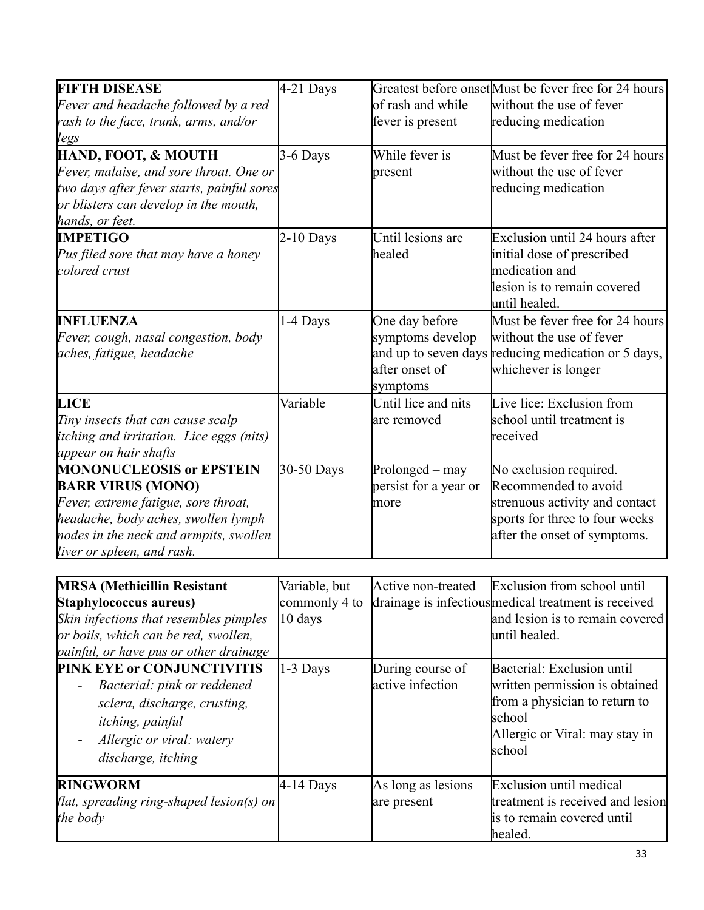| | | | |
|---|---|---|---|
| **FIFTH DISEASE**<br>*Fever and headache followed by a red rash to the face, trunk, arms, and/or legs* | 4-21 Days | Greatest before onset of rash and while fever is present | Must be fever free for 24 hours without the use of fever reducing medication |
| **HAND, FOOT, & MOUTH**<br>*Fever, malaise, and sore throat. One or two days after fever starts, painful sores or blisters can develop in the mouth, hands, or feet.* | 3-6 Days | While fever is present | Must be fever free for 24 hours without the use of fever reducing medication |
| **IMPETIGO**<br>*Pus filed sore that may have a honey colored crust* | 2-10 Days | Until lesions are healed | Exclusion until 24 hours after initial dose of prescribed medication and lesion is to remain covered until healed. |
| **INFLUENZA**<br>*Fever, cough, nasal congestion, body aches, fatigue, headache* | 1-4 Days | One day before symptoms develop and up to seven days after onset of symptoms | Must be fever free for 24 hours without the use of fever reducing medication or 5 days, whichever is longer |
| **LICE**<br>*Tiny insects that can cause scalp itching and irritation. Lice eggs (nits) appear on hair shafts* | Variable | Until lice and nits are removed | Live lice: Exclusion from school until treatment is received |
| **MONONUCLEOSIS or EPSTEIN BARR VIRUS (MONO)**<br>*Fever, extreme fatigue, sore throat, headache, body aches, swollen lymph nodes in the neck and armpits, swollen liver or spleen, and rash.* | 30-50 Days | Prolonged – may persist for a year or more | No exclusion required. Recommended to avoid strenuous activity and contact sports for three to four weeks after the onset of symptoms. |
| **MRSA (Methicillin Resistant Staphylococcus aureus)**<br>*Skin infections that resembles pimples or boils, which can be red, swollen, painful, or have pus or other drainage* | Variable, but commonly 4 to 10 days | Active non-treated drainage is infectious | Exclusion from school until medical treatment is received and lesion is to remain covered until healed. |
| **PINK EYE or CONJUNCTIVITIS**<br>- *Bacterial: pink or reddened sclera, discharge, crusting, itching, painful*<br>- *Allergic or viral: watery discharge, itching* | 1-3 Days | During course of active infection | Bacterial: Exclusion until written permission is obtained from a physician to return to school<br>Allergic or Viral: may stay in school |
| **RINGWORM**<br>*flat, spreading ring-shaped lesion(s) on the body* | 4-14 Days | As long as lesions are present | Exclusion until medical treatment is received and lesion is to remain covered until healed. |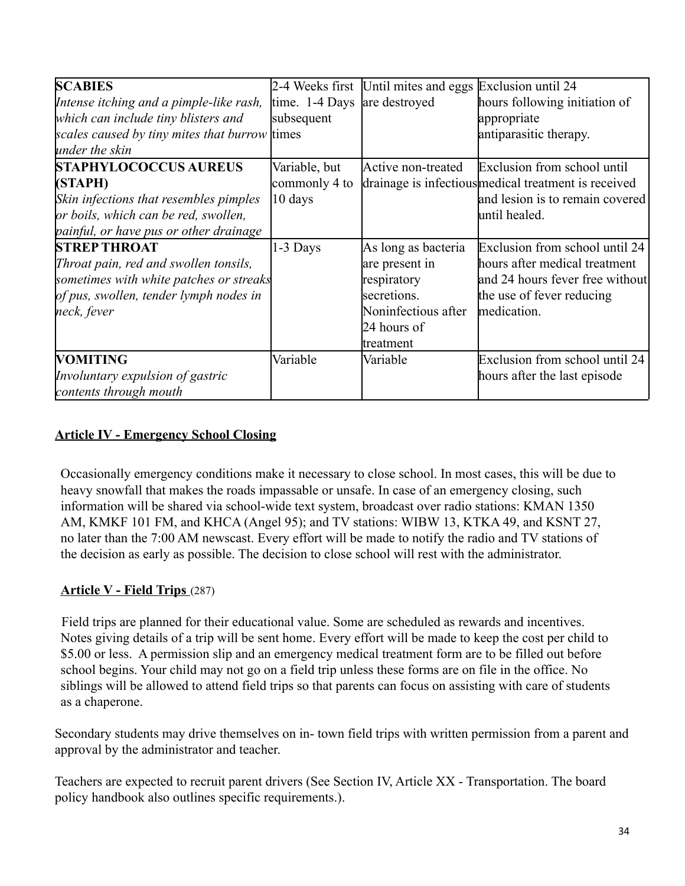| | | | |
|---|---|---|---|
| **SCABIES** *Intense itching and a pimple-like rash, which can include tiny blisters and scales caused by tiny mites that burrow under the skin* | 2-4 Weeks first time. 1-4 Days subsequent times | Until mites and eggs are destroyed | Exclusion until 24 hours following initiation of appropriate antiparasitic therapy. |
| **STAPHYLOCOCCUS AUREUS (STAPH)** *Skin infections that resembles pimples or boils, which can be red, swollen, painful, or have pus or other drainage* | Variable, but commonly 4 to 10 days | Active non-treated drainage is infectious | Exclusion from school until medical treatment is received and lesion is to remain covered until healed. |
| **STREP THROAT** *Throat pain, red and swollen tonsils, sometimes with white patches or streaks of pus, swollen, tender lymph nodes in neck, fever* | 1-3 Days | As long as bacteria are present in respiratory secretions. Noninfectious after 24 hours of treatment | Exclusion from school until 24 hours after medical treatment and 24 hours fever free without the use of fever reducing medication. |
| **VOMITING** *Involuntary expulsion of gastric contents through mouth* | Variable | Variable | Exclusion from school until 24 hours after the last episode |

## Article IV - Emergency School Closing

Occasionally emergency conditions make it necessary to close school. In most cases, this will be due to heavy snowfall that makes the roads impassable or unsafe. In case of an emergency closing, such information will be shared via school-wide text system, broadcast over radio stations: KMAN 1350 AM, KMKF 101 FM, and KHCA (Angel 95); and TV stations: WIBW 13, KTKA 49, and KSNT 27, no later than the 7:00 AM newscast. Every effort will be made to notify the radio and TV stations of the decision as early as possible. The decision to close school will rest with the administrator.

## Article V - Field Trips (287)

Field trips are planned for their educational value. Some are scheduled as rewards and incentives. Notes giving details of a trip will be sent home. Every effort will be made to keep the cost per child to $5.00 or less. A permission slip and an emergency medical treatment form are to be filled out before school begins. Your child may not go on a field trip unless these forms are on file in the office. No siblings will be allowed to attend field trips so that parents can focus on assisting with care of students as a chaperone.

Secondary students may drive themselves on in- town field trips with written permission from a parent and approval by the administrator and teacher.

Teachers are expected to recruit parent drivers (See Section IV, Article XX - Transportation. The board policy handbook also outlines specific requirements.).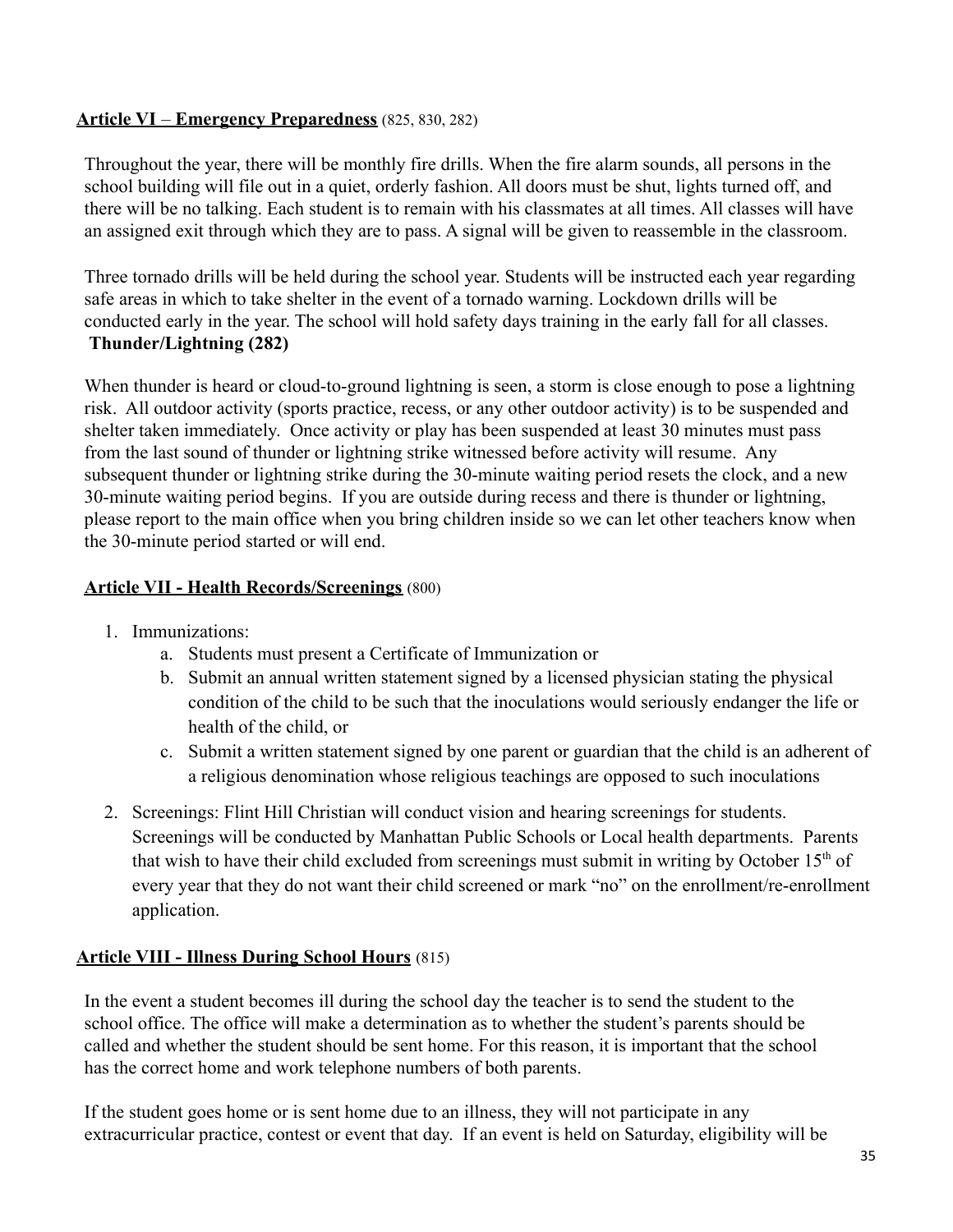**Article VI – Emergency Preparedness** (825, 830, 282)

Throughout the year, there will be monthly fire drills. When the fire alarm sounds, all persons in the school building will file out in a quiet, orderly fashion. All doors must be shut, lights turned off, and there will be no talking. Each student is to remain with his classmates at all times. All classes will have an assigned exit through which they are to pass. A signal will be given to reassemble in the classroom.

Three tornado drills will be held during the school year. Students will be instructed each year regarding safe areas in which to take shelter in the event of a tornado warning. Lockdown drills will be conducted early in the year. The school will hold safety days training in the early fall for all classes.

**Thunder/Lightning (282)**

When thunder is heard or cloud-to-ground lightning is seen, a storm is close enough to pose a lightning risk. All outdoor activity (sports practice, recess, or any other outdoor activity) is to be suspended and shelter taken immediately. Once activity or play has been suspended at least 30 minutes must pass from the last sound of thunder or lightning strike witnessed before activity will resume. Any subsequent thunder or lightning strike during the 30-minute waiting period resets the clock, and a new 30-minute waiting period begins. If you are outside during recess and there is thunder or lightning, please report to the main office when you bring children inside so we can let other teachers know when the 30-minute period started or will end.

**Article VII - Health Records/Screenings** (800)

1. Immunizations:
    a. Students must present a Certificate of Immunization or
    b. Submit an annual written statement signed by a licensed physician stating the physical condition of the child to be such that the inoculations would seriously endanger the life or health of the child, or
    c. Submit a written statement signed by one parent or guardian that the child is an adherent of a religious denomination whose religious teachings are opposed to such inoculations
2. Screenings: Flint Hill Christian will conduct vision and hearing screenings for students. Screenings will be conducted by Manhattan Public Schools or Local health departments. Parents that wish to have their child excluded from screenings must submit in writing by October 15th of every year that they do not want their child screened or mark "no" on the enrollment/re-enrollment application.

**Article VIII - Illness During School Hours** (815)

In the event a student becomes ill during the school day the teacher is to send the student to the school office. The office will make a determination as to whether the student's parents should be called and whether the student should be sent home. For this reason, it is important that the school has the correct home and work telephone numbers of both parents.

If the student goes home or is sent home due to an illness, they will not participate in any extracurricular practice, contest or event that day. If an event is held on Saturday, eligibility will be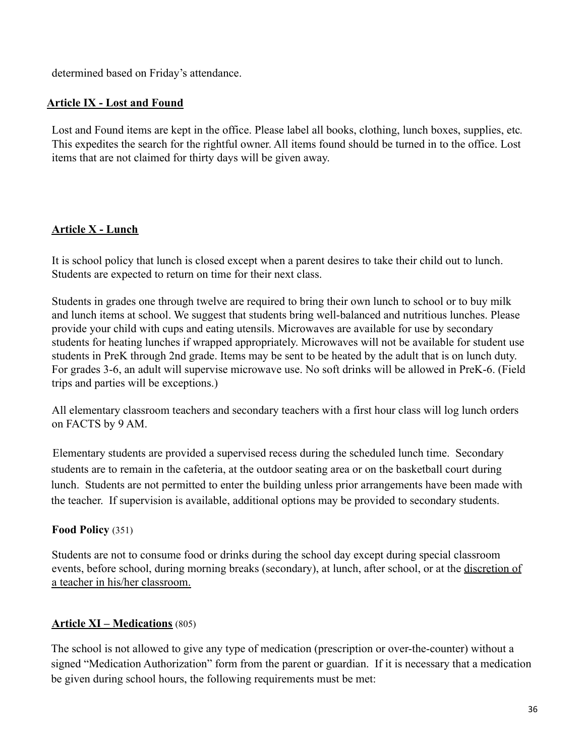determined based on Friday's attendance.

## <u>**Article IX - Lost and Found**</u>

Lost and Found items are kept in the office. Please label all books, clothing, lunch boxes, supplies, etc. This expedites the search for the rightful owner. All items found should be turned in to the office. Lost items that are not claimed for thirty days will be given away.

## <u>**Article X - Lunch**</u>

It is school policy that lunch is closed except when a parent desires to take their child out to lunch. Students are expected to return on time for their next class.

Students in grades one through twelve are required to bring their own lunch to school or to buy milk and lunch items at school. We suggest that students bring well-balanced and nutritious lunches. Please provide your child with cups and eating utensils. Microwaves are available for use by secondary students for heating lunches if wrapped appropriately. Microwaves will not be available for student use students in PreK through 2nd grade. Items may be sent to be heated by the adult that is on lunch duty. For grades 3-6, an adult will supervise microwave use. No soft drinks will be allowed in PreK-6. (Field trips and parties will be exceptions.)

All elementary classroom teachers and secondary teachers with a first hour class will log lunch orders on FACTS by 9 AM.

Elementary students are provided a supervised recess during the scheduled lunch time. Secondary students are to remain in the cafeteria, at the outdoor seating area or on the basketball court during lunch. Students are not permitted to enter the building unless prior arrangements have been made with the teacher. If supervision is available, additional options may be provided to secondary students.

### **Food Policy** (351)

Students are not to consume food or drinks during the school day except during special classroom events, before school, during morning breaks (secondary), at lunch, after school, or at the <u>discretion of a teacher in his/her classroom.</u>

## <u>**Article XI – Medications**</u> (805)

The school is not allowed to give any type of medication (prescription or over-the-counter) without a signed "Medication Authorization" form from the parent or guardian. If it is necessary that a medication be given during school hours, the following requirements must be met: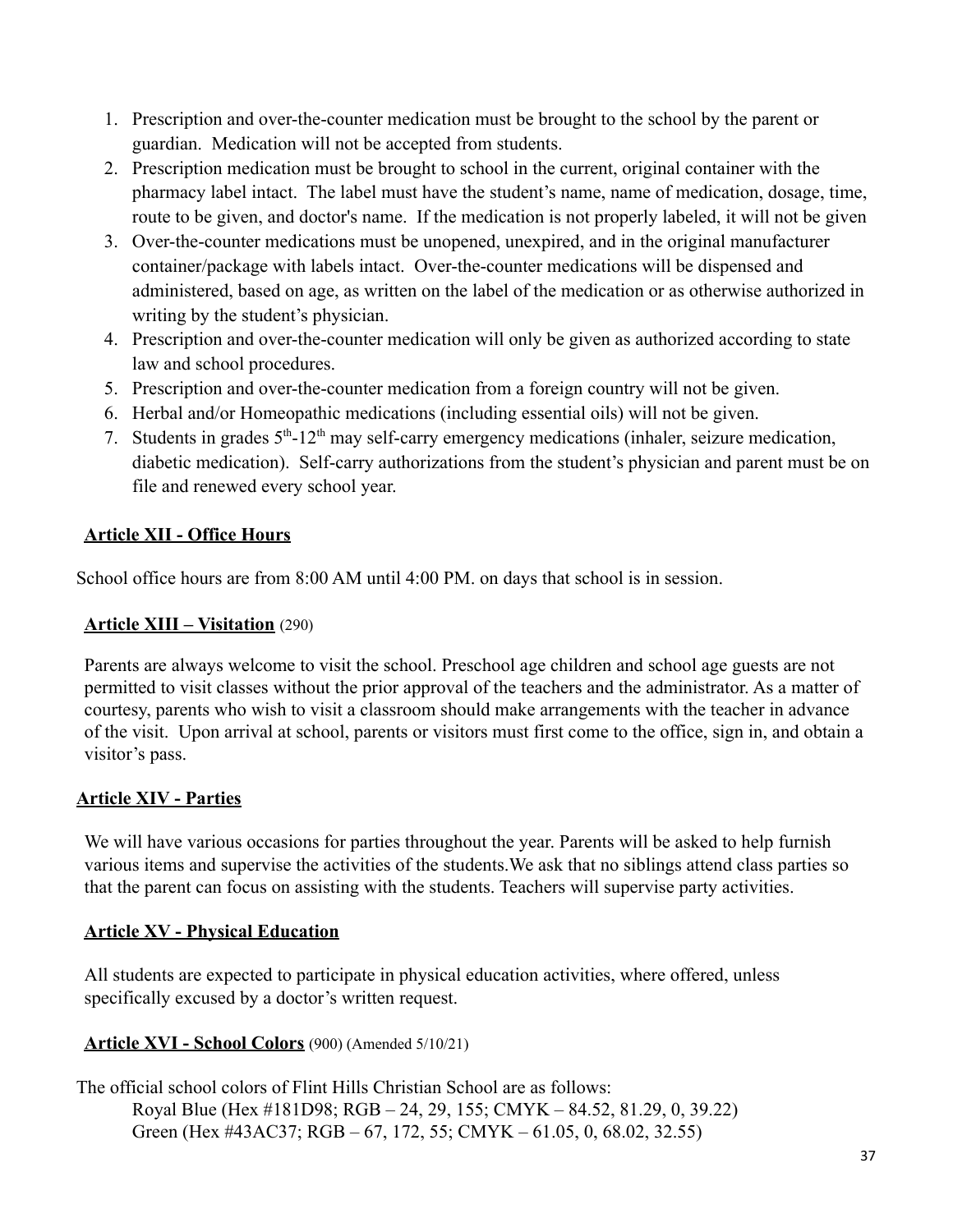1. Prescription and over-the-counter medication must be brought to the school by the parent or guardian. Medication will not be accepted from students.
2. Prescription medication must be brought to school in the current, original container with the pharmacy label intact. The label must have the student's name, name of medication, dosage, time, route to be given, and doctor's name. If the medication is not properly labeled, it will not be given
3. Over-the-counter medications must be unopened, unexpired, and in the original manufacturer container/package with labels intact. Over-the-counter medications will be dispensed and administered, based on age, as written on the label of the medication or as otherwise authorized in writing by the student's physician.
4. Prescription and over-the-counter medication will only be given as authorized according to state law and school procedures.
5. Prescription and over-the-counter medication from a foreign country will not be given.
6. Herbal and/or Homeopathic medications (including essential oils) will not be given.
7. Students in grades 5th-12th may self-carry emergency medications (inhaler, seizure medication, diabetic medication). Self-carry authorizations from the student's physician and parent must be on file and renewed every school year.

## **Article XII - Office Hours**

School office hours are from 8:00 AM until 4:00 PM. on days that school is in session.

## **Article XIII – Visitation** (290)

Parents are always welcome to visit the school. Preschool age children and school age guests are not permitted to visit classes without the prior approval of the teachers and the administrator. As a matter of courtesy, parents who wish to visit a classroom should make arrangements with the teacher in advance of the visit. Upon arrival at school, parents or visitors must first come to the office, sign in, and obtain a visitor's pass.

## **Article XIV - Parties**

We will have various occasions for parties throughout the year. Parents will be asked to help furnish various items and supervise the activities of the students.We ask that no siblings attend class parties so that the parent can focus on assisting with the students. Teachers will supervise party activities.

## **Article XV - Physical Education**

All students are expected to participate in physical education activities, where offered, unless specifically excused by a doctor's written request.

## **Article XVI - School Colors** (900) (Amended 5/10/21)

The official school colors of Flint Hills Christian School are as follows:

Royal Blue (Hex #181D98; RGB – 24, 29, 155; CMYK – 84.52, 81.29, 0, 39.22)
Green (Hex #43AC37; RGB – 67, 172, 55; CMYK – 61.05, 0, 68.02, 32.55)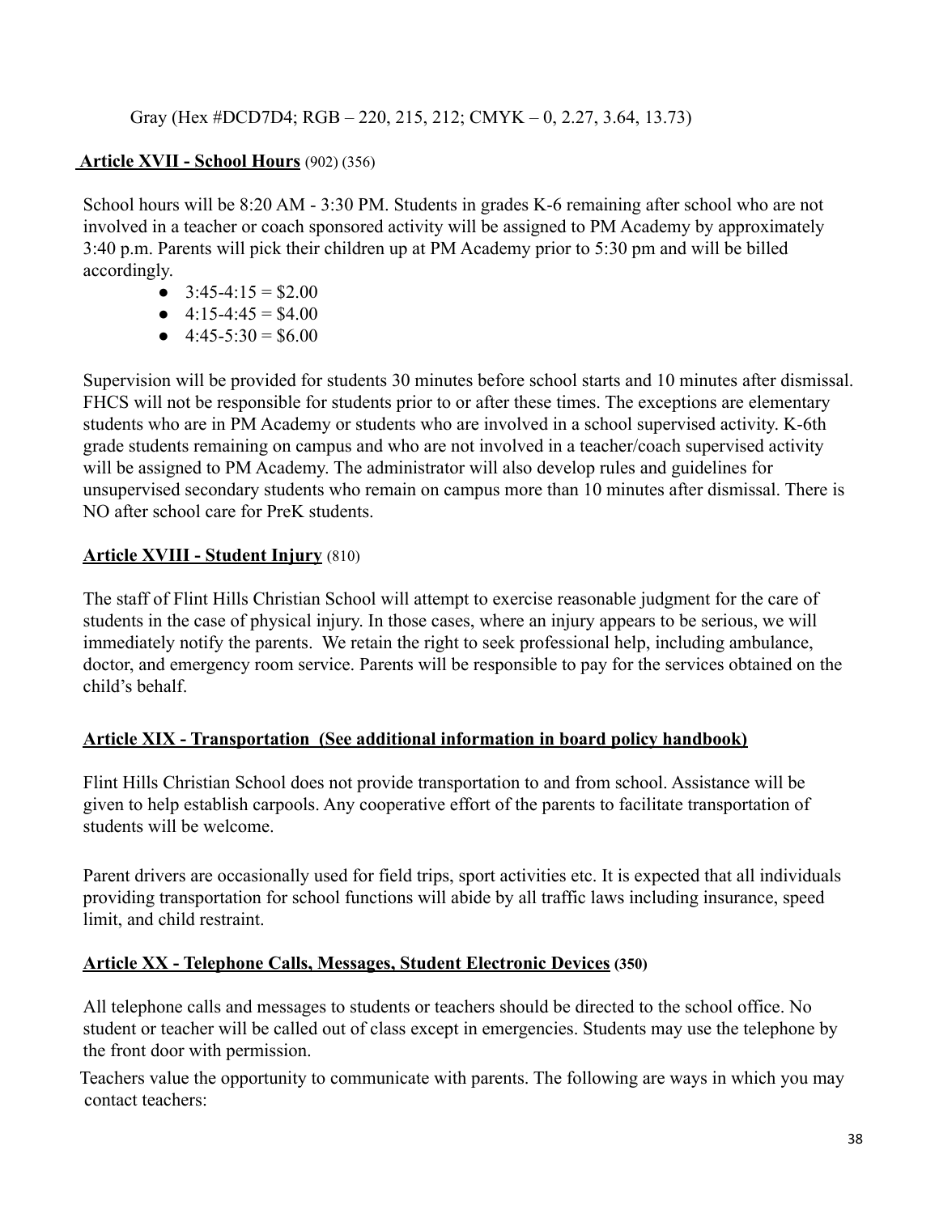Gray (Hex #DCD7D4; RGB – 220, 215, 212; CMYK – 0, 2.27, 3.64, 13.73)

## Article XVII - School Hours (902) (356)

School hours will be 8:20 AM - 3:30 PM. Students in grades K-6 remaining after school who are not involved in a teacher or coach sponsored activity will be assigned to PM Academy by approximately 3:40 p.m. Parents will pick their children up at PM Academy prior to 5:30 pm and will be billed accordingly.

- 3:45-4:15 = $2.00
- 4:15-4:45 = $4.00
- 4:45-5:30 = $6.00

Supervision will be provided for students 30 minutes before school starts and 10 minutes after dismissal. FHCS will not be responsible for students prior to or after these times. The exceptions are elementary students who are in PM Academy or students who are involved in a school supervised activity. K-6th grade students remaining on campus and who are not involved in a teacher/coach supervised activity will be assigned to PM Academy. The administrator will also develop rules and guidelines for unsupervised secondary students who remain on campus more than 10 minutes after dismissal. There is NO after school care for PreK students.

## Article XVIII - Student Injury (810)

The staff of Flint Hills Christian School will attempt to exercise reasonable judgment for the care of students in the case of physical injury. In those cases, where an injury appears to be serious, we will immediately notify the parents. We retain the right to seek professional help, including ambulance, doctor, and emergency room service. Parents will be responsible to pay for the services obtained on the child's behalf.

## Article XIX - Transportation (See additional information in board policy handbook)

Flint Hills Christian School does not provide transportation to and from school. Assistance will be given to help establish carpools. Any cooperative effort of the parents to facilitate transportation of students will be welcome.

Parent drivers are occasionally used for field trips, sport activities etc. It is expected that all individuals providing transportation for school functions will abide by all traffic laws including insurance, speed limit, and child restraint.

## Article XX - Telephone Calls, Messages, Student Electronic Devices (350)

All telephone calls and messages to students or teachers should be directed to the school office. No student or teacher will be called out of class except in emergencies. Students may use the telephone by the front door with permission.

Teachers value the opportunity to communicate with parents. The following are ways in which you may contact teachers: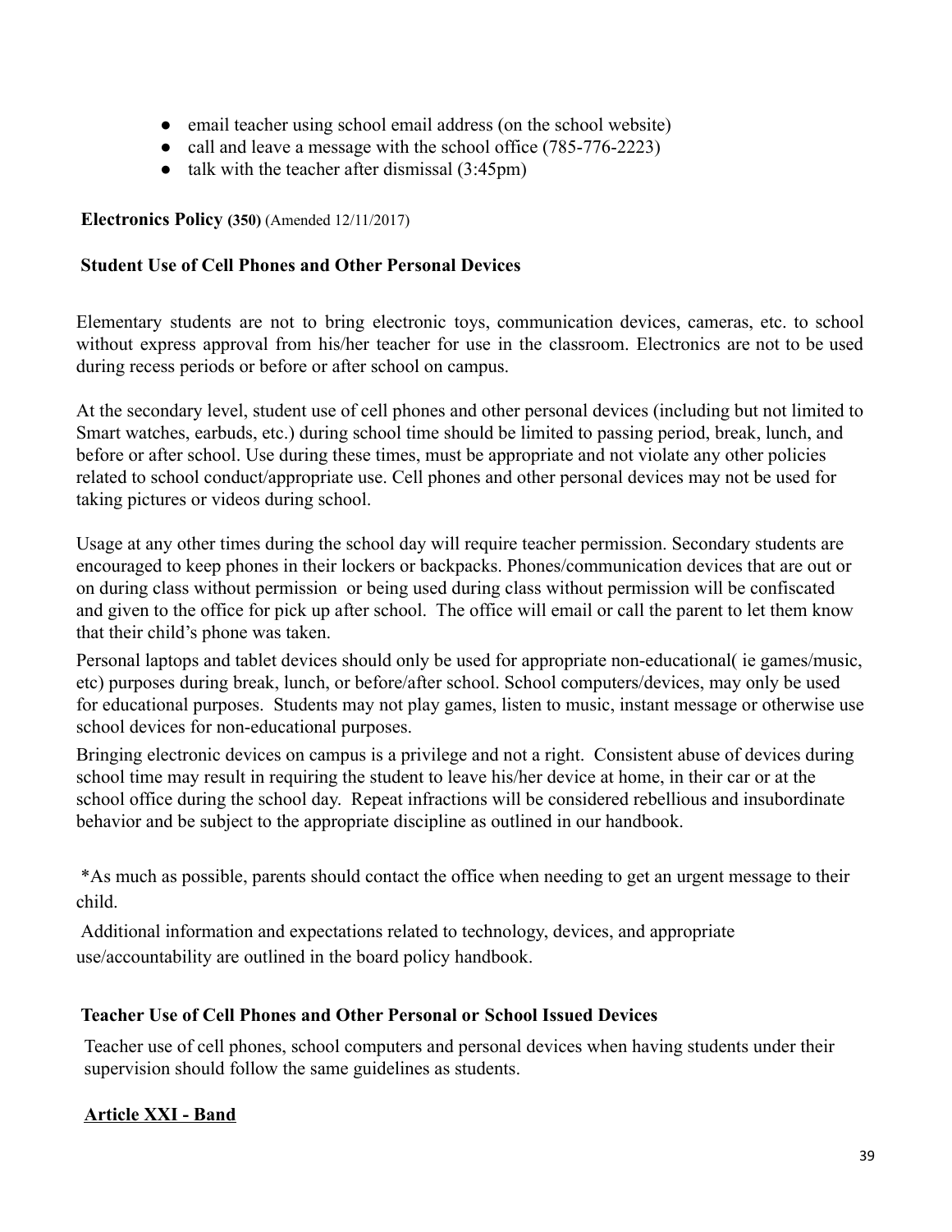- email teacher using school email address (on the school website)
- call and leave a message with the school office (785-776-2223)
- talk with the teacher after dismissal (3:45pm)

**Electronics Policy (350)** (Amended 12/11/2017)

**Student Use of Cell Phones and Other Personal Devices**

Elementary students are not to bring electronic toys, communication devices, cameras, etc. to school without express approval from his/her teacher for use in the classroom. Electronics are not to be used during recess periods or before or after school on campus.

At the secondary level, student use of cell phones and other personal devices (including but not limited to Smart watches, earbuds, etc.) during school time should be limited to passing period, break, lunch, and before or after school. Use during these times, must be appropriate and not violate any other policies related to school conduct/appropriate use. Cell phones and other personal devices may not be used for taking pictures or videos during school.

Usage at any other times during the school day will require teacher permission. Secondary students are encouraged to keep phones in their lockers or backpacks. Phones/communication devices that are out or on during class without permission or being used during class without permission will be confiscated and given to the office for pick up after school. The office will email or call the parent to let them know that their child's phone was taken.

Personal laptops and tablet devices should only be used for appropriate non-educational( ie games/music, etc) purposes during break, lunch, or before/after school. School computers/devices, may only be used for educational purposes. Students may not play games, listen to music, instant message or otherwise use school devices for non-educational purposes.

Bringing electronic devices on campus is a privilege and not a right. Consistent abuse of devices during school time may result in requiring the student to leave his/her device at home, in their car or at the school office during the school day. Repeat infractions will be considered rebellious and insubordinate behavior and be subject to the appropriate discipline as outlined in our handbook.

*As much as possible, parents should contact the office when needing to get an urgent message to their child.

Additional information and expectations related to technology, devices, and appropriate use/accountability are outlined in the board policy handbook.

**Teacher Use of Cell Phones and Other Personal or School Issued Devices**

Teacher use of cell phones, school computers and personal devices when having students under their supervision should follow the same guidelines as students.

## **Article XXI - Band**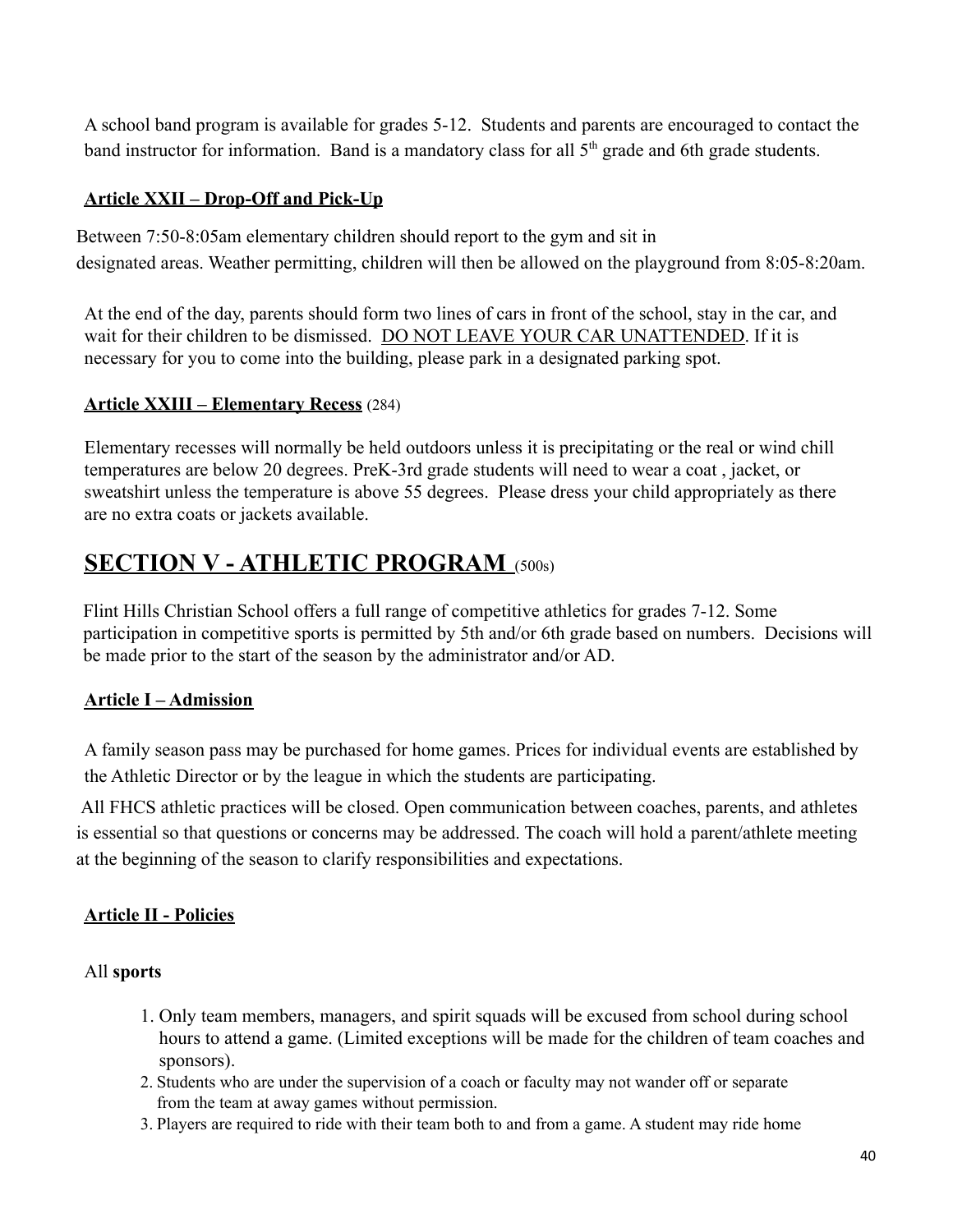A school band program is available for grades 5-12. Students and parents are encouraged to contact the band instructor for information. Band is a mandatory class for all 5th grade and 6th grade students.

**Article XXII – Drop-Off and Pick-Up**

Between 7:50-8:05am elementary children should report to the gym and sit in designated areas. Weather permitting, children will then be allowed on the playground from 8:05-8:20am.

At the end of the day, parents should form two lines of cars in front of the school, stay in the car, and wait for their children to be dismissed. DO NOT LEAVE YOUR CAR UNATTENDED. If it is necessary for you to come into the building, please park in a designated parking spot.

**Article XXIII – Elementary Recess** (284)

Elementary recesses will normally be held outdoors unless it is precipitating or the real or wind chill temperatures are below 20 degrees. PreK-3rd grade students will need to wear a coat , jacket, or sweatshirt unless the temperature is above 55 degrees. Please dress your child appropriately as there are no extra coats or jackets available.

# SECTION V - ATHLETIC PROGRAM (500s)

Flint Hills Christian School offers a full range of competitive athletics for grades 7-12. Some participation in competitive sports is permitted by 5th and/or 6th grade based on numbers. Decisions will be made prior to the start of the season by the administrator and/or AD.

**Article I – Admission**

A family season pass may be purchased for home games. Prices for individual events are established by the Athletic Director or by the league in which the students are participating.

All FHCS athletic practices will be closed. Open communication between coaches, parents, and athletes is essential so that questions or concerns may be addressed. The coach will hold a parent/athlete meeting at the beginning of the season to clarify responsibilities and expectations.

**Article II - Policies**

All **sports**

1. Only team members, managers, and spirit squads will be excused from school during school hours to attend a game. (Limited exceptions will be made for the children of team coaches and sponsors).
2. Students who are under the supervision of a coach or faculty may not wander off or separate from the team at away games without permission.
3. Players are required to ride with their team both to and from a game. A student may ride home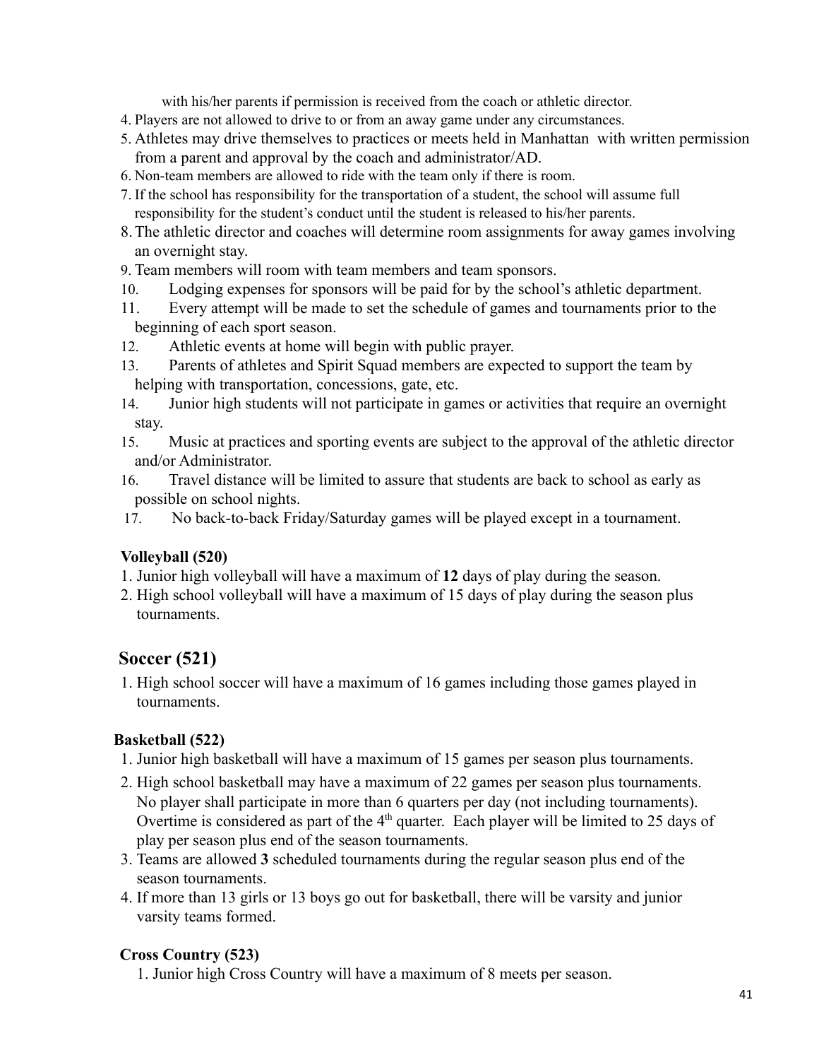with his/her parents if permission is received from the coach or athletic director.

4. Players are not allowed to drive to or from an away game under any circumstances.
5. Athletes may drive themselves to practices or meets held in Manhattan with written permission from a parent and approval by the coach and administrator/AD.
6. Non-team members are allowed to ride with the team only if there is room.
7. If the school has responsibility for the transportation of a student, the school will assume full responsibility for the student's conduct until the student is released to his/her parents.
8. The athletic director and coaches will determine room assignments for away games involving an overnight stay.
9. Team members will room with team members and team sponsors.
10. Lodging expenses for sponsors will be paid for by the school's athletic department.
11. Every attempt will be made to set the schedule of games and tournaments prior to the beginning of each sport season.
12. Athletic events at home will begin with public prayer.
13. Parents of athletes and Spirit Squad members are expected to support the team by helping with transportation, concessions, gate, etc.
14. Junior high students will not participate in games or activities that require an overnight stay.
15. Music at practices and sporting events are subject to the approval of the athletic director and/or Administrator.
16. Travel distance will be limited to assure that students are back to school as early as possible on school nights.
17. No back-to-back Friday/Saturday games will be played except in a tournament.

### Volleyball (520)

1. Junior high volleyball will have a maximum of **12** days of play during the season.
2. High school volleyball will have a maximum of 15 days of play during the season plus tournaments.

## Soccer (521)

1. High school soccer will have a maximum of 16 games including those games played in tournaments.

### Basketball (522)

1. Junior high basketball will have a maximum of 15 games per season plus tournaments.
2. High school basketball may have a maximum of 22 games per season plus tournaments. No player shall participate in more than 6 quarters per day (not including tournaments). Overtime is considered as part of the 4th quarter. Each player will be limited to 25 days of play per season plus end of the season tournaments.
3. Teams are allowed **3** scheduled tournaments during the regular season plus end of the season tournaments.
4. If more than 13 girls or 13 boys go out for basketball, there will be varsity and junior varsity teams formed.

### Cross Country (523)

1. Junior high Cross Country will have a maximum of 8 meets per season.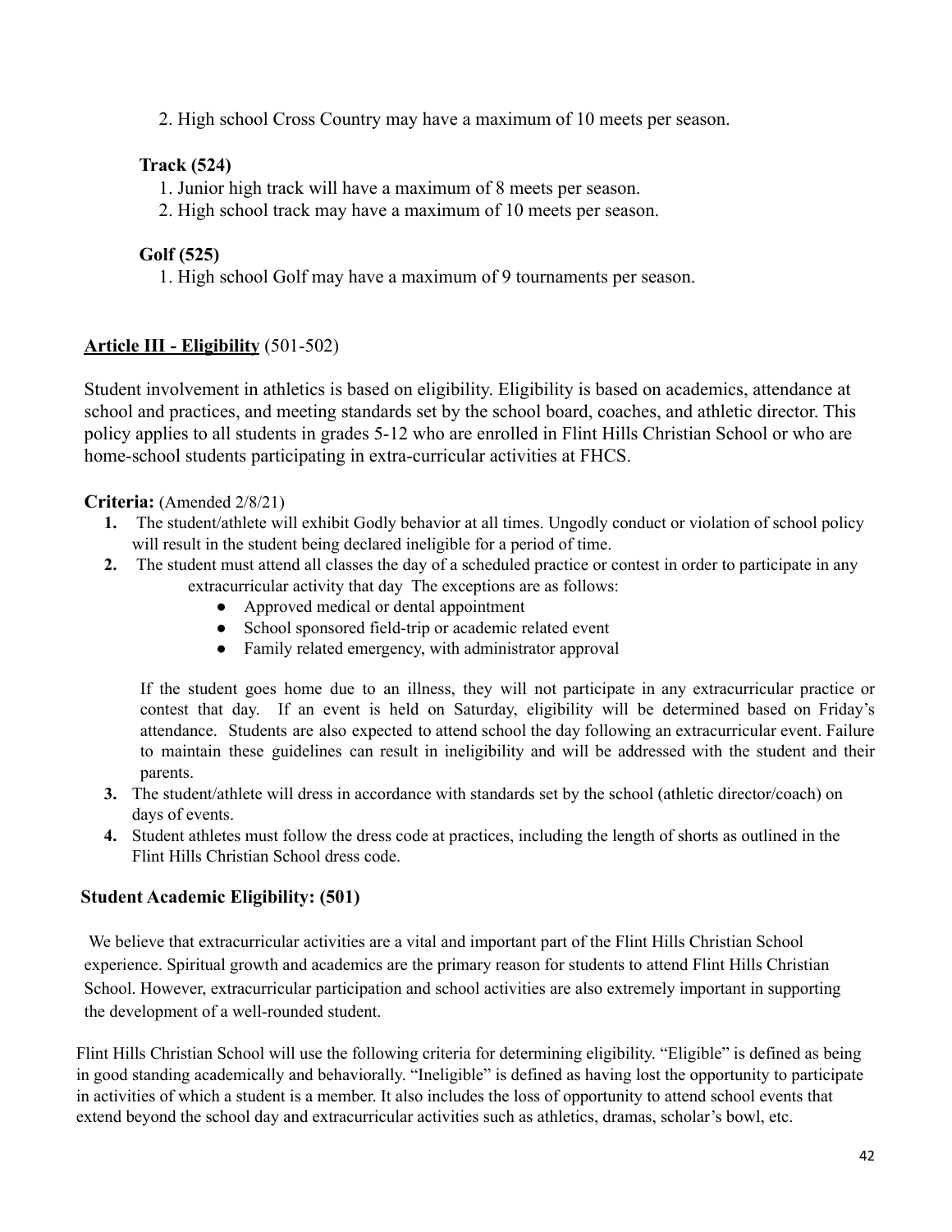2. High school Cross Country may have a maximum of 10 meets per season.

**Track (524)**

1. Junior high track will have a maximum of 8 meets per season.
2. High school track may have a maximum of 10 meets per season.

**Golf (525)**

1. High school Golf may have a maximum of 9 tournaments per season.

## **Article III - Eligibility** (501-502)

Student involvement in athletics is based on eligibility. Eligibility is based on academics, attendance at school and practices, and meeting standards set by the school board, coaches, and athletic director. This policy applies to all students in grades 5-12 who are enrolled in Flint Hills Christian School or who are home-school students participating in extra-curricular activities at FHCS.

**Criteria:** (Amended 2/8/21)

1. The student/athlete will exhibit Godly behavior at all times. Ungodly conduct or violation of school policy will result in the student being declared ineligible for a period of time.
2. The student must attend all classes the day of a scheduled practice or contest in order to participate in any extracurricular activity that day The exceptions are as follows:
   - Approved medical or dental appointment
   - School sponsored field-trip or academic related event
   - Family related emergency, with administrator approval

   If the student goes home due to an illness, they will not participate in any extracurricular practice or contest that day. If an event is held on Saturday, eligibility will be determined based on Friday's attendance. Students are also expected to attend school the day following an extracurricular event. Failure to maintain these guidelines can result in ineligibility and will be addressed with the student and their parents.
3. The student/athlete will dress in accordance with standards set by the school (athletic director/coach) on days of events.
4. Student athletes must follow the dress code at practices, including the length of shorts as outlined in the Flint Hills Christian School dress code.

### **Student Academic Eligibility: (501)**

We believe that extracurricular activities are a vital and important part of the Flint Hills Christian School experience. Spiritual growth and academics are the primary reason for students to attend Flint Hills Christian School. However, extracurricular participation and school activities are also extremely important in supporting the development of a well-rounded student.

Flint Hills Christian School will use the following criteria for determining eligibility. "Eligible" is defined as being in good standing academically and behaviorally. "Ineligible" is defined as having lost the opportunity to participate in activities of which a student is a member. It also includes the loss of opportunity to attend school events that extend beyond the school day and extracurricular activities such as athletics, dramas, scholar's bowl, etc.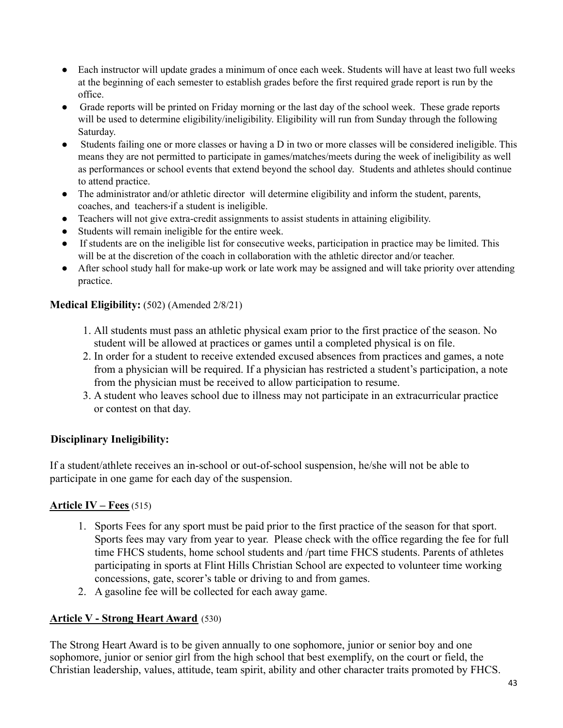- Each instructor will update grades a minimum of once each week. Students will have at least two full weeks at the beginning of each semester to establish grades before the first required grade report is run by the office.
- Grade reports will be printed on Friday morning or the last day of the school week. These grade reports will be used to determine eligibility/ineligibility. Eligibility will run from Sunday through the following Saturday.
- Students failing one or more classes or having a D in two or more classes will be considered ineligible. This means they are not permitted to participate in games/matches/meets during the week of ineligibility as well as performances or school events that extend beyond the school day. Students and athletes should continue to attend practice.
- The administrator and/or athletic director will determine eligibility and inform the student, parents, coaches, and teachers if a student is ineligible.
- Teachers will not give extra-credit assignments to assist students in attaining eligibility.
- Students will remain ineligible for the entire week.
- If students are on the ineligible list for consecutive weeks, participation in practice may be limited. This will be at the discretion of the coach in collaboration with the athletic director and/or teacher.
- After school study hall for make-up work or late work may be assigned and will take priority over attending practice.

**Medical Eligibility:** (502) (Amended 2/8/21)

1. All students must pass an athletic physical exam prior to the first practice of the season. No student will be allowed at practices or games until a completed physical is on file.
2. In order for a student to receive extended excused absences from practices and games, a note from a physician will be required. If a physician has restricted a student's participation, a note from the physician must be received to allow participation to resume.
3. A student who leaves school due to illness may not participate in an extracurricular practice or contest on that day.

**Disciplinary Ineligibility:**

If a student/athlete receives an in-school or out-of-school suspension, he/she will not be able to participate in one game for each day of the suspension.

## Article IV – Fees (515)

1. Sports Fees for any sport must be paid prior to the first practice of the season for that sport. Sports fees may vary from year to year. Please check with the office regarding the fee for full time FHCS students, home school students and /part time FHCS students. Parents of athletes participating in sports at Flint Hills Christian School are expected to volunteer time working concessions, gate, scorer's table or driving to and from games.
2. A gasoline fee will be collected for each away game.

## Article V - Strong Heart Award (530)

The Strong Heart Award is to be given annually to one sophomore, junior or senior boy and one sophomore, junior or senior girl from the high school that best exemplify, on the court or field, the Christian leadership, values, attitude, team spirit, ability and other character traits promoted by FHCS.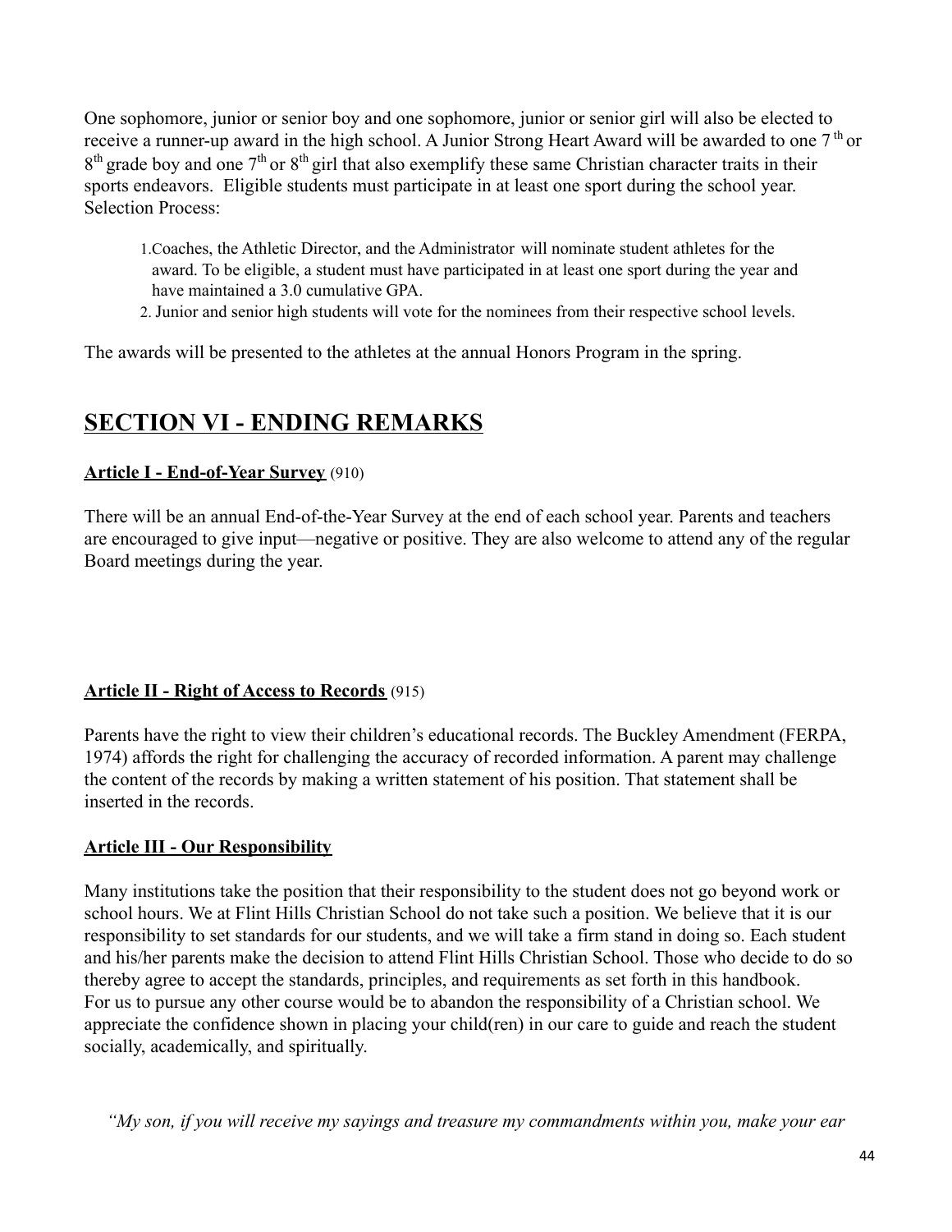One sophomore, junior or senior boy and one sophomore, junior or senior girl will also be elected to receive a runner-up award in the high school. A Junior Strong Heart Award will be awarded to one 7th or 8th grade boy and one 7th or 8th girl that also exemplify these same Christian character traits in their sports endeavors. Eligible students must participate in at least one sport during the school year. Selection Process:

1. Coaches, the Athletic Director, and the Administrator will nominate student athletes for the award. To be eligible, a student must have participated in at least one sport during the year and have maintained a 3.0 cumulative GPA.
2. Junior and senior high students will vote for the nominees from their respective school levels.

The awards will be presented to the athletes at the annual Honors Program in the spring.

# SECTION VI - ENDING REMARKS

**Article I - End-of-Year Survey** (910)

There will be an annual End-of-the-Year Survey at the end of each school year. Parents and teachers are encouraged to give input—negative or positive. They are also welcome to attend any of the regular Board meetings during the year.

**Article II - Right of Access to Records** (915)

Parents have the right to view their children's educational records. The Buckley Amendment (FERPA, 1974) affords the right for challenging the accuracy of recorded information. A parent may challenge the content of the records by making a written statement of his position. That statement shall be inserted in the records.

**Article III - Our Responsibility**

Many institutions take the position that their responsibility to the student does not go beyond work or school hours. We at Flint Hills Christian School do not take such a position. We believe that it is our responsibility to set standards for our students, and we will take a firm stand in doing so. Each student and his/her parents make the decision to attend Flint Hills Christian School. Those who decide to do so thereby agree to accept the standards, principles, and requirements as set forth in this handbook. For us to pursue any other course would be to abandon the responsibility of a Christian school. We appreciate the confidence shown in placing your child(ren) in our care to guide and reach the student socially, academically, and spiritually.

*"My son, if you will receive my sayings and treasure my commandments within you, make your ear*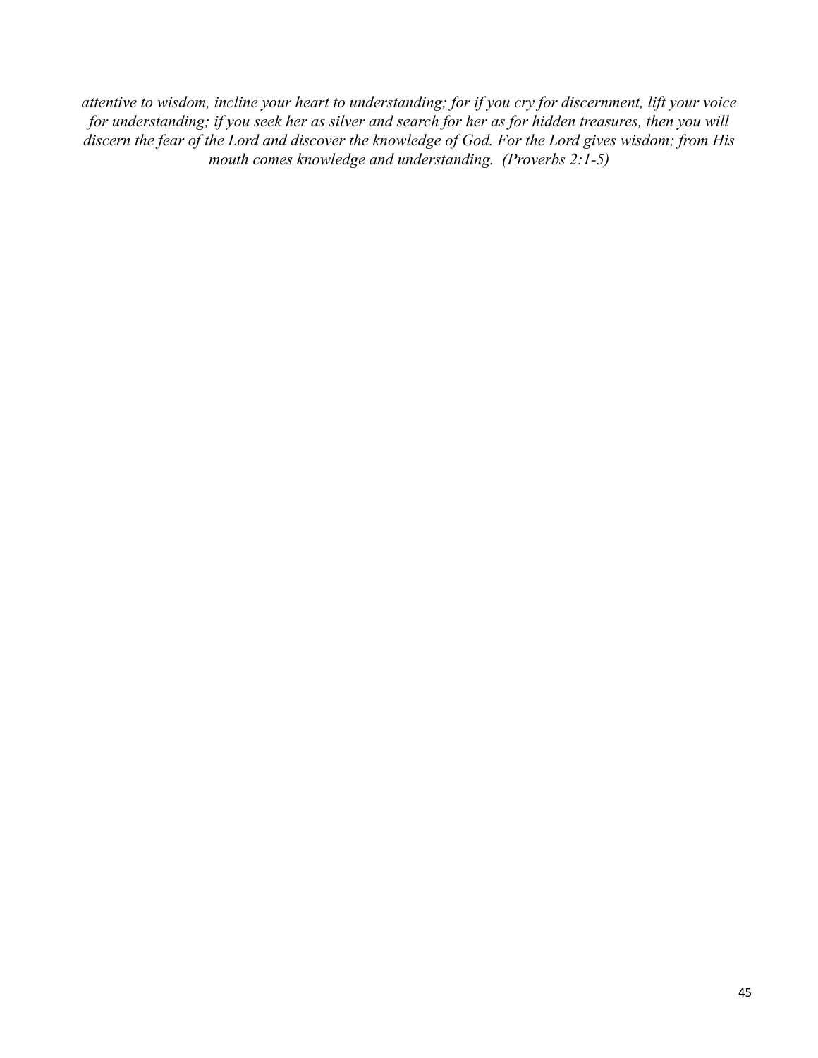*attentive to wisdom, incline your heart to understanding; for if you cry for discernment, lift your voice for understanding; if you seek her as silver and search for her as for hidden treasures, then you will discern the fear of the Lord and discover the knowledge of God. For the Lord gives wisdom; from His mouth comes knowledge and understanding. (Proverbs 2:1-5)*